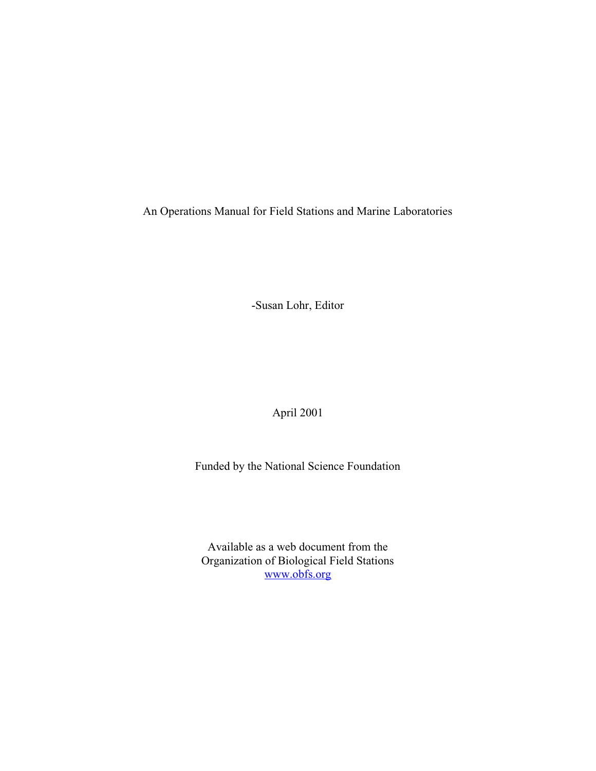# An Operations Manual for Field Stations and Marine Laboratories

-Susan Lohr, Editor

April 2001

Funded by the National Science Foundation

Available as a web document from the
Organization of Biological Field Stations
[www.obfs.org](http://www.obfs.org)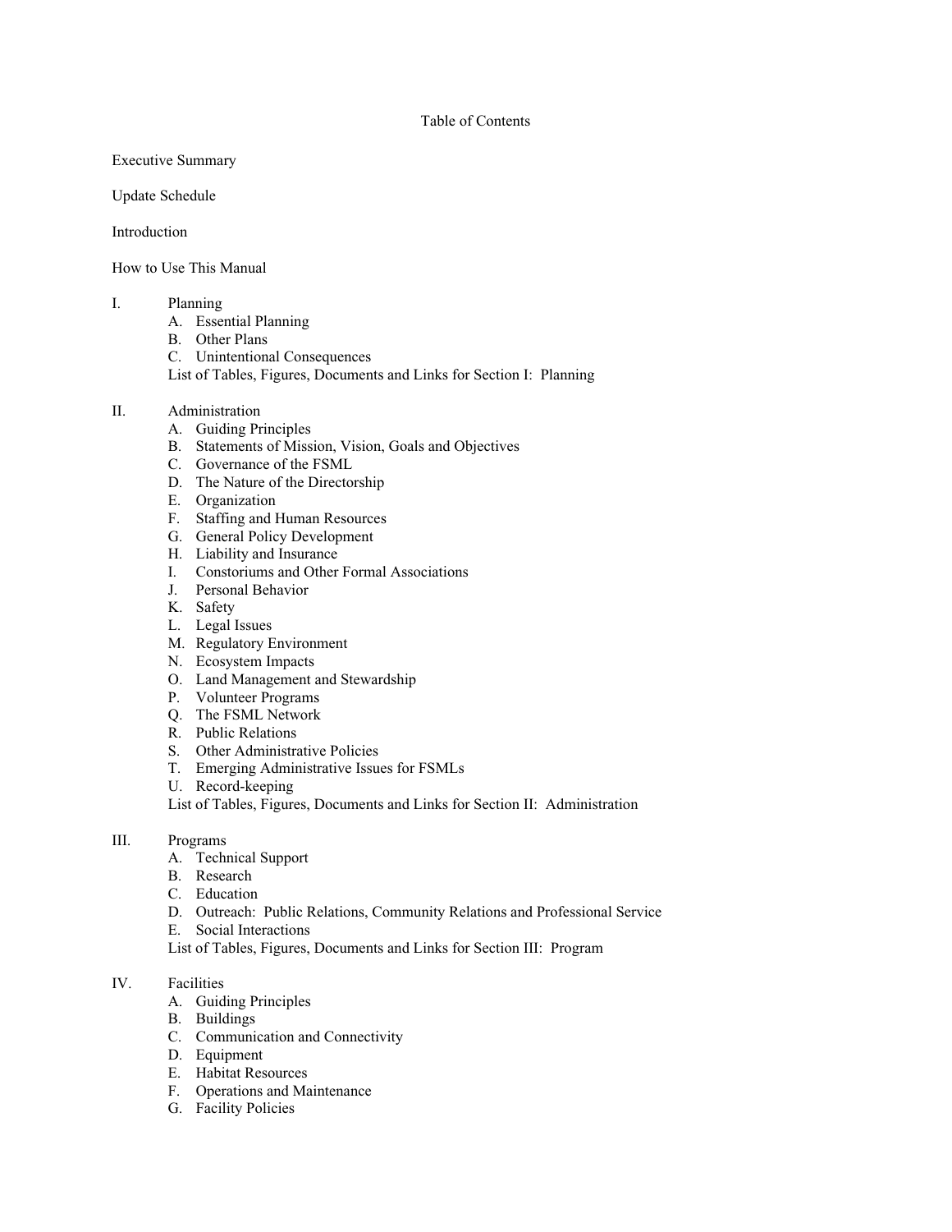# Table of Contents

Executive Summary

Update Schedule

Introduction

How to Use This Manual

I. Planning
   - A. Essential Planning
   - B. Other Plans
   - C. Unintentional Consequences
   - List of Tables, Figures, Documents and Links for Section I: Planning

II. Administration
   - A. Guiding Principles
   - B. Statements of Mission, Vision, Goals and Objectives
   - C. Governance of the FSML
   - D. The Nature of the Directorship
   - E. Organization
   - F. Staffing and Human Resources
   - G. General Policy Development
   - H. Liability and Insurance
   - I. Constoriums and Other Formal Associations
   - J. Personal Behavior
   - K. Safety
   - L. Legal Issues
   - M. Regulatory Environment
   - N. Ecosystem Impacts
   - O. Land Management and Stewardship
   - P. Volunteer Programs
   - Q. The FSML Network
   - R. Public Relations
   - S. Other Administrative Policies
   - T. Emerging Administrative Issues for FSMLs
   - U. Record-keeping
   - List of Tables, Figures, Documents and Links for Section II: Administration

III. Programs
   - A. Technical Support
   - B. Research
   - C. Education
   - D. Outreach: Public Relations, Community Relations and Professional Service
   - E. Social Interactions
   - List of Tables, Figures, Documents and Links for Section III: Program

IV. Facilities
   - A. Guiding Principles
   - B. Buildings
   - C. Communication and Connectivity
   - D. Equipment
   - E. Habitat Resources
   - F. Operations and Maintenance
   - G. Facility Policies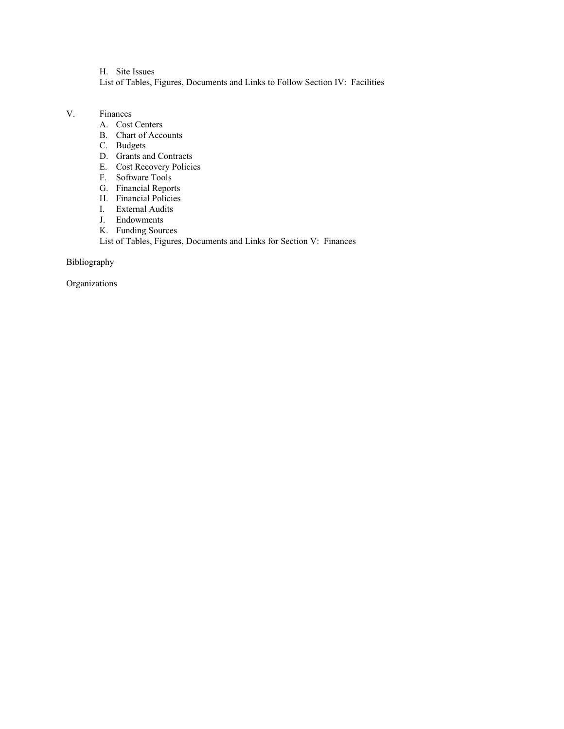H. Site Issues

List of Tables, Figures, Documents and Links to Follow Section IV: Facilities

V. Finances

A. Cost Centers
B. Chart of Accounts
C. Budgets
D. Grants and Contracts
E. Cost Recovery Policies
F. Software Tools
G. Financial Reports
H. Financial Policies
I. External Audits
J. Endowments
K. Funding Sources

List of Tables, Figures, Documents and Links for Section V: Finances

Bibliography

Organizations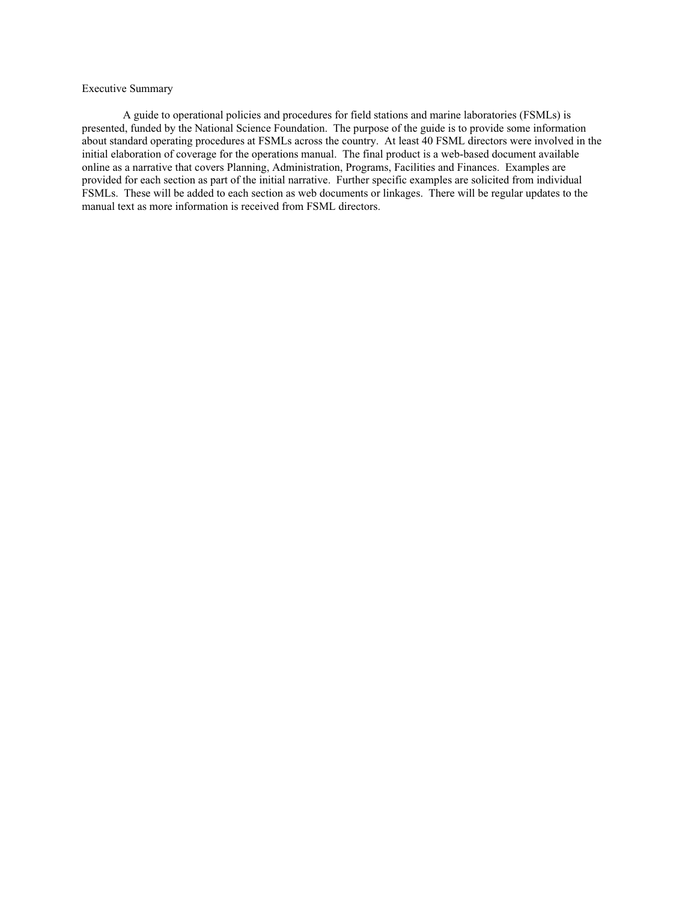# Executive Summary

A guide to operational policies and procedures for field stations and marine laboratories (FSMLs) is presented, funded by the National Science Foundation. The purpose of the guide is to provide some information about standard operating procedures at FSMLs across the country. At least 40 FSML directors were involved in the initial elaboration of coverage for the operations manual. The final product is a web-based document available online as a narrative that covers Planning, Administration, Programs, Facilities and Finances. Examples are provided for each section as part of the initial narrative. Further specific examples are solicited from individual FSMLs. These will be added to each section as web documents or linkages. There will be regular updates to the manual text as more information is received from FSML directors.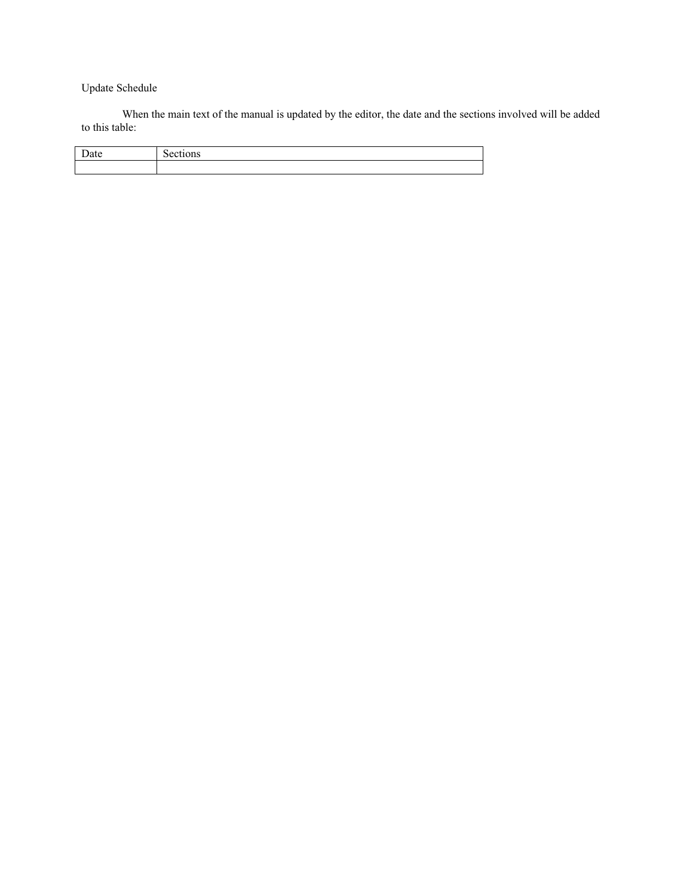## Update Schedule

When the main text of the manual is updated by the editor, the date and the sections involved will be added to this table:

| Date | Sections |
| --- | --- |
| | |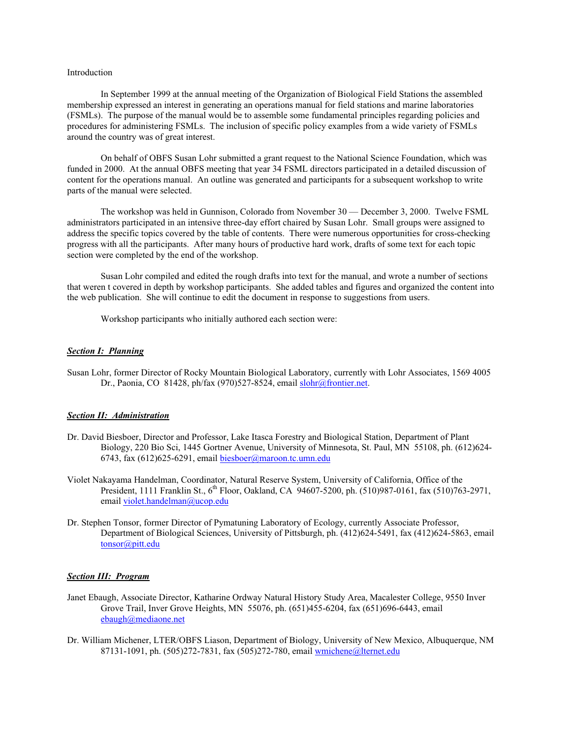Introduction

In September 1999 at the annual meeting of the Organization of Biological Field Stations the assembled membership expressed an interest in generating an operations manual for field stations and marine laboratories (FSMLs). The purpose of the manual would be to assemble some fundamental principles regarding policies and procedures for administering FSMLs. The inclusion of specific policy examples from a wide variety of FSMLs around the country was of great interest.

On behalf of OBFS Susan Lohr submitted a grant request to the National Science Foundation, which was funded in 2000. At the annual OBFS meeting that year 34 FSML directors participated in a detailed discussion of content for the operations manual. An outline was generated and participants for a subsequent workshop to write parts of the manual were selected.

The workshop was held in Gunnison, Colorado from November 30 — December 3, 2000. Twelve FSML administrators participated in an intensive three-day effort chaired by Susan Lohr. Small groups were assigned to address the specific topics covered by the table of contents. There were numerous opportunities for cross-checking progress with all the participants. After many hours of productive hard work, drafts of some text for each topic section were completed by the end of the workshop.

Susan Lohr compiled and edited the rough drafts into text for the manual, and wrote a number of sections that weren t covered in depth by workshop participants. She added tables and figures and organized the content into the web publication. She will continue to edit the document in response to suggestions from users.

Workshop participants who initially authored each section were:

***Section I: Planning***

Susan Lohr, former Director of Rocky Mountain Biological Laboratory, currently with Lohr Associates, 1569 4005 Dr., Paonia, CO 81428, ph/fax (970)527-8524, email slohr@frontier.net.

***Section II: Administration***

Dr. David Biesboer, Director and Professor, Lake Itasca Forestry and Biological Station, Department of Plant Biology, 220 Bio Sci, 1445 Gortner Avenue, University of Minnesota, St. Paul, MN 55108, ph. (612)624-6743, fax (612)625-6291, email biesboer@maroon.tc.umn.edu

Violet Nakayama Handelman, Coordinator, Natural Reserve System, University of California, Office of the President, 1111 Franklin St., 6th Floor, Oakland, CA 94607-5200, ph. (510)987-0161, fax (510)763-2971, email violet.handelman@ucop.edu

Dr. Stephen Tonsor, former Director of Pymatuning Laboratory of Ecology, currently Associate Professor, Department of Biological Sciences, University of Pittsburgh, ph. (412)624-5491, fax (412)624-5863, email tonsor@pitt.edu

***Section III: Program***

Janet Ebaugh, Associate Director, Katharine Ordway Natural History Study Area, Macalester College, 9550 Inver Grove Trail, Inver Grove Heights, MN 55076, ph. (651)455-6204, fax (651)696-6443, email ebaugh@mediaone.net

Dr. William Michener, LTER/OBFS Liason, Department of Biology, University of New Mexico, Albuquerque, NM 87131-1091, ph. (505)272-7831, fax (505)272-780, email wmichene@lternet.edu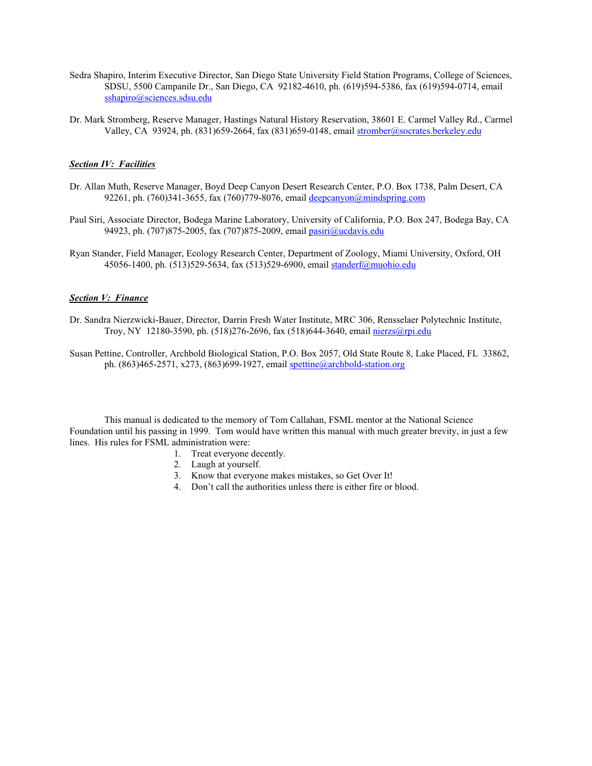Sedra Shapiro, Interim Executive Director, San Diego State University Field Station Programs, College of Sciences, SDSU, 5500 Campanile Dr., San Diego, CA 92182-4610, ph. (619)594-5386, fax (619)594-0714, email sshapiro@sciences.sdsu.edu

Dr. Mark Stromberg, Reserve Manager, Hastings Natural History Reservation, 38601 E. Carmel Valley Rd., Carmel Valley, CA 93924, ph. (831)659-2664, fax (831)659-0148, email stromber@socrates.berkeley.edu

***Section IV: Facilities***

Dr. Allan Muth, Reserve Manager, Boyd Deep Canyon Desert Research Center, P.O. Box 1738, Palm Desert, CA 92261, ph. (760)341-3655, fax (760)779-8076, email deepcanyon@mindspring.com

Paul Siri, Associate Director, Bodega Marine Laboratory, University of California, P.O. Box 247, Bodega Bay, CA 94923, ph. (707)875-2005, fax (707)875-2009, email pasiri@ucdavis.edu

Ryan Stander, Field Manager, Ecology Research Center, Department of Zoology, Miami University, Oxford, OH 45056-1400, ph. (513)529-5634, fax (513)529-6900, email standerf@muohio.edu

***Section V: Finance***

Dr. Sandra Nierzwicki-Bauer, Director, Darrin Fresh Water Institute, MRC 306, Rensselaer Polytechnic Institute, Troy, NY 12180-3590, ph. (518)276-2696, fax (518)644-3640, email nierzs@rpi.edu

Susan Pettine, Controller, Archbold Biological Station, P.O. Box 2057, Old State Route 8, Lake Placed, FL 33862, ph. (863)465-2571, x273, (863)699-1927, email spettine@archbold-station.org

This manual is dedicated to the memory of Tom Callahan, FSML mentor at the National Science Foundation until his passing in 1999. Tom would have written this manual with much greater brevity, in just a few lines. His rules for FSML administration were:

1. Treat everyone decently.
2. Laugh at yourself.
3. Know that everyone makes mistakes, so Get Over It!
4. Don't call the authorities unless there is either fire or blood.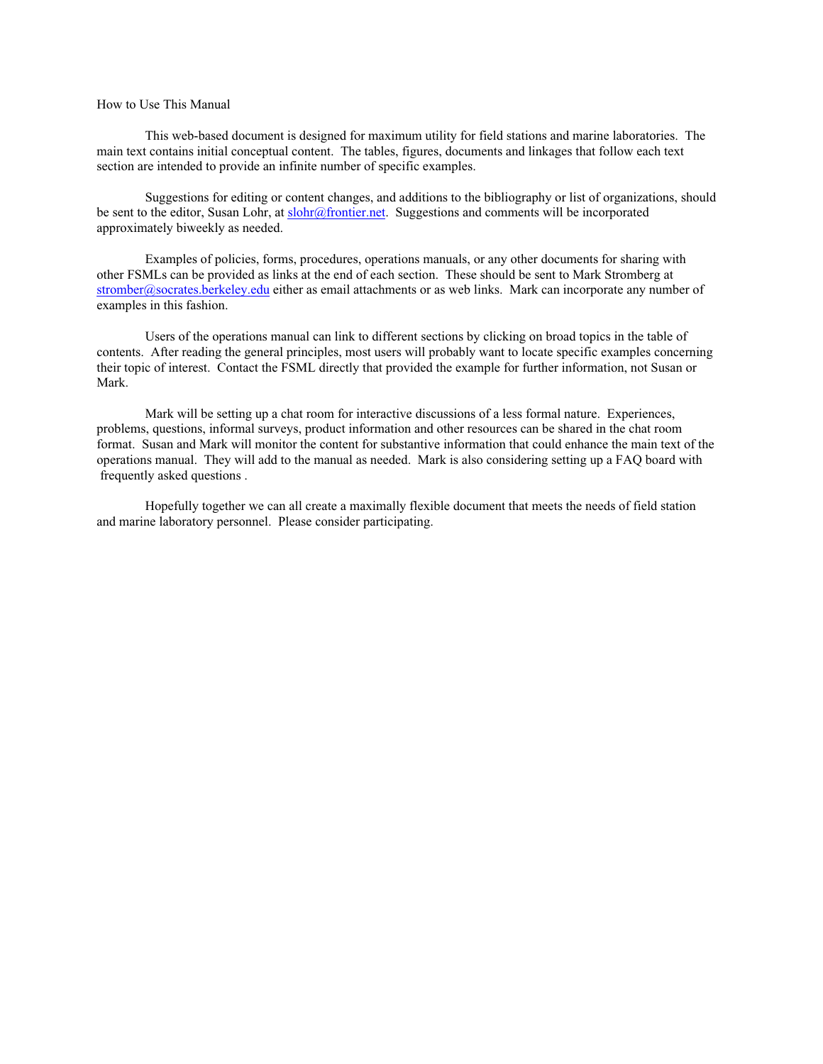## How to Use This Manual

This web-based document is designed for maximum utility for field stations and marine laboratories. The main text contains initial conceptual content. The tables, figures, documents and linkages that follow each text section are intended to provide an infinite number of specific examples.

Suggestions for editing or content changes, and additions to the bibliography or list of organizations, should be sent to the editor, Susan Lohr, at slohr@frontier.net. Suggestions and comments will be incorporated approximately biweekly as needed.

Examples of policies, forms, procedures, operations manuals, or any other documents for sharing with other FSMLs can be provided as links at the end of each section. These should be sent to Mark Stromberg at stromber@socrates.berkeley.edu either as email attachments or as web links. Mark can incorporate any number of examples in this fashion.

Users of the operations manual can link to different sections by clicking on broad topics in the table of contents. After reading the general principles, most users will probably want to locate specific examples concerning their topic of interest. Contact the FSML directly that provided the example for further information, not Susan or Mark.

Mark will be setting up a chat room for interactive discussions of a less formal nature. Experiences, problems, questions, informal surveys, product information and other resources can be shared in the chat room format. Susan and Mark will monitor the content for substantive information that could enhance the main text of the operations manual. They will add to the manual as needed. Mark is also considering setting up a FAQ board with frequently asked questions .

Hopefully together we can all create a maximally flexible document that meets the needs of field station and marine laboratory personnel. Please consider participating.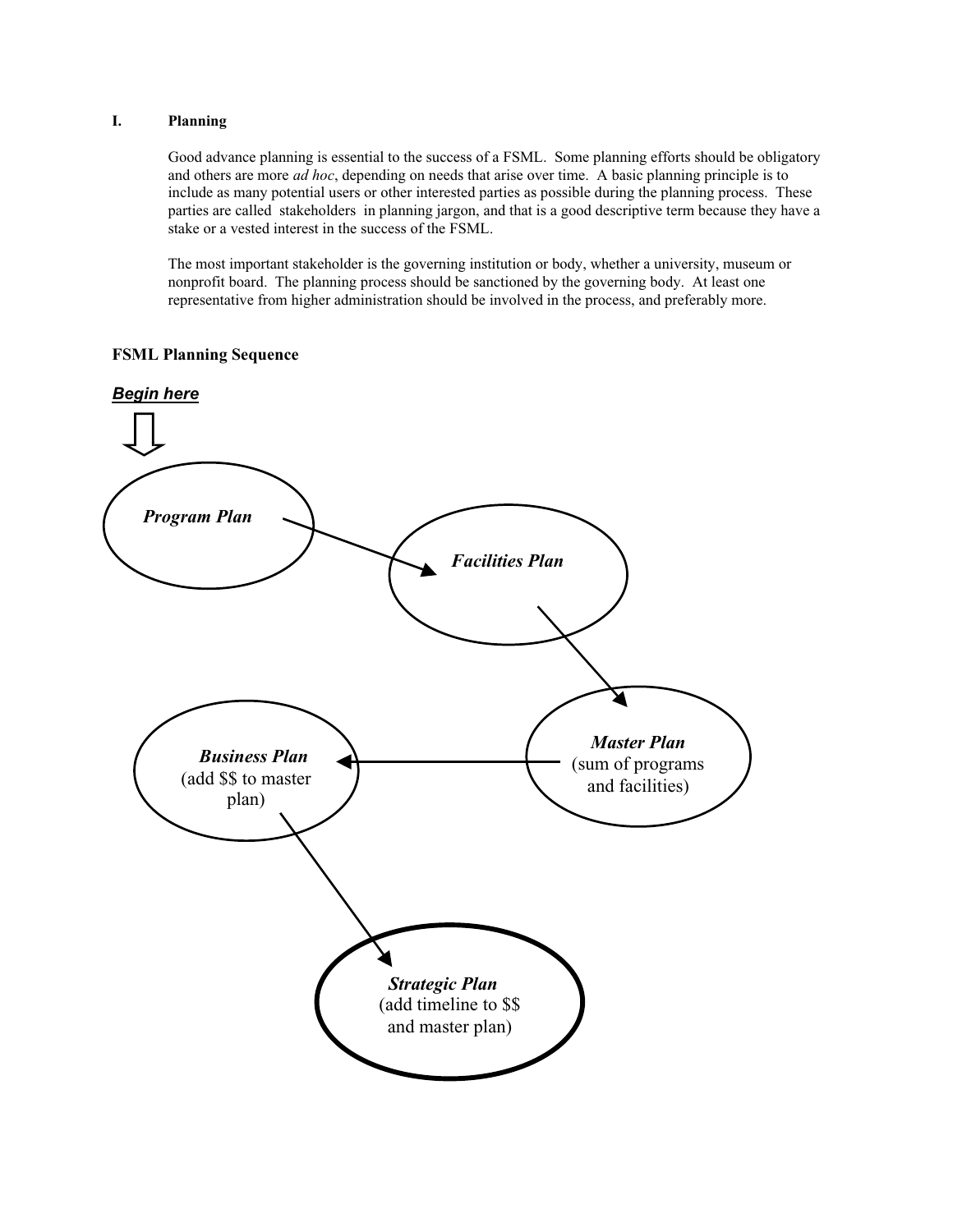## I. Planning

Good advance planning is essential to the success of a FSML. Some planning efforts should be obligatory and others are more *ad hoc*, depending on needs that arise over time. A basic planning principle is to include as many potential users or other interested parties as possible during the planning process. These parties are called stakeholders in planning jargon, and that is a good descriptive term because they have a stake or a vested interest in the success of the FSML.

The most important stakeholder is the governing institution or body, whether a university, museum or nonprofit board. The planning process should be sanctioned by the governing body. At least one representative from higher administration should be involved in the process, and preferably more.

### FSML Planning Sequence

***Begin here***

***Program Plan***

***Facilities Plan***

***Master Plan*** (sum of programs and facilities)

***Business Plan*** (add $$ to master plan)

***Strategic Plan*** (add timeline to $$ and master plan)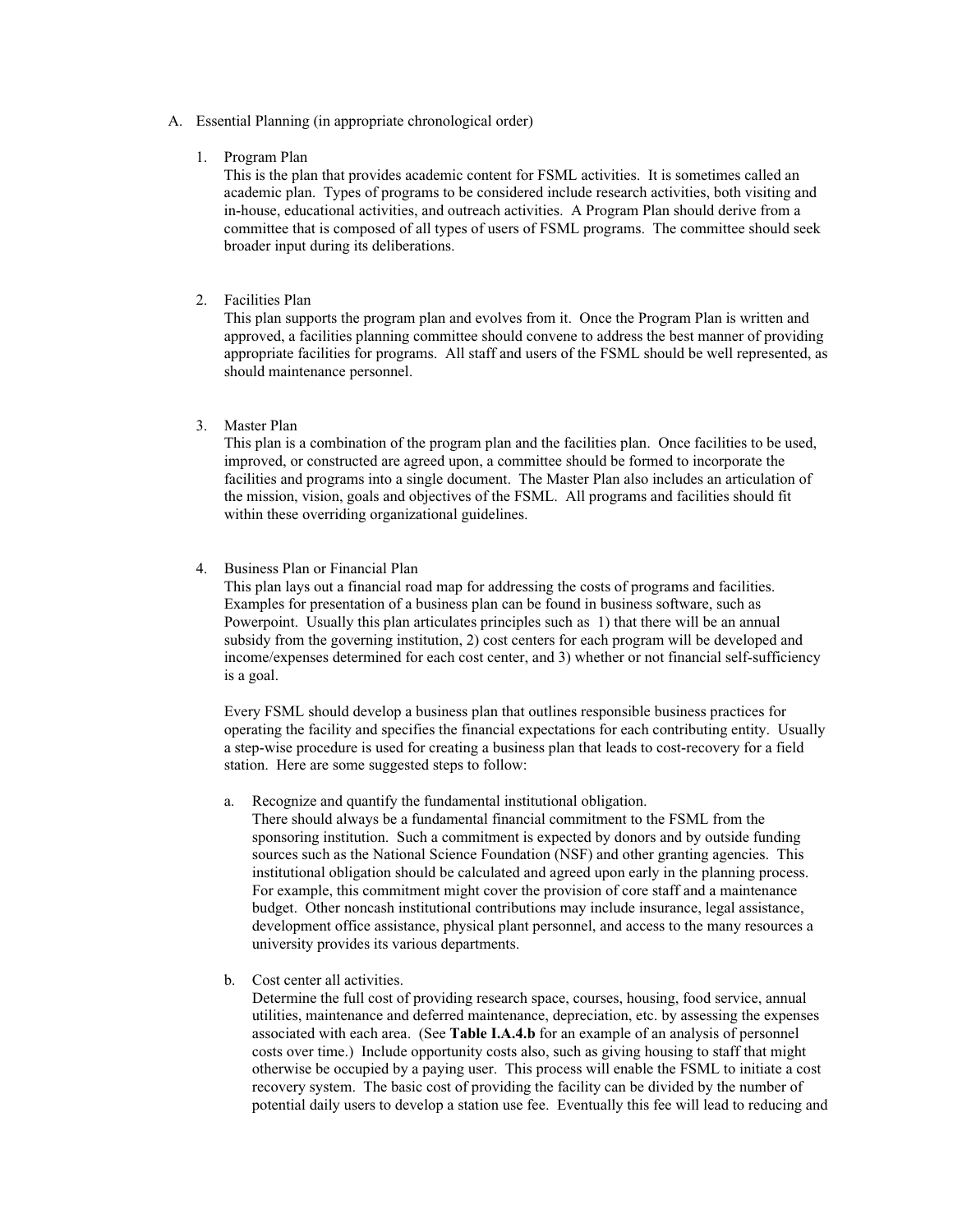A. Essential Planning (in appropriate chronological order)

1. Program Plan
   This is the plan that provides academic content for FSML activities. It is sometimes called an academic plan. Types of programs to be considered include research activities, both visiting and in-house, educational activities, and outreach activities. A Program Plan should derive from a committee that is composed of all types of users of FSML programs. The committee should seek broader input during its deliberations.

2. Facilities Plan
   This plan supports the program plan and evolves from it. Once the Program Plan is written and approved, a facilities planning committee should convene to address the best manner of providing appropriate facilities for programs. All staff and users of the FSML should be well represented, as should maintenance personnel.

3. Master Plan
   This plan is a combination of the program plan and the facilities plan. Once facilities to be used, improved, or constructed are agreed upon, a committee should be formed to incorporate the facilities and programs into a single document. The Master Plan also includes an articulation of the mission, vision, goals and objectives of the FSML. All programs and facilities should fit within these overriding organizational guidelines.

4. Business Plan or Financial Plan
   This plan lays out a financial road map for addressing the costs of programs and facilities. Examples for presentation of a business plan can be found in business software, such as Powerpoint. Usually this plan articulates principles such as 1) that there will be an annual subsidy from the governing institution, 2) cost centers for each program will be developed and income/expenses determined for each cost center, and 3) whether or not financial self-sufficiency is a goal.

   Every FSML should develop a business plan that outlines responsible business practices for operating the facility and specifies the financial expectations for each contributing entity. Usually a step-wise procedure is used for creating a business plan that leads to cost-recovery for a field station. Here are some suggested steps to follow:

   a. Recognize and quantify the fundamental institutional obligation.
      There should always be a fundamental financial commitment to the FSML from the sponsoring institution. Such a commitment is expected by donors and by outside funding sources such as the National Science Foundation (NSF) and other granting agencies. This institutional obligation should be calculated and agreed upon early in the planning process. For example, this commitment might cover the provision of core staff and a maintenance budget. Other noncash institutional contributions may include insurance, legal assistance, development office assistance, physical plant personnel, and access to the many resources a university provides its various departments.

   b. Cost center all activities.
      Determine the full cost of providing research space, courses, housing, food service, annual utilities, maintenance and deferred maintenance, depreciation, etc. by assessing the expenses associated with each area. (See **Table I.A.4.b** for an example of an analysis of personnel costs over time.) Include opportunity costs also, such as giving housing to staff that might otherwise be occupied by a paying user. This process will enable the FSML to initiate a cost recovery system. The basic cost of providing the facility can be divided by the number of potential daily users to develop a station use fee. Eventually this fee will lead to reducing and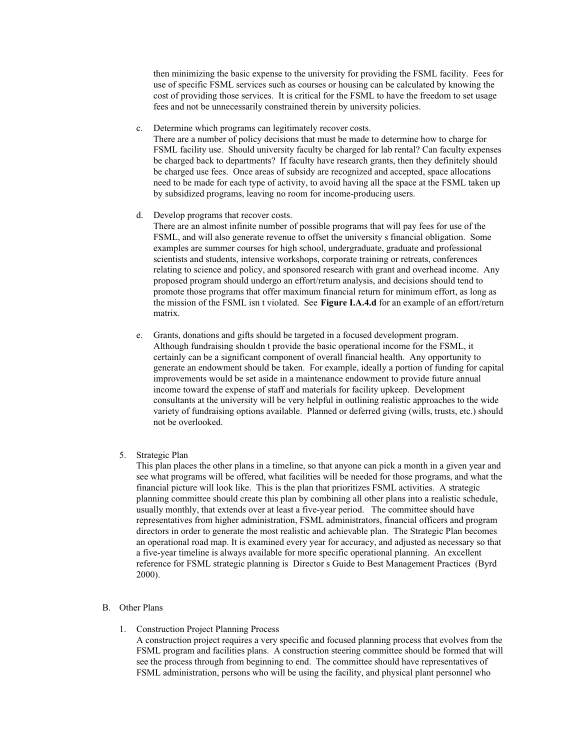then minimizing the basic expense to the university for providing the FSML facility. Fees for use of specific FSML services such as courses or housing can be calculated by knowing the cost of providing those services. It is critical for the FSML to have the freedom to set usage fees and not be unnecessarily constrained therein by university policies.

c. Determine which programs can legitimately recover costs.
There are a number of policy decisions that must be made to determine how to charge for FSML facility use. Should university faculty be charged for lab rental? Can faculty expenses be charged back to departments? If faculty have research grants, then they definitely should be charged use fees. Once areas of subsidy are recognized and accepted, space allocations need to be made for each type of activity, to avoid having all the space at the FSML taken up by subsidized programs, leaving no room for income-producing users.

d. Develop programs that recover costs.
There are an almost infinite number of possible programs that will pay fees for use of the FSML, and will also generate revenue to offset the university s financial obligation. Some examples are summer courses for high school, undergraduate, graduate and professional scientists and students, intensive workshops, corporate training or retreats, conferences relating to science and policy, and sponsored research with grant and overhead income. Any proposed program should undergo an effort/return analysis, and decisions should tend to promote those programs that offer maximum financial return for minimum effort, as long as the mission of the FSML isn t violated. See **Figure I.A.4.d** for an example of an effort/return matrix.

e. Grants, donations and gifts should be targeted in a focused development program.
Although fundraising shouldn t provide the basic operational income for the FSML, it certainly can be a significant component of overall financial health. Any opportunity to generate an endowment should be taken. For example, ideally a portion of funding for capital improvements would be set aside in a maintenance endowment to provide future annual income toward the expense of staff and materials for facility upkeep. Development consultants at the university will be very helpful in outlining realistic approaches to the wide variety of fundraising options available. Planned or deferred giving (wills, trusts, etc.) should not be overlooked.

5. Strategic Plan
This plan places the other plans in a timeline, so that anyone can pick a month in a given year and see what programs will be offered, what facilities will be needed for those programs, and what the financial picture will look like. This is the plan that prioritizes FSML activities. A strategic planning committee should create this plan by combining all other plans into a realistic schedule, usually monthly, that extends over at least a five-year period. The committee should have representatives from higher administration, FSML administrators, financial officers and program directors in order to generate the most realistic and achievable plan. The Strategic Plan becomes an operational road map. It is examined every year for accuracy, and adjusted as necessary so that a five-year timeline is always available for more specific operational planning. An excellent reference for FSML strategic planning is Director s Guide to Best Management Practices (Byrd 2000).

B. Other Plans

1. Construction Project Planning Process
A construction project requires a very specific and focused planning process that evolves from the FSML program and facilities plans. A construction steering committee should be formed that will see the process through from beginning to end. The committee should have representatives of FSML administration, persons who will be using the facility, and physical plant personnel who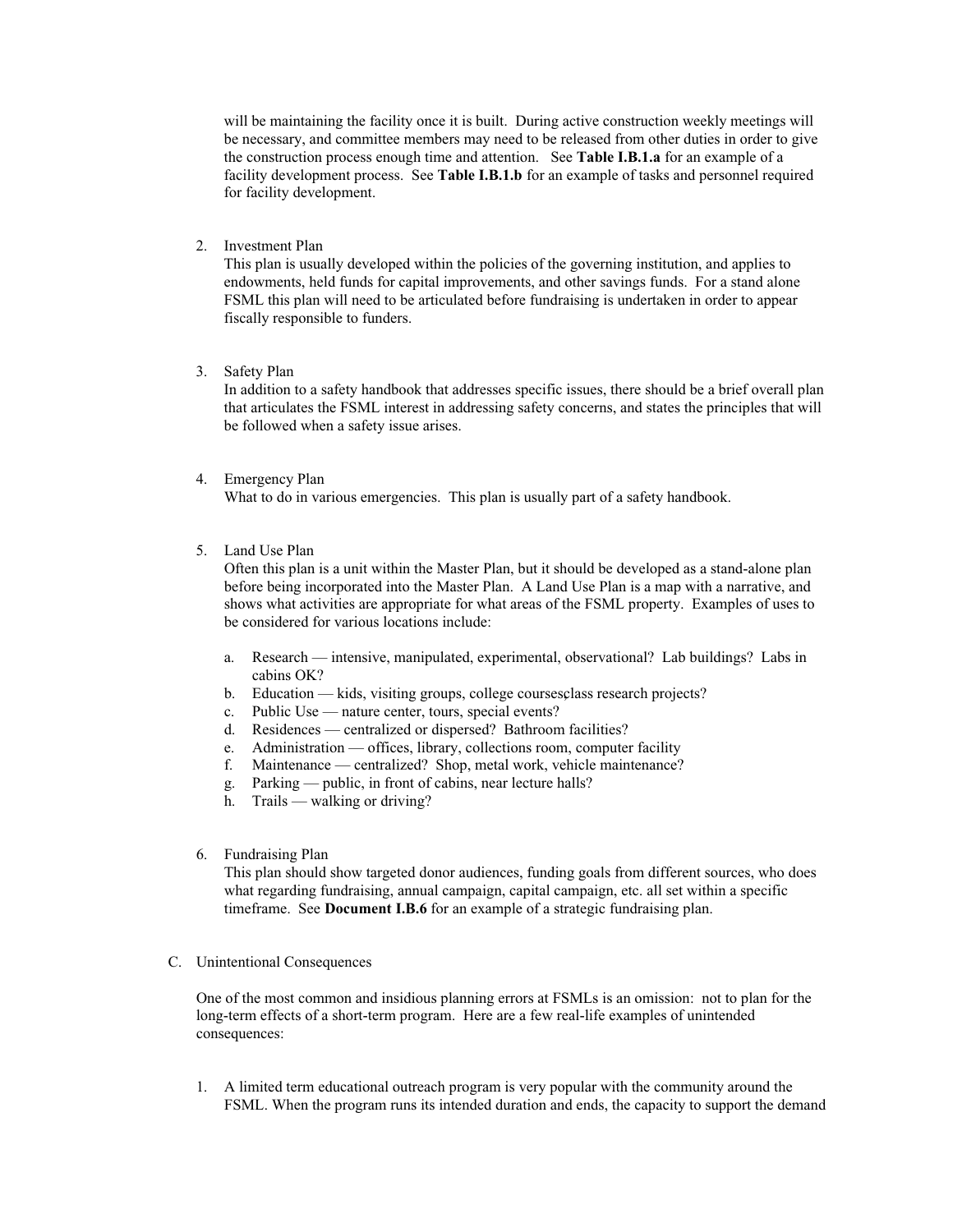will be maintaining the facility once it is built. During active construction weekly meetings will be necessary, and committee members may need to be released from other duties in order to give the construction process enough time and attention. See **Table I.B.1.a** for an example of a facility development process. See **Table I.B.1.b** for an example of tasks and personnel required for facility development.

2. Investment Plan
   This plan is usually developed within the policies of the governing institution, and applies to endowments, held funds for capital improvements, and other savings funds. For a stand alone FSML this plan will need to be articulated before fundraising is undertaken in order to appear fiscally responsible to funders.

3. Safety Plan
   In addition to a safety handbook that addresses specific issues, there should be a brief overall plan that articulates the FSML interest in addressing safety concerns, and states the principles that will be followed when a safety issue arises.

4. Emergency Plan
   What to do in various emergencies. This plan is usually part of a safety handbook.

5. Land Use Plan
   Often this plan is a unit within the Master Plan, but it should be developed as a stand-alone plan before being incorporated into the Master Plan. A Land Use Plan is a map with a narrative, and shows what activities are appropriate for what areas of the FSML property. Examples of uses to be considered for various locations include:

   a. Research — intensive, manipulated, experimental, observational? Lab buildings? Labs in cabins OK?
   b. Education — kids, visiting groups, college courses, class research projects?
   c. Public Use — nature center, tours, special events?
   d. Residences — centralized or dispersed? Bathroom facilities?
   e. Administration — offices, library, collections room, computer facility
   f. Maintenance — centralized? Shop, metal work, vehicle maintenance?
   g. Parking — public, in front of cabins, near lecture halls?
   h. Trails — walking or driving?

6. Fundraising Plan
   This plan should show targeted donor audiences, funding goals from different sources, who does what regarding fundraising, annual campaign, capital campaign, etc. all set within a specific timeframe. See **Document I.B.6** for an example of a strategic fundraising plan.

C. Unintentional Consequences

One of the most common and insidious planning errors at FSMLs is an omission: not to plan for the long-term effects of a short-term program. Here are a few real-life examples of unintended consequences:

1. A limited term educational outreach program is very popular with the community around the FSML. When the program runs its intended duration and ends, the capacity to support the demand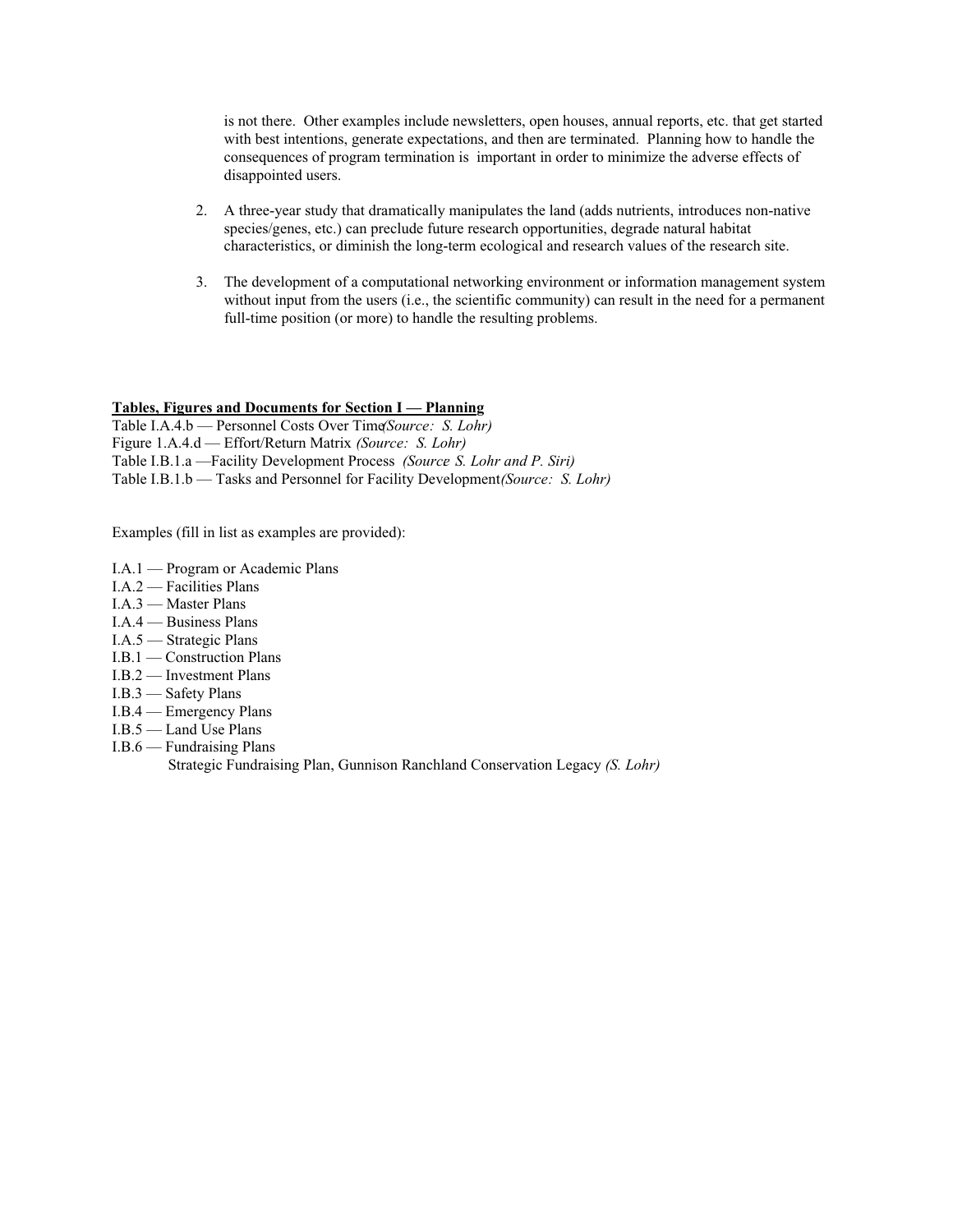is not there. Other examples include newsletters, open houses, annual reports, etc. that get started with best intentions, generate expectations, and then are terminated. Planning how to handle the consequences of program termination is important in order to minimize the adverse effects of disappointed users.

2. A three-year study that dramatically manipulates the land (adds nutrients, introduces non-native species/genes, etc.) can preclude future research opportunities, degrade natural habitat characteristics, or diminish the long-term ecological and research values of the research site.

3. The development of a computational networking environment or information management system without input from the users (i.e., the scientific community) can result in the need for a permanent full-time position (or more) to handle the resulting problems.

**Tables, Figures and Documents for Section I — Planning**

Table I.A.4.b — Personnel Costs Over Time *(Source: S. Lohr)*
Figure 1.A.4.d — Effort/Return Matrix *(Source: S. Lohr)*
Table I.B.1.a —Facility Development Process *(Source S. Lohr and P. Siri)*
Table I.B.1.b — Tasks and Personnel for Facility Development *(Source: S. Lohr)*

Examples (fill in list as examples are provided):

I.A.1 — Program or Academic Plans
I.A.2 — Facilities Plans
I.A.3 — Master Plans
I.A.4 — Business Plans
I.A.5 — Strategic Plans
I.B.1 — Construction Plans
I.B.2 — Investment Plans
I.B.3 — Safety Plans
I.B.4 — Emergency Plans
I.B.5 — Land Use Plans
I.B.6 — Fundraising Plans
    Strategic Fundraising Plan, Gunnison Ranchland Conservation Legacy *(S. Lohr)*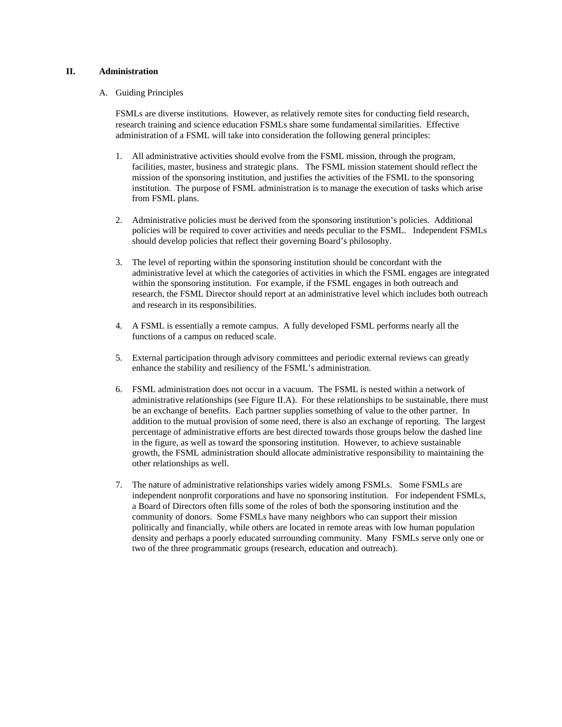## II. Administration

### A. Guiding Principles

FSMLs are diverse institutions. However, as relatively remote sites for conducting field research, research training and science education FSMLs share some fundamental similarities. Effective administration of a FSML will take into consideration the following general principles:

1. All administrative activities should evolve from the FSML mission, through the program, facilities, master, business and strategic plans. The FSML mission statement should reflect the mission of the sponsoring institution, and justifies the activities of the FSML to the sponsoring institution. The purpose of FSML administration is to manage the execution of tasks which arise from FSML plans.

2. Administrative policies must be derived from the sponsoring institution's policies. Additional policies will be required to cover activities and needs peculiar to the FSML. Independent FSMLs should develop policies that reflect their governing Board's philosophy.

3. The level of reporting within the sponsoring institution should be concordant with the administrative level at which the categories of activities in which the FSML engages are integrated within the sponsoring institution. For example, if the FSML engages in both outreach and research, the FSML Director should report at an administrative level which includes both outreach and research in its responsibilities.

4. A FSML is essentially a remote campus. A fully developed FSML performs nearly all the functions of a campus on reduced scale.

5. External participation through advisory committees and periodic external reviews can greatly enhance the stability and resiliency of the FSML's administration.

6. FSML administration does not occur in a vacuum. The FSML is nested within a network of administrative relationships (see Figure II.A). For these relationships to be sustainable, there must be an exchange of benefits. Each partner supplies something of value to the other partner. In addition to the mutual provision of some need, there is also an exchange of reporting. The largest percentage of administrative efforts are best directed towards those groups below the dashed line in the figure, as well as toward the sponsoring institution. However, to achieve sustainable growth, the FSML administration should allocate administrative responsibility to maintaining the other relationships as well.

7. The nature of administrative relationships varies widely among FSMLs. Some FSMLs are independent nonprofit corporations and have no sponsoring institution. For independent FSMLs, a Board of Directors often fills some of the roles of both the sponsoring institution and the community of donors. Some FSMLs have many neighbors who can support their mission politically and financially, while others are located in remote areas with low human population density and perhaps a poorly educated surrounding community. Many FSMLs serve only one or two of the three programmatic groups (research, education and outreach).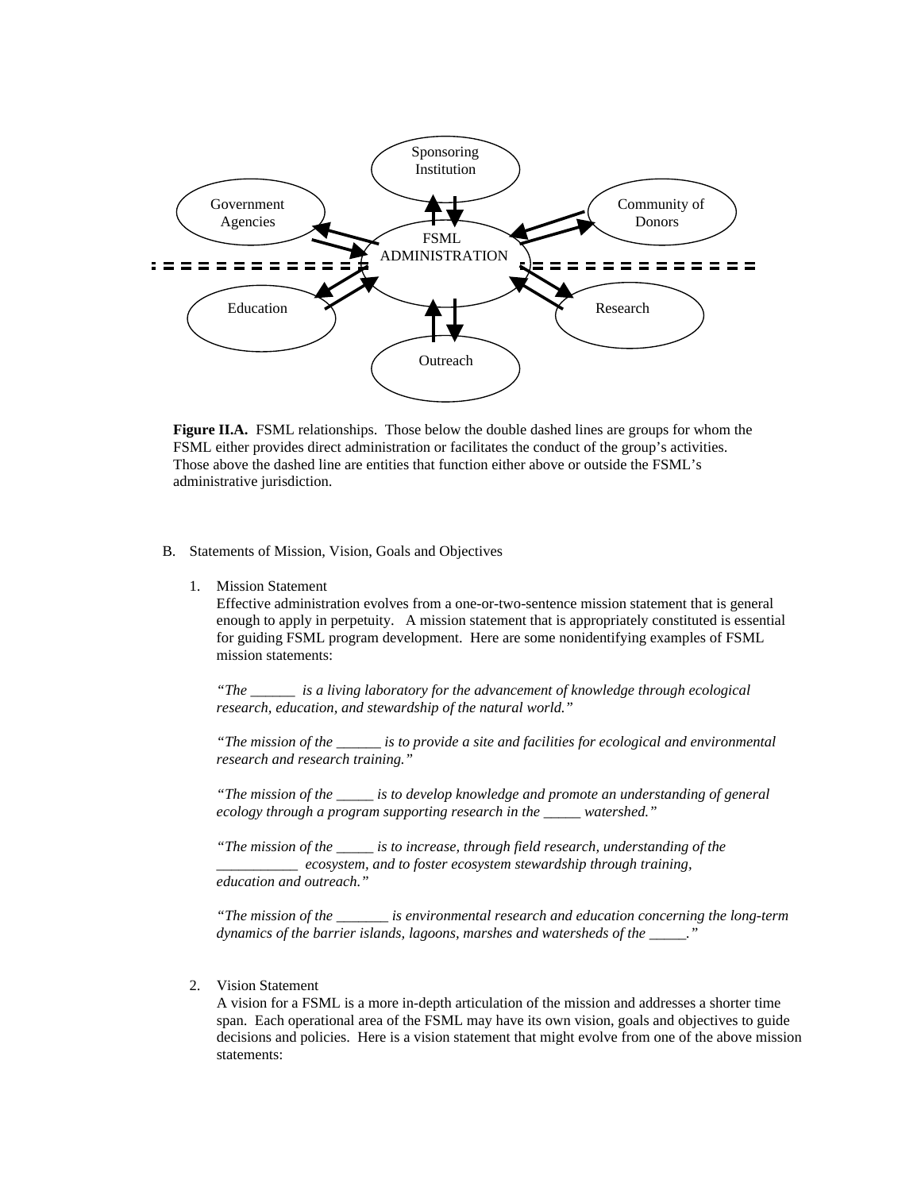Sponsoring Institution

Government Agencies

Community of Donors

FSML ADMINISTRATION

Education

Research

Outreach

**Figure II.A.** FSML relationships. Those below the double dashed lines are groups for whom the FSML either provides direct administration or facilitates the conduct of the group's activities. Those above the dashed line are entities that function either above or outside the FSML's administrative jurisdiction.

B. Statements of Mission, Vision, Goals and Objectives

1. Mission Statement

   Effective administration evolves from a one-or-two-sentence mission statement that is general enough to apply in perpetuity. A mission statement that is appropriately constituted is essential for guiding FSML program development. Here are some nonidentifying examples of FSML mission statements:

   *"The ______ is a living laboratory for the advancement of knowledge through ecological research, education, and stewardship of the natural world."*

   *"The mission of the ______ is to provide a site and facilities for ecological and environmental research and research training."*

   *"The mission of the _____ is to develop knowledge and promote an understanding of general ecology through a program supporting research in the _____ watershed."*

   *"The mission of the _____ is to increase, through field research, understanding of the ___________ ecosystem, and to foster ecosystem stewardship through training, education and outreach."*

   *"The mission of the _______ is environmental research and education concerning the long-term dynamics of the barrier islands, lagoons, marshes and watersheds of the _____."*

2. Vision Statement

   A vision for a FSML is a more in-depth articulation of the mission and addresses a shorter time span. Each operational area of the FSML may have its own vision, goals and objectives to guide decisions and policies. Here is a vision statement that might evolve from one of the above mission statements: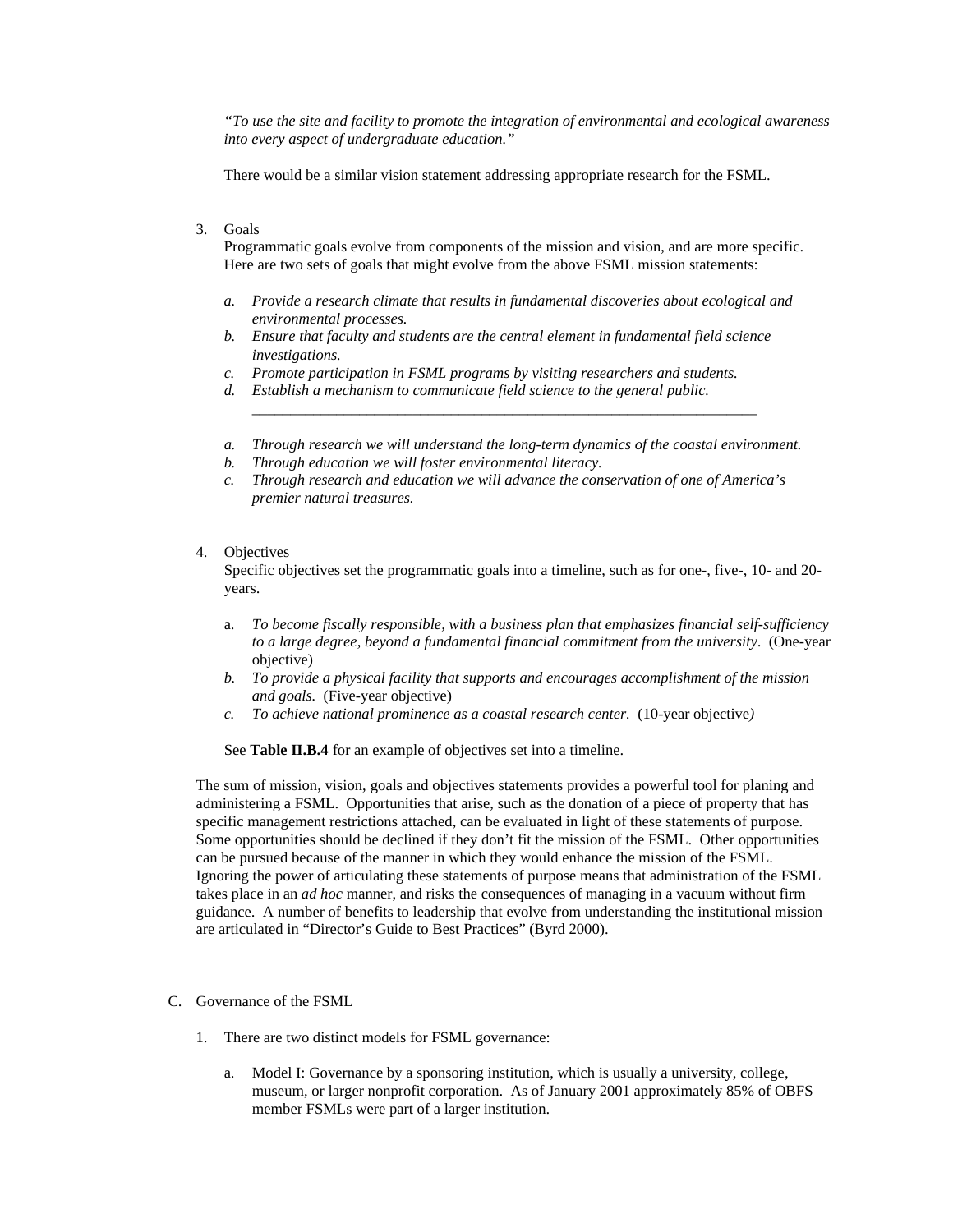*"To use the site and facility to promote the integration of environmental and ecological awareness into every aspect of undergraduate education."*

There would be a similar vision statement addressing appropriate research for the FSML.

3. Goals

   Programmatic goals evolve from components of the mission and vision, and are more specific. Here are two sets of goals that might evolve from the above FSML mission statements:

   a. *Provide a research climate that results in fundamental discoveries about ecological and environmental processes.*
   b. *Ensure that faculty and students are the central element in fundamental field science investigations.*
   c. *Promote participation in FSML programs by visiting researchers and students.*
   d. *Establish a mechanism to communicate field science to the general public.*

   ---

   a. *Through research we will understand the long-term dynamics of the coastal environment.*
   b. *Through education we will foster environmental literacy.*
   c. *Through research and education we will advance the conservation of one of America's premier natural treasures.*

4. Objectives

   Specific objectives set the programmatic goals into a timeline, such as for one-, five-, 10- and 20-years.

   a. *To become fiscally responsible, with a business plan that emphasizes financial self-sufficiency to a large degree, beyond a fundamental financial commitment from the university*. (One-year objective)
   b. *To provide a physical facility that supports and encourages accomplishment of the mission and goals.* (Five-year objective)
   c. *To achieve national prominence as a coastal research center.* (10-year objective)

   See **Table II.B.4** for an example of objectives set into a timeline.

The sum of mission, vision, goals and objectives statements provides a powerful tool for planing and administering a FSML. Opportunities that arise, such as the donation of a piece of property that has specific management restrictions attached, can be evaluated in light of these statements of purpose. Some opportunities should be declined if they don't fit the mission of the FSML. Other opportunities can be pursued because of the manner in which they would enhance the mission of the FSML. Ignoring the power of articulating these statements of purpose means that administration of the FSML takes place in an *ad hoc* manner, and risks the consequences of managing in a vacuum without firm guidance. A number of benefits to leadership that evolve from understanding the institutional mission are articulated in "Director's Guide to Best Practices" (Byrd 2000).

C. Governance of the FSML

1. There are two distinct models for FSML governance:

   a. Model I: Governance by a sponsoring institution, which is usually a university, college, museum, or larger nonprofit corporation. As of January 2001 approximately 85% of OBFS member FSMLs were part of a larger institution.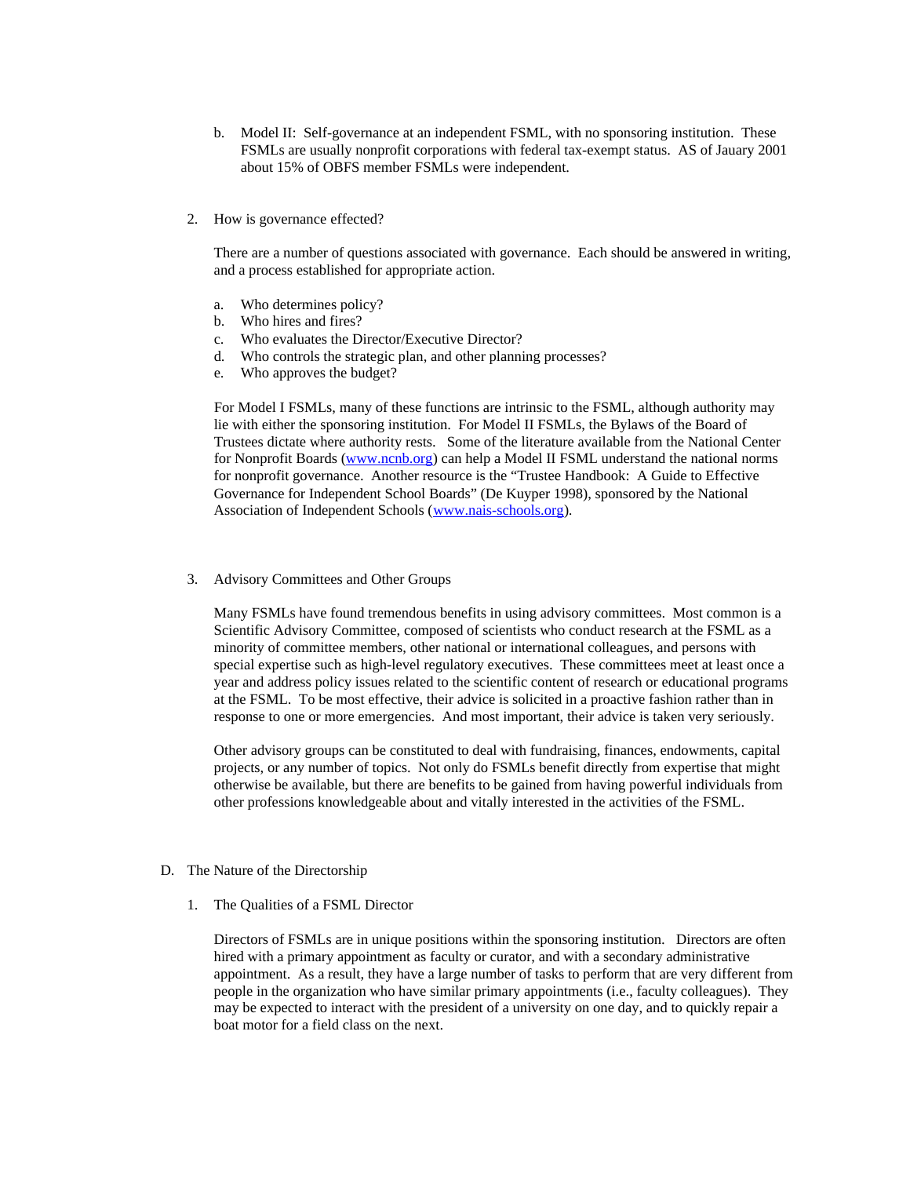b. Model II: Self-governance at an independent FSML, with no sponsoring institution. These FSMLs are usually nonprofit corporations with federal tax-exempt status. AS of Jauary 2001 about 15% of OBFS member FSMLs were independent.

2. How is governance effected?

   There are a number of questions associated with governance. Each should be answered in writing, and a process established for appropriate action.

   a. Who determines policy?
   b. Who hires and fires?
   c. Who evaluates the Director/Executive Director?
   d. Who controls the strategic plan, and other planning processes?
   e. Who approves the budget?

   For Model I FSMLs, many of these functions are intrinsic to the FSML, although authority may lie with either the sponsoring institution. For Model II FSMLs, the Bylaws of the Board of Trustees dictate where authority rests. Some of the literature available from the National Center for Nonprofit Boards (www.ncnb.org) can help a Model II FSML understand the national norms for nonprofit governance. Another resource is the "Trustee Handbook: A Guide to Effective Governance for Independent School Boards" (De Kuyper 1998), sponsored by the National Association of Independent Schools (www.nais-schools.org).

3. Advisory Committees and Other Groups

   Many FSMLs have found tremendous benefits in using advisory committees. Most common is a Scientific Advisory Committee, composed of scientists who conduct research at the FSML as a minority of committee members, other national or international colleagues, and persons with special expertise such as high-level regulatory executives. These committees meet at least once a year and address policy issues related to the scientific content of research or educational programs at the FSML. To be most effective, their advice is solicited in a proactive fashion rather than in response to one or more emergencies. And most important, their advice is taken very seriously.

   Other advisory groups can be constituted to deal with fundraising, finances, endowments, capital projects, or any number of topics. Not only do FSMLs benefit directly from expertise that might otherwise be available, but there are benefits to be gained from having powerful individuals from other professions knowledgeable about and vitally interested in the activities of the FSML.

D. The Nature of the Directorship

1. The Qualities of a FSML Director

   Directors of FSMLs are in unique positions within the sponsoring institution. Directors are often hired with a primary appointment as faculty or curator, and with a secondary administrative appointment. As a result, they have a large number of tasks to perform that are very different from people in the organization who have similar primary appointments (i.e., faculty colleagues). They may be expected to interact with the president of a university on one day, and to quickly repair a boat motor for a field class on the next.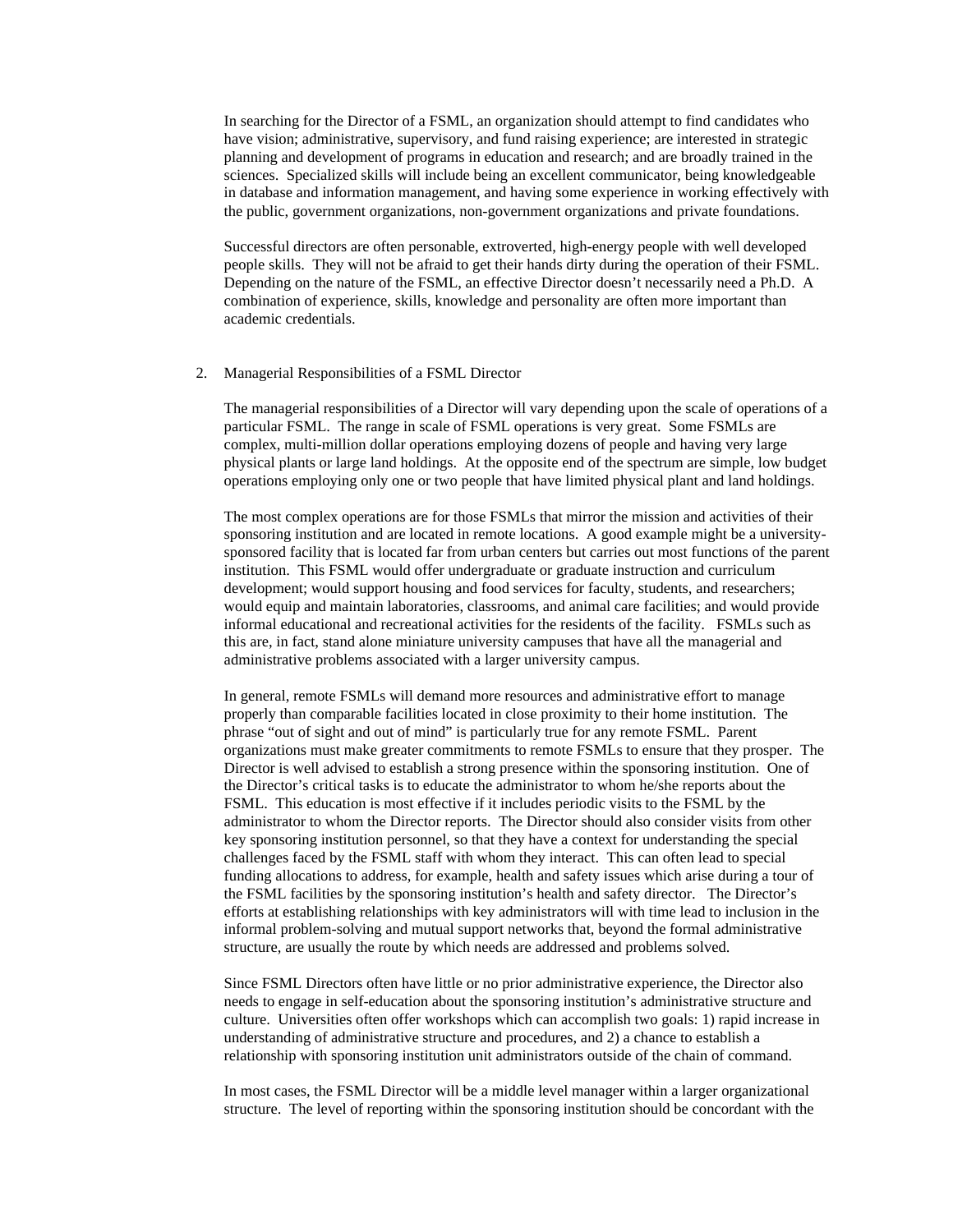In searching for the Director of a FSML, an organization should attempt to find candidates who have vision; administrative, supervisory, and fund raising experience; are interested in strategic planning and development of programs in education and research; and are broadly trained in the sciences. Specialized skills will include being an excellent communicator, being knowledgeable in database and information management, and having some experience in working effectively with the public, government organizations, non-government organizations and private foundations.

Successful directors are often personable, extroverted, high-energy people with well developed people skills. They will not be afraid to get their hands dirty during the operation of their FSML. Depending on the nature of the FSML, an effective Director doesn't necessarily need a Ph.D. A combination of experience, skills, knowledge and personality are often more important than academic credentials.

2. Managerial Responsibilities of a FSML Director

The managerial responsibilities of a Director will vary depending upon the scale of operations of a particular FSML. The range in scale of FSML operations is very great. Some FSMLs are complex, multi-million dollar operations employing dozens of people and having very large physical plants or large land holdings. At the opposite end of the spectrum are simple, low budget operations employing only one or two people that have limited physical plant and land holdings.

The most complex operations are for those FSMLs that mirror the mission and activities of their sponsoring institution and are located in remote locations. A good example might be a university-sponsored facility that is located far from urban centers but carries out most functions of the parent institution. This FSML would offer undergraduate or graduate instruction and curriculum development; would support housing and food services for faculty, students, and researchers; would equip and maintain laboratories, classrooms, and animal care facilities; and would provide informal educational and recreational activities for the residents of the facility. FSMLs such as this are, in fact, stand alone miniature university campuses that have all the managerial and administrative problems associated with a larger university campus.

In general, remote FSMLs will demand more resources and administrative effort to manage properly than comparable facilities located in close proximity to their home institution. The phrase "out of sight and out of mind" is particularly true for any remote FSML. Parent organizations must make greater commitments to remote FSMLs to ensure that they prosper. The Director is well advised to establish a strong presence within the sponsoring institution. One of the Director's critical tasks is to educate the administrator to whom he/she reports about the FSML. This education is most effective if it includes periodic visits to the FSML by the administrator to whom the Director reports. The Director should also consider visits from other key sponsoring institution personnel, so that they have a context for understanding the special challenges faced by the FSML staff with whom they interact. This can often lead to special funding allocations to address, for example, health and safety issues which arise during a tour of the FSML facilities by the sponsoring institution's health and safety director. The Director's efforts at establishing relationships with key administrators will with time lead to inclusion in the informal problem-solving and mutual support networks that, beyond the formal administrative structure, are usually the route by which needs are addressed and problems solved.

Since FSML Directors often have little or no prior administrative experience, the Director also needs to engage in self-education about the sponsoring institution's administrative structure and culture. Universities often offer workshops which can accomplish two goals: 1) rapid increase in understanding of administrative structure and procedures, and 2) a chance to establish a relationship with sponsoring institution unit administrators outside of the chain of command.

In most cases, the FSML Director will be a middle level manager within a larger organizational structure. The level of reporting within the sponsoring institution should be concordant with the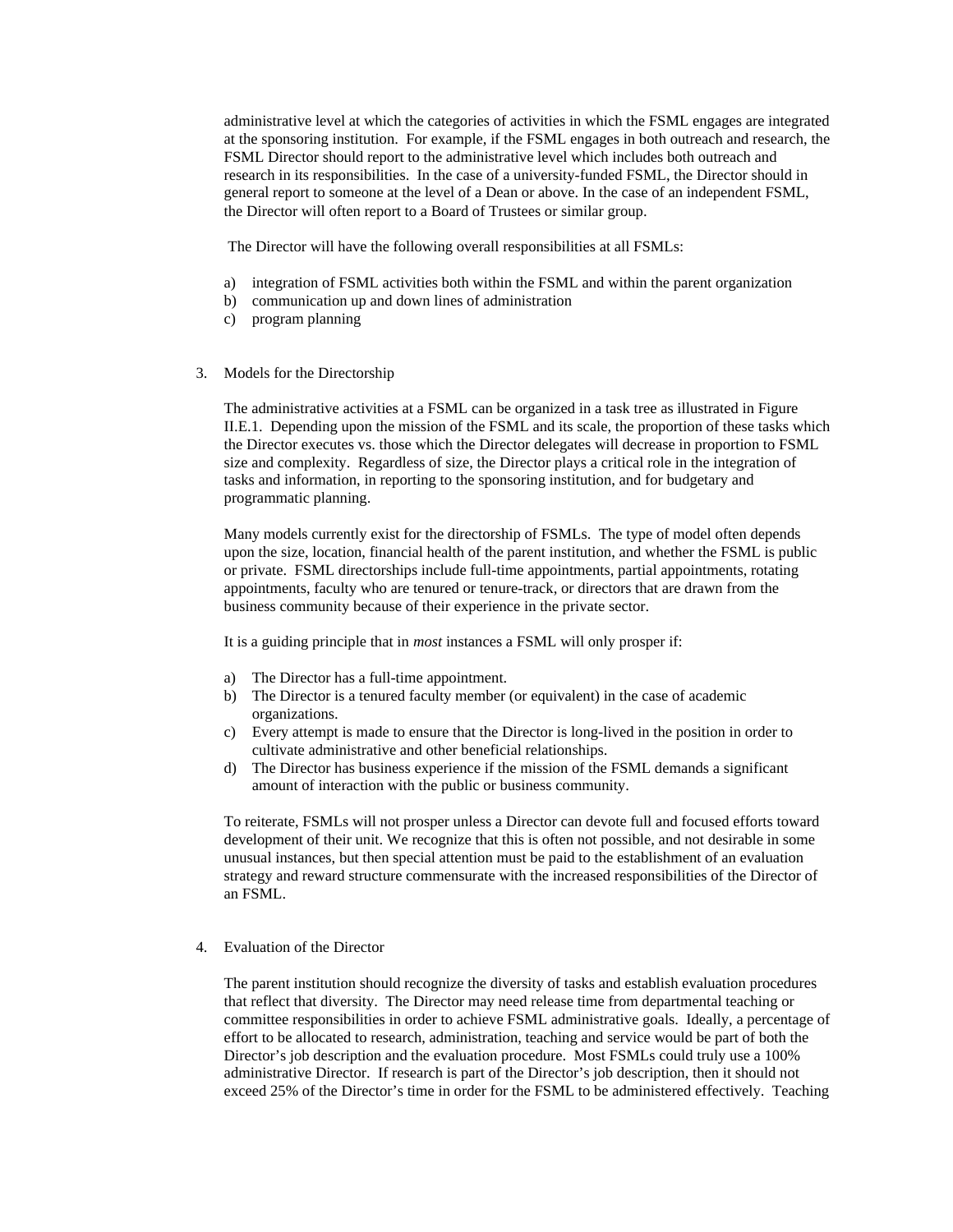administrative level at which the categories of activities in which the FSML engages are integrated at the sponsoring institution. For example, if the FSML engages in both outreach and research, the FSML Director should report to the administrative level which includes both outreach and research in its responsibilities. In the case of a university-funded FSML, the Director should in general report to someone at the level of a Dean or above. In the case of an independent FSML, the Director will often report to a Board of Trustees or similar group.

The Director will have the following overall responsibilities at all FSMLs:

a) integration of FSML activities both within the FSML and within the parent organization
b) communication up and down lines of administration
c) program planning

3. Models for the Directorship

The administrative activities at a FSML can be organized in a task tree as illustrated in Figure II.E.1. Depending upon the mission of the FSML and its scale, the proportion of these tasks which the Director executes vs. those which the Director delegates will decrease in proportion to FSML size and complexity. Regardless of size, the Director plays a critical role in the integration of tasks and information, in reporting to the sponsoring institution, and for budgetary and programmatic planning.

Many models currently exist for the directorship of FSMLs. The type of model often depends upon the size, location, financial health of the parent institution, and whether the FSML is public or private. FSML directorships include full-time appointments, partial appointments, rotating appointments, faculty who are tenured or tenure-track, or directors that are drawn from the business community because of their experience in the private sector.

It is a guiding principle that in *most* instances a FSML will only prosper if:

a) The Director has a full-time appointment.
b) The Director is a tenured faculty member (or equivalent) in the case of academic organizations.
c) Every attempt is made to ensure that the Director is long-lived in the position in order to cultivate administrative and other beneficial relationships.
d) The Director has business experience if the mission of the FSML demands a significant amount of interaction with the public or business community.

To reiterate, FSMLs will not prosper unless a Director can devote full and focused efforts toward development of their unit. We recognize that this is often not possible, and not desirable in some unusual instances, but then special attention must be paid to the establishment of an evaluation strategy and reward structure commensurate with the increased responsibilities of the Director of an FSML.

4. Evaluation of the Director

The parent institution should recognize the diversity of tasks and establish evaluation procedures that reflect that diversity. The Director may need release time from departmental teaching or committee responsibilities in order to achieve FSML administrative goals. Ideally, a percentage of effort to be allocated to research, administration, teaching and service would be part of both the Director's job description and the evaluation procedure. Most FSMLs could truly use a 100% administrative Director. If research is part of the Director's job description, then it should not exceed 25% of the Director's time in order for the FSML to be administered effectively. Teaching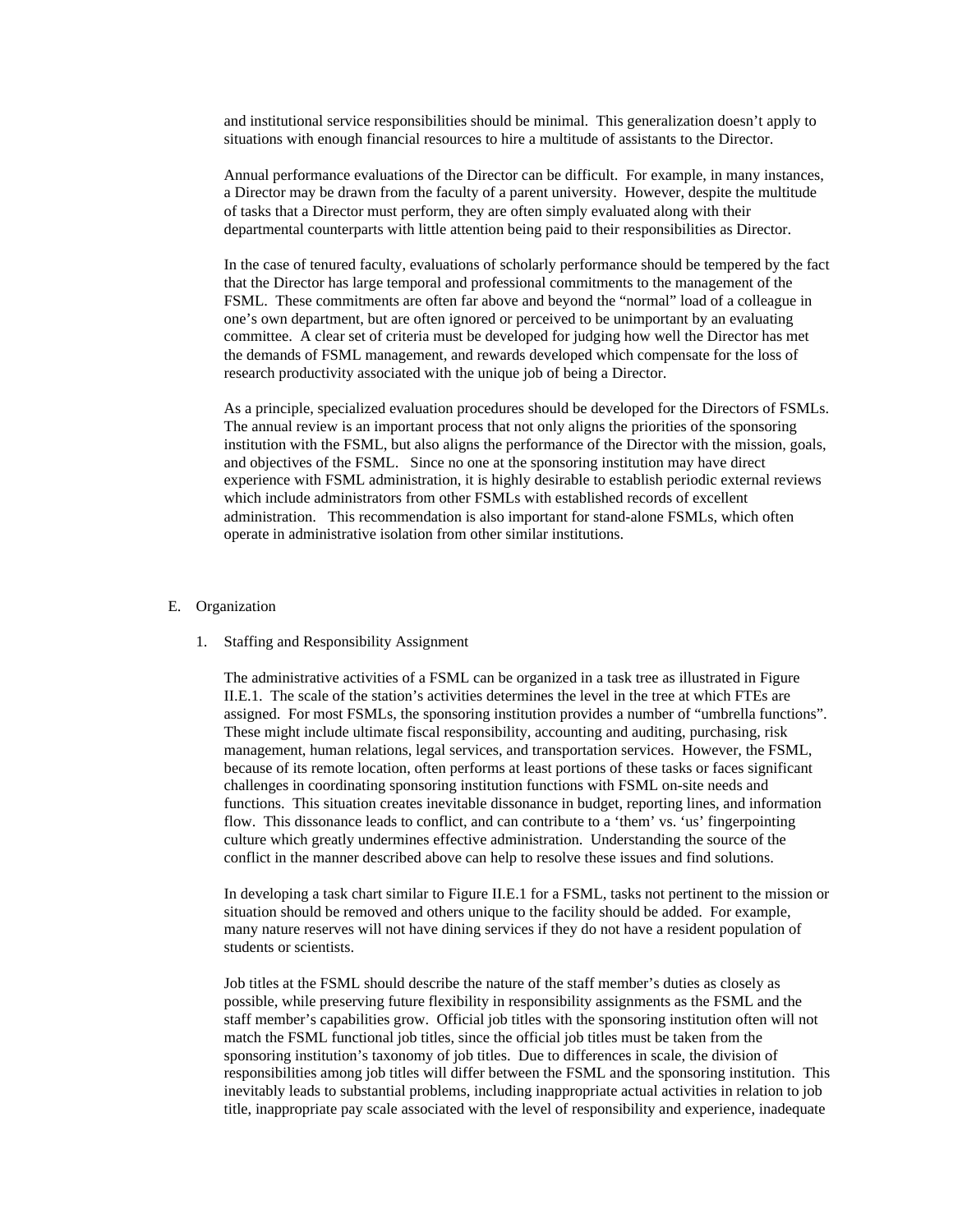and institutional service responsibilities should be minimal. This generalization doesn't apply to situations with enough financial resources to hire a multitude of assistants to the Director.

Annual performance evaluations of the Director can be difficult. For example, in many instances, a Director may be drawn from the faculty of a parent university. However, despite the multitude of tasks that a Director must perform, they are often simply evaluated along with their departmental counterparts with little attention being paid to their responsibilities as Director.

In the case of tenured faculty, evaluations of scholarly performance should be tempered by the fact that the Director has large temporal and professional commitments to the management of the FSML. These commitments are often far above and beyond the "normal" load of a colleague in one's own department, but are often ignored or perceived to be unimportant by an evaluating committee. A clear set of criteria must be developed for judging how well the Director has met the demands of FSML management, and rewards developed which compensate for the loss of research productivity associated with the unique job of being a Director.

As a principle, specialized evaluation procedures should be developed for the Directors of FSMLs. The annual review is an important process that not only aligns the priorities of the sponsoring institution with the FSML, but also aligns the performance of the Director with the mission, goals, and objectives of the FSML. Since no one at the sponsoring institution may have direct experience with FSML administration, it is highly desirable to establish periodic external reviews which include administrators from other FSMLs with established records of excellent administration. This recommendation is also important for stand-alone FSMLs, which often operate in administrative isolation from other similar institutions.

## E. Organization

### 1. Staffing and Responsibility Assignment

The administrative activities of a FSML can be organized in a task tree as illustrated in Figure II.E.1. The scale of the station's activities determines the level in the tree at which FTEs are assigned. For most FSMLs, the sponsoring institution provides a number of "umbrella functions". These might include ultimate fiscal responsibility, accounting and auditing, purchasing, risk management, human relations, legal services, and transportation services. However, the FSML, because of its remote location, often performs at least portions of these tasks or faces significant challenges in coordinating sponsoring institution functions with FSML on-site needs and functions. This situation creates inevitable dissonance in budget, reporting lines, and information flow. This dissonance leads to conflict, and can contribute to a 'them' vs. 'us' fingerpointing culture which greatly undermines effective administration. Understanding the source of the conflict in the manner described above can help to resolve these issues and find solutions.

In developing a task chart similar to Figure II.E.1 for a FSML, tasks not pertinent to the mission or situation should be removed and others unique to the facility should be added. For example, many nature reserves will not have dining services if they do not have a resident population of students or scientists.

Job titles at the FSML should describe the nature of the staff member's duties as closely as possible, while preserving future flexibility in responsibility assignments as the FSML and the staff member's capabilities grow. Official job titles with the sponsoring institution often will not match the FSML functional job titles, since the official job titles must be taken from the sponsoring institution's taxonomy of job titles. Due to differences in scale, the division of responsibilities among job titles will differ between the FSML and the sponsoring institution. This inevitably leads to substantial problems, including inappropriate actual activities in relation to job title, inappropriate pay scale associated with the level of responsibility and experience, inadequate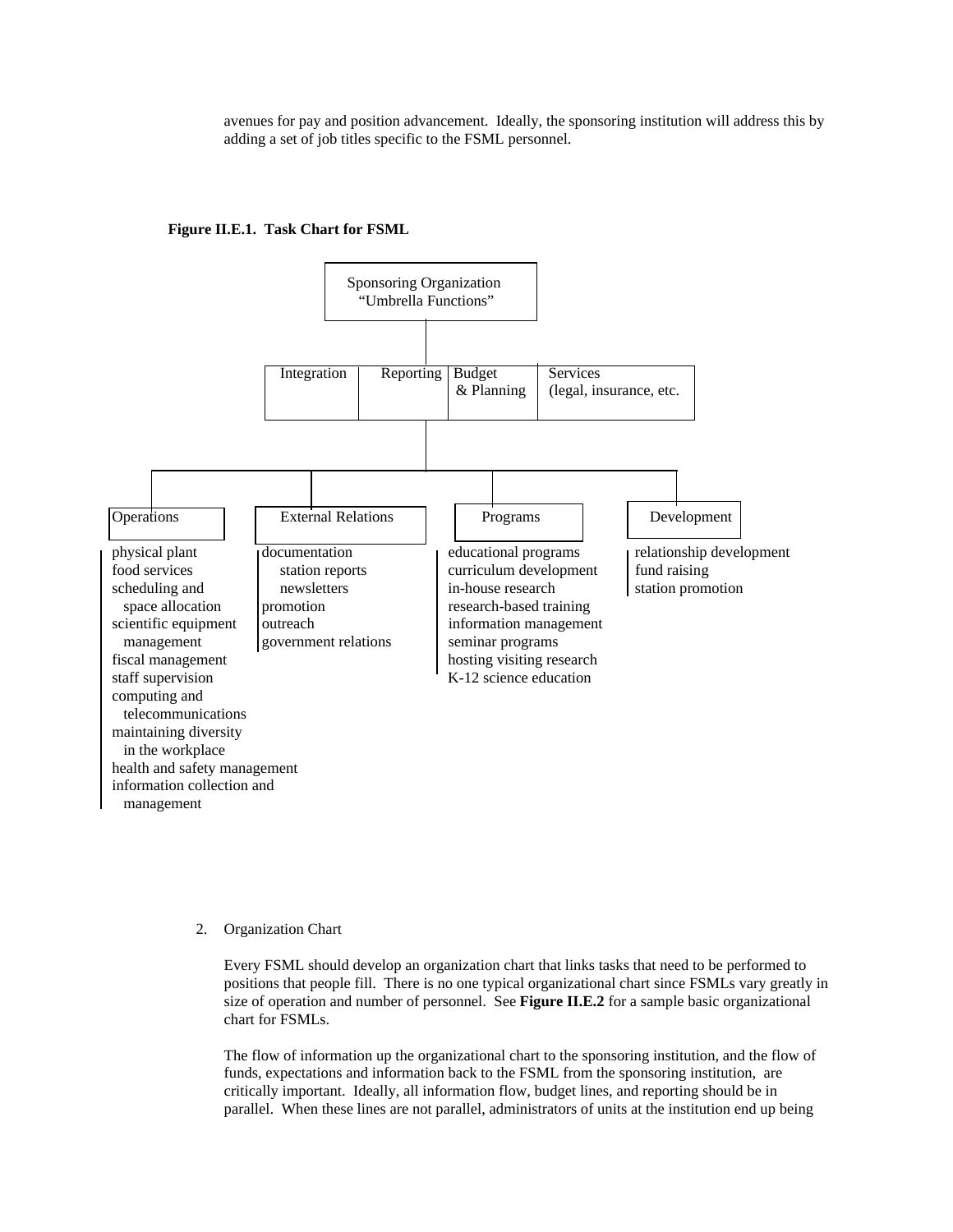avenues for pay and position advancement. Ideally, the sponsoring institution will address this by adding a set of job titles specific to the FSML personnel.

**Figure II.E.1. Task Chart for FSML**

Sponsoring Organization
"Umbrella Functions"

| Integration | Reporting | Budget & Planning | Services (legal, insurance, etc. |
|---|---|---|---|

**Operations**
- physical plant
- food services
- scheduling and space allocation
- scientific equipment management
- fiscal management
- staff supervision
- computing and telecommunications
- maintaining diversity in the workplace
- health and safety management
- information collection and management

**External Relations**
- documentation
  - station reports
  - newsletters
- promotion
- outreach
- government relations

**Programs**
- educational programs
- curriculum development
- in-house research
- research-based training
- information management
- seminar programs
- hosting visiting research
- K-12 science education

**Development**
- relationship development
- fund raising
- station promotion

2. Organization Chart

Every FSML should develop an organization chart that links tasks that need to be performed to positions that people fill. There is no one typical organizational chart since FSMLs vary greatly in size of operation and number of personnel. See **Figure II.E.2** for a sample basic organizational chart for FSMLs.

The flow of information up the organizational chart to the sponsoring institution, and the flow of funds, expectations and information back to the FSML from the sponsoring institution, are critically important. Ideally, all information flow, budget lines, and reporting should be in parallel. When these lines are not parallel, administrators of units at the institution end up being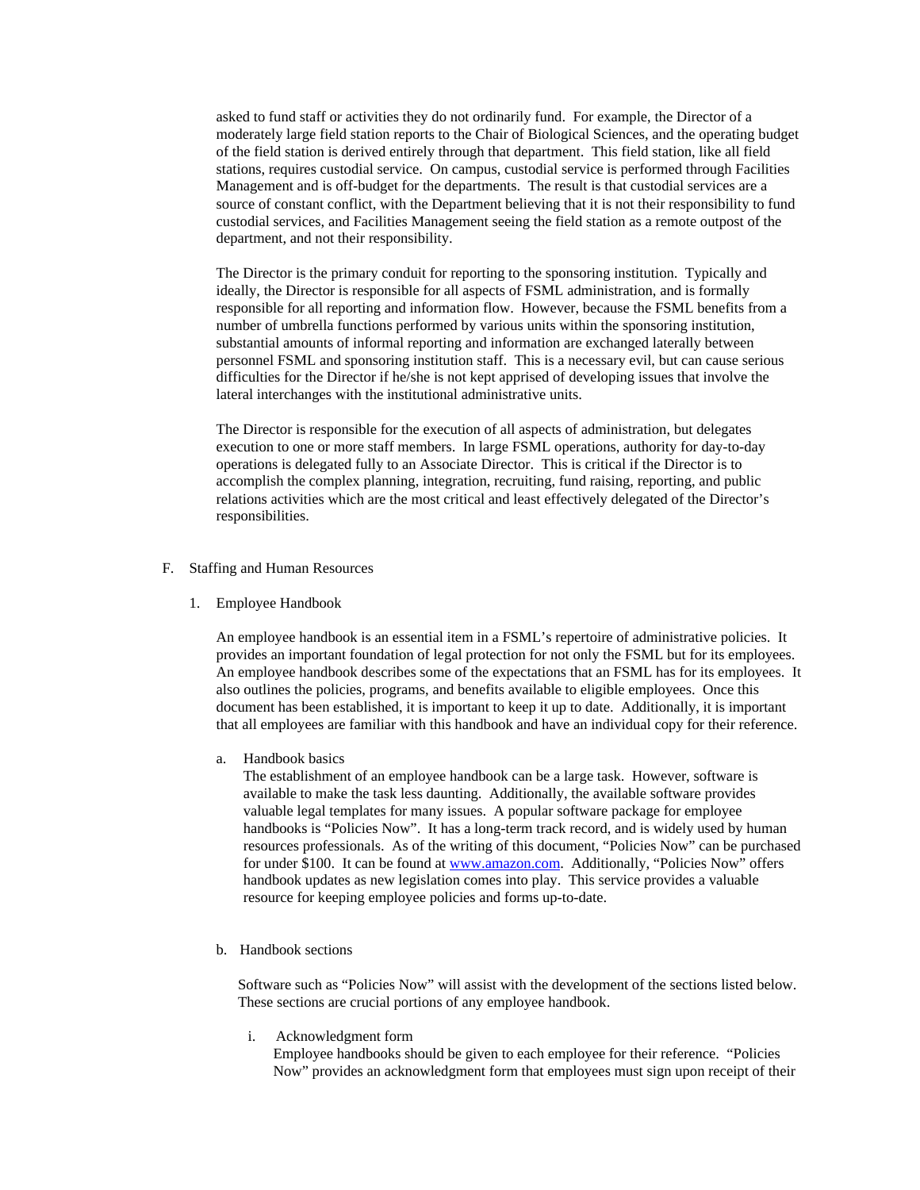asked to fund staff or activities they do not ordinarily fund. For example, the Director of a moderately large field station reports to the Chair of Biological Sciences, and the operating budget of the field station is derived entirely through that department. This field station, like all field stations, requires custodial service. On campus, custodial service is performed through Facilities Management and is off-budget for the departments. The result is that custodial services are a source of constant conflict, with the Department believing that it is not their responsibility to fund custodial services, and Facilities Management seeing the field station as a remote outpost of the department, and not their responsibility.

The Director is the primary conduit for reporting to the sponsoring institution. Typically and ideally, the Director is responsible for all aspects of FSML administration, and is formally responsible for all reporting and information flow. However, because the FSML benefits from a number of umbrella functions performed by various units within the sponsoring institution, substantial amounts of informal reporting and information are exchanged laterally between personnel FSML and sponsoring institution staff. This is a necessary evil, but can cause serious difficulties for the Director if he/she is not kept apprised of developing issues that involve the lateral interchanges with the institutional administrative units.

The Director is responsible for the execution of all aspects of administration, but delegates execution to one or more staff members. In large FSML operations, authority for day-to-day operations is delegated fully to an Associate Director. This is critical if the Director is to accomplish the complex planning, integration, recruiting, fund raising, reporting, and public relations activities which are the most critical and least effectively delegated of the Director's responsibilities.

## F. Staffing and Human Resources

### 1. Employee Handbook

An employee handbook is an essential item in a FSML's repertoire of administrative policies. It provides an important foundation of legal protection for not only the FSML but for its employees. An employee handbook describes some of the expectations that an FSML has for its employees. It also outlines the policies, programs, and benefits available to eligible employees. Once this document has been established, it is important to keep it up to date. Additionally, it is important that all employees are familiar with this handbook and have an individual copy for their reference.

#### a. Handbook basics

The establishment of an employee handbook can be a large task. However, software is available to make the task less daunting. Additionally, the available software provides valuable legal templates for many issues. A popular software package for employee handbooks is "Policies Now". It has a long-term track record, and is widely used by human resources professionals. As of the writing of this document, "Policies Now" can be purchased for under $100. It can be found at [www.amazon.com](http://www.amazon.com). Additionally, "Policies Now" offers handbook updates as new legislation comes into play. This service provides a valuable resource for keeping employee policies and forms up-to-date.

#### b. Handbook sections

Software such as "Policies Now" will assist with the development of the sections listed below. These sections are crucial portions of any employee handbook.

i. Acknowledgment form

Employee handbooks should be given to each employee for their reference. "Policies Now" provides an acknowledgment form that employees must sign upon receipt of their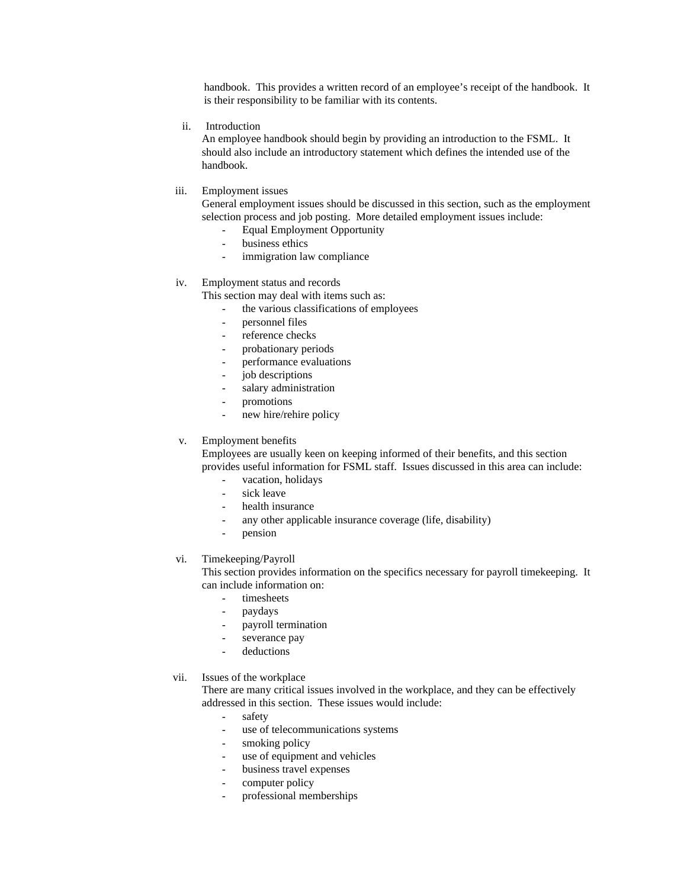handbook. This provides a written record of an employee's receipt of the handbook. It is their responsibility to be familiar with its contents.

ii. Introduction

An employee handbook should begin by providing an introduction to the FSML. It should also include an introductory statement which defines the intended use of the handbook.

iii. Employment issues

General employment issues should be discussed in this section, such as the employment selection process and job posting. More detailed employment issues include:

- Equal Employment Opportunity
- business ethics
- immigration law compliance

iv. Employment status and records

This section may deal with items such as:

- the various classifications of employees
- personnel files
- reference checks
- probationary periods
- performance evaluations
- job descriptions
- salary administration
- promotions
- new hire/rehire policy

v. Employment benefits

Employees are usually keen on keeping informed of their benefits, and this section provides useful information for FSML staff. Issues discussed in this area can include:

- vacation, holidays
- sick leave
- health insurance
- any other applicable insurance coverage (life, disability)
- pension

vi. Timekeeping/Payroll

This section provides information on the specifics necessary for payroll timekeeping. It can include information on:

- timesheets
- paydays
- payroll termination
- severance pay
- deductions

vii. Issues of the workplace

There are many critical issues involved in the workplace, and they can be effectively addressed in this section. These issues would include:

- safety
- use of telecommunications systems
- smoking policy
- use of equipment and vehicles
- business travel expenses
- computer policy
- professional memberships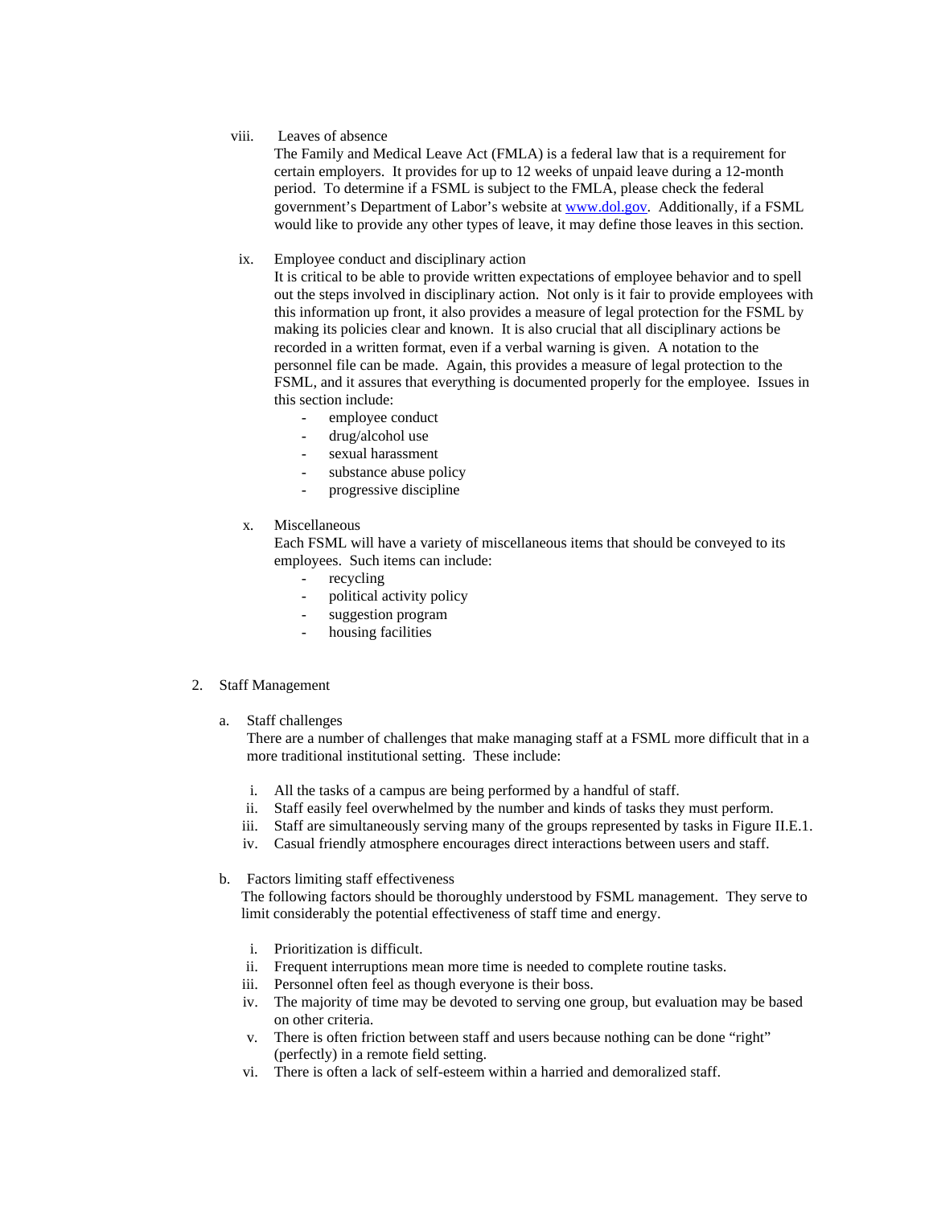viii. Leaves of absence

The Family and Medical Leave Act (FMLA) is a federal law that is a requirement for certain employers. It provides for up to 12 weeks of unpaid leave during a 12-month period. To determine if a FSML is subject to the FMLA, please check the federal government's Department of Labor's website at www.dol.gov. Additionally, if a FSML would like to provide any other types of leave, it may define those leaves in this section.

ix. Employee conduct and disciplinary action

It is critical to be able to provide written expectations of employee behavior and to spell out the steps involved in disciplinary action. Not only is it fair to provide employees with this information up front, it also provides a measure of legal protection for the FSML by making its policies clear and known. It is also crucial that all disciplinary actions be recorded in a written format, even if a verbal warning is given. A notation to the personnel file can be made. Again, this provides a measure of legal protection to the FSML, and it assures that everything is documented properly for the employee. Issues in this section include:

- employee conduct
- drug/alcohol use
- sexual harassment
- substance abuse policy
- progressive discipline

x. Miscellaneous

Each FSML will have a variety of miscellaneous items that should be conveyed to its employees. Such items can include:

- recycling
- political activity policy
- suggestion program
- housing facilities

2. Staff Management

a. Staff challenges

There are a number of challenges that make managing staff at a FSML more difficult that in a more traditional institutional setting. These include:

i. All the tasks of a campus are being performed by a handful of staff.
ii. Staff easily feel overwhelmed by the number and kinds of tasks they must perform.
iii. Staff are simultaneously serving many of the groups represented by tasks in Figure II.E.1.
iv. Casual friendly atmosphere encourages direct interactions between users and staff.

b. Factors limiting staff effectiveness

The following factors should be thoroughly understood by FSML management. They serve to limit considerably the potential effectiveness of staff time and energy.

i. Prioritization is difficult.
ii. Frequent interruptions mean more time is needed to complete routine tasks.
iii. Personnel often feel as though everyone is their boss.
iv. The majority of time may be devoted to serving one group, but evaluation may be based on other criteria.
v. There is often friction between staff and users because nothing can be done "right" (perfectly) in a remote field setting.
vi. There is often a lack of self-esteem within a harried and demoralized staff.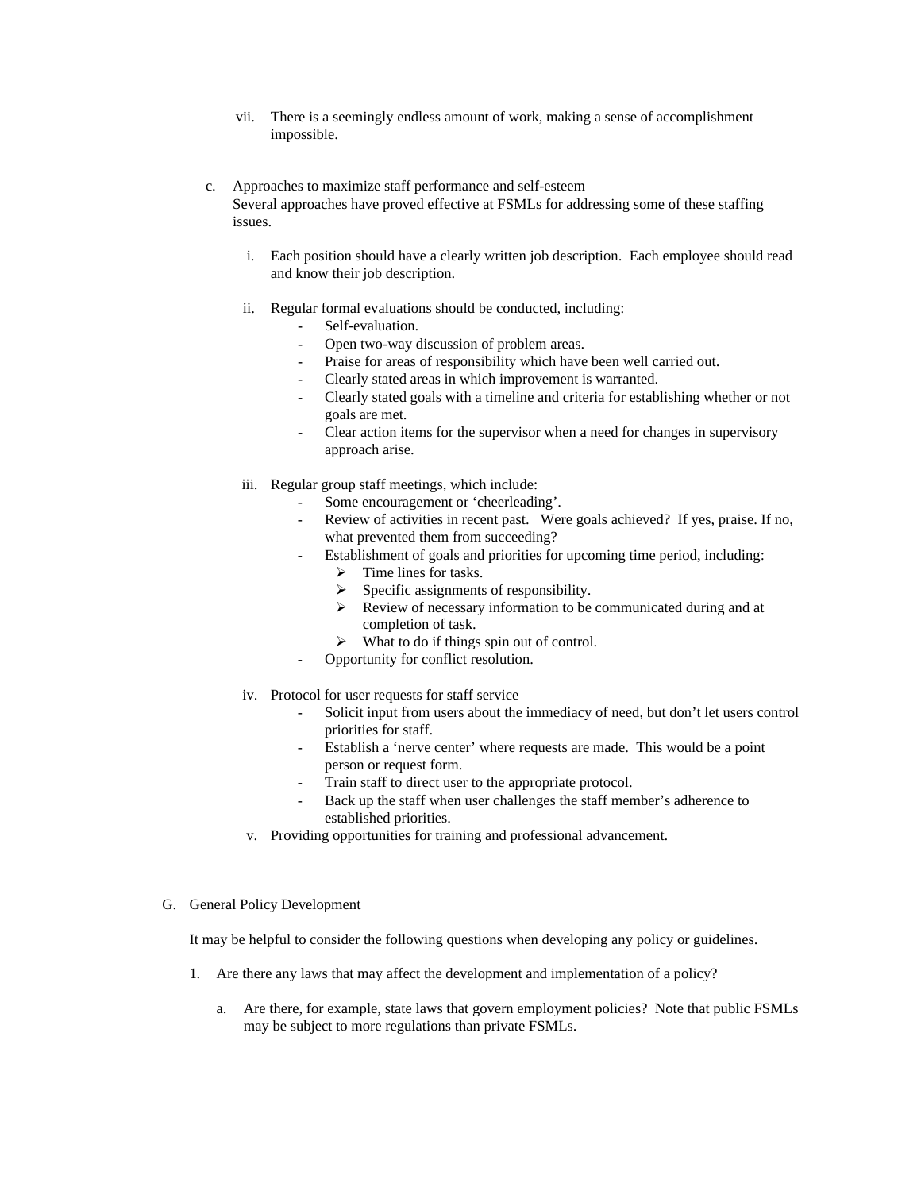vii. There is a seemingly endless amount of work, making a sense of accomplishment impossible.

c. Approaches to maximize staff performance and self-esteem
Several approaches have proved effective at FSMLs for addressing some of these staffing issues.

i. Each position should have a clearly written job description. Each employee should read and know their job description.

ii. Regular formal evaluations should be conducted, including:
- Self-evaluation.
- Open two-way discussion of problem areas.
- Praise for areas of responsibility which have been well carried out.
- Clearly stated areas in which improvement is warranted.
- Clearly stated goals with a timeline and criteria for establishing whether or not goals are met.
- Clear action items for the supervisor when a need for changes in supervisory approach arise.

iii. Regular group staff meetings, which include:
- Some encouragement or 'cheerleading'.
- Review of activities in recent past. Were goals achieved? If yes, praise. If no, what prevented them from succeeding?
- Establishment of goals and priorities for upcoming time period, including:
  - Time lines for tasks.
  - Specific assignments of responsibility.
  - Review of necessary information to be communicated during and at completion of task.
  - What to do if things spin out of control.
- Opportunity for conflict resolution.

iv. Protocol for user requests for staff service
- Solicit input from users about the immediacy of need, but don't let users control priorities for staff.
- Establish a 'nerve center' where requests are made. This would be a point person or request form.
- Train staff to direct user to the appropriate protocol.
- Back up the staff when user challenges the staff member's adherence to established priorities.

v. Providing opportunities for training and professional advancement.

G. General Policy Development

It may be helpful to consider the following questions when developing any policy or guidelines.

1. Are there any laws that may affect the development and implementation of a policy?

   a. Are there, for example, state laws that govern employment policies? Note that public FSMLs may be subject to more regulations than private FSMLs.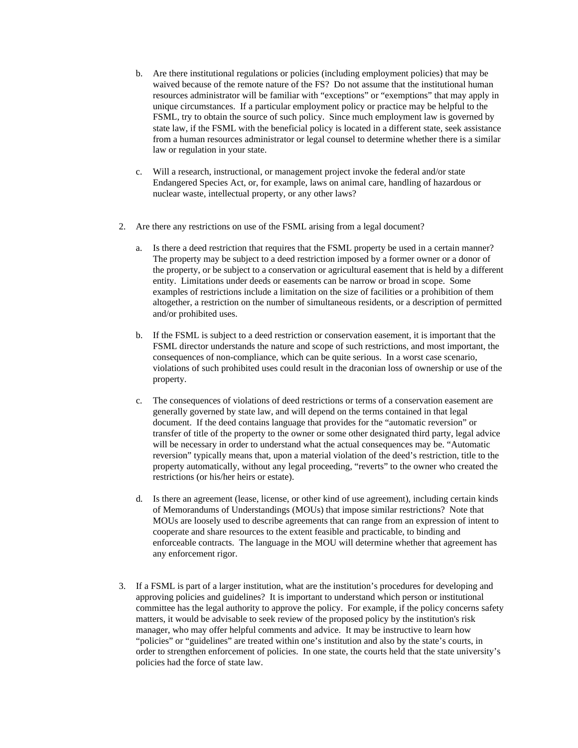b. Are there institutional regulations or policies (including employment policies) that may be waived because of the remote nature of the FS? Do not assume that the institutional human resources administrator will be familiar with "exceptions" or "exemptions" that may apply in unique circumstances. If a particular employment policy or practice may be helpful to the FSML, try to obtain the source of such policy. Since much employment law is governed by state law, if the FSML with the beneficial policy is located in a different state, seek assistance from a human resources administrator or legal counsel to determine whether there is a similar law or regulation in your state.

c. Will a research, instructional, or management project invoke the federal and/or state Endangered Species Act, or, for example, laws on animal care, handling of hazardous or nuclear waste, intellectual property, or any other laws?

2. Are there any restrictions on use of the FSML arising from a legal document?

   a. Is there a deed restriction that requires that the FSML property be used in a certain manner? The property may be subject to a deed restriction imposed by a former owner or a donor of the property, or be subject to a conservation or agricultural easement that is held by a different entity. Limitations under deeds or easements can be narrow or broad in scope. Some examples of restrictions include a limitation on the size of facilities or a prohibition of them altogether, a restriction on the number of simultaneous residents, or a description of permitted and/or prohibited uses.

   b. If the FSML is subject to a deed restriction or conservation easement, it is important that the FSML director understands the nature and scope of such restrictions, and most important, the consequences of non-compliance, which can be quite serious. In a worst case scenario, violations of such prohibited uses could result in the draconian loss of ownership or use of the property.

   c. The consequences of violations of deed restrictions or terms of a conservation easement are generally governed by state law, and will depend on the terms contained in that legal document. If the deed contains language that provides for the "automatic reversion" or transfer of title of the property to the owner or some other designated third party, legal advice will be necessary in order to understand what the actual consequences may be. "Automatic reversion" typically means that, upon a material violation of the deed's restriction, title to the property automatically, without any legal proceeding, "reverts" to the owner who created the restrictions (or his/her heirs or estate).

   d. Is there an agreement (lease, license, or other kind of use agreement), including certain kinds of Memorandums of Understandings (MOUs) that impose similar restrictions? Note that MOUs are loosely used to describe agreements that can range from an expression of intent to cooperate and share resources to the extent feasible and practicable, to binding and enforceable contracts. The language in the MOU will determine whether that agreement has any enforcement rigor.

3. If a FSML is part of a larger institution, what are the institution's procedures for developing and approving policies and guidelines? It is important to understand which person or institutional committee has the legal authority to approve the policy. For example, if the policy concerns safety matters, it would be advisable to seek review of the proposed policy by the institution's risk manager, who may offer helpful comments and advice. It may be instructive to learn how "policies" or "guidelines" are treated within one's institution and also by the state's courts, in order to strengthen enforcement of policies. In one state, the courts held that the state university's policies had the force of state law.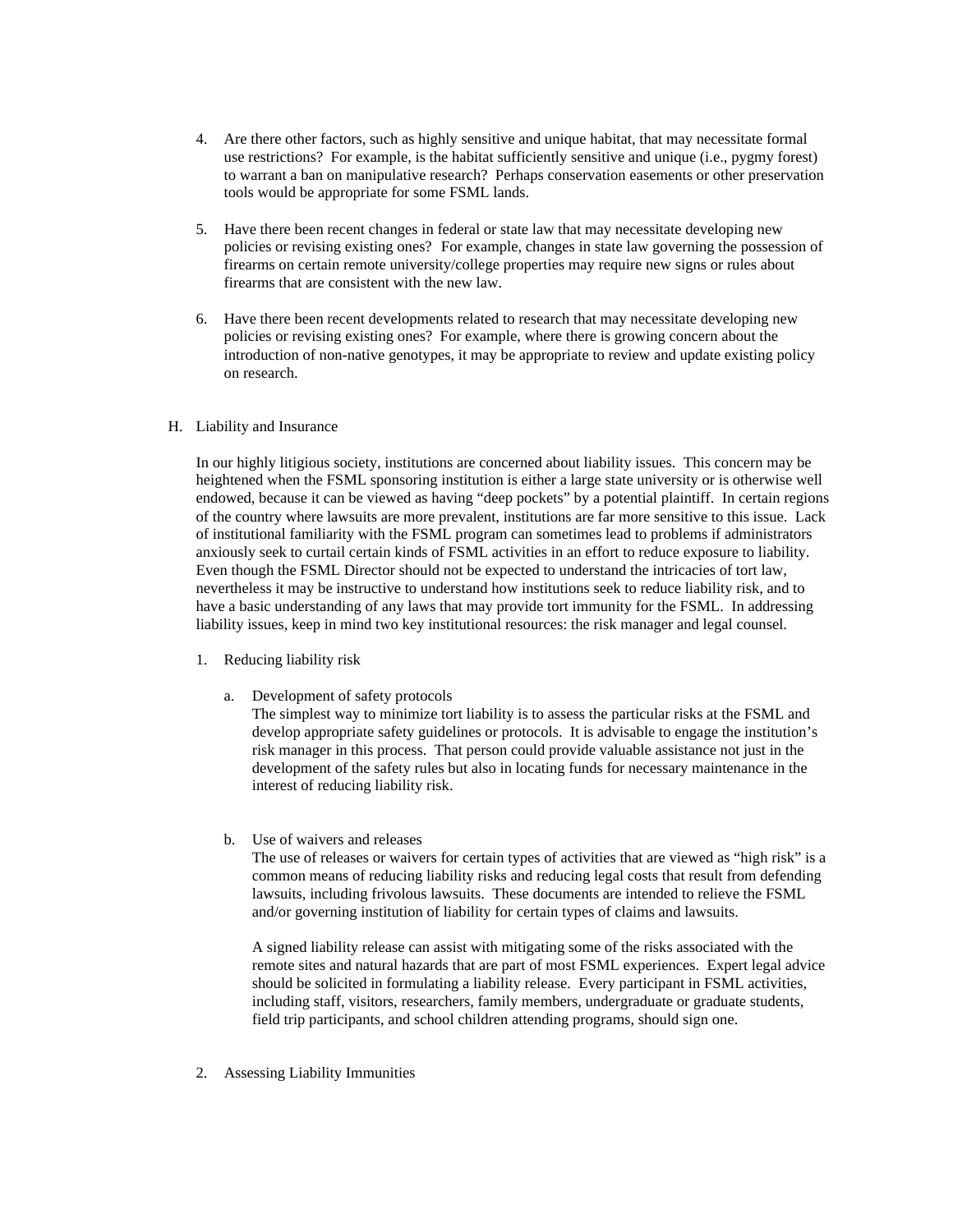4. Are there other factors, such as highly sensitive and unique habitat, that may necessitate formal use restrictions? For example, is the habitat sufficiently sensitive and unique (i.e., pygmy forest) to warrant a ban on manipulative research? Perhaps conservation easements or other preservation tools would be appropriate for some FSML lands.

5. Have there been recent changes in federal or state law that may necessitate developing new policies or revising existing ones? For example, changes in state law governing the possession of firearms on certain remote university/college properties may require new signs or rules about firearms that are consistent with the new law.

6. Have there been recent developments related to research that may necessitate developing new policies or revising existing ones? For example, where there is growing concern about the introduction of non-native genotypes, it may be appropriate to review and update existing policy on research.

## H. Liability and Insurance

In our highly litigious society, institutions are concerned about liability issues. This concern may be heightened when the FSML sponsoring institution is either a large state university or is otherwise well endowed, because it can be viewed as having "deep pockets" by a potential plaintiff. In certain regions of the country where lawsuits are more prevalent, institutions are far more sensitive to this issue. Lack of institutional familiarity with the FSML program can sometimes lead to problems if administrators anxiously seek to curtail certain kinds of FSML activities in an effort to reduce exposure to liability. Even though the FSML Director should not be expected to understand the intricacies of tort law, nevertheless it may be instructive to understand how institutions seek to reduce liability risk, and to have a basic understanding of any laws that may provide tort immunity for the FSML. In addressing liability issues, keep in mind two key institutional resources: the risk manager and legal counsel.

1. Reducing liability risk

   a. Development of safety protocols
   The simplest way to minimize tort liability is to assess the particular risks at the FSML and develop appropriate safety guidelines or protocols. It is advisable to engage the institution's risk manager in this process. That person could provide valuable assistance not just in the development of the safety rules but also in locating funds for necessary maintenance in the interest of reducing liability risk.

   b. Use of waivers and releases
   The use of releases or waivers for certain types of activities that are viewed as "high risk" is a common means of reducing liability risks and reducing legal costs that result from defending lawsuits, including frivolous lawsuits. These documents are intended to relieve the FSML and/or governing institution of liability for certain types of claims and lawsuits.

   A signed liability release can assist with mitigating some of the risks associated with the remote sites and natural hazards that are part of most FSML experiences. Expert legal advice should be solicited in formulating a liability release. Every participant in FSML activities, including staff, visitors, researchers, family members, undergraduate or graduate students, field trip participants, and school children attending programs, should sign one.

2. Assessing Liability Immunities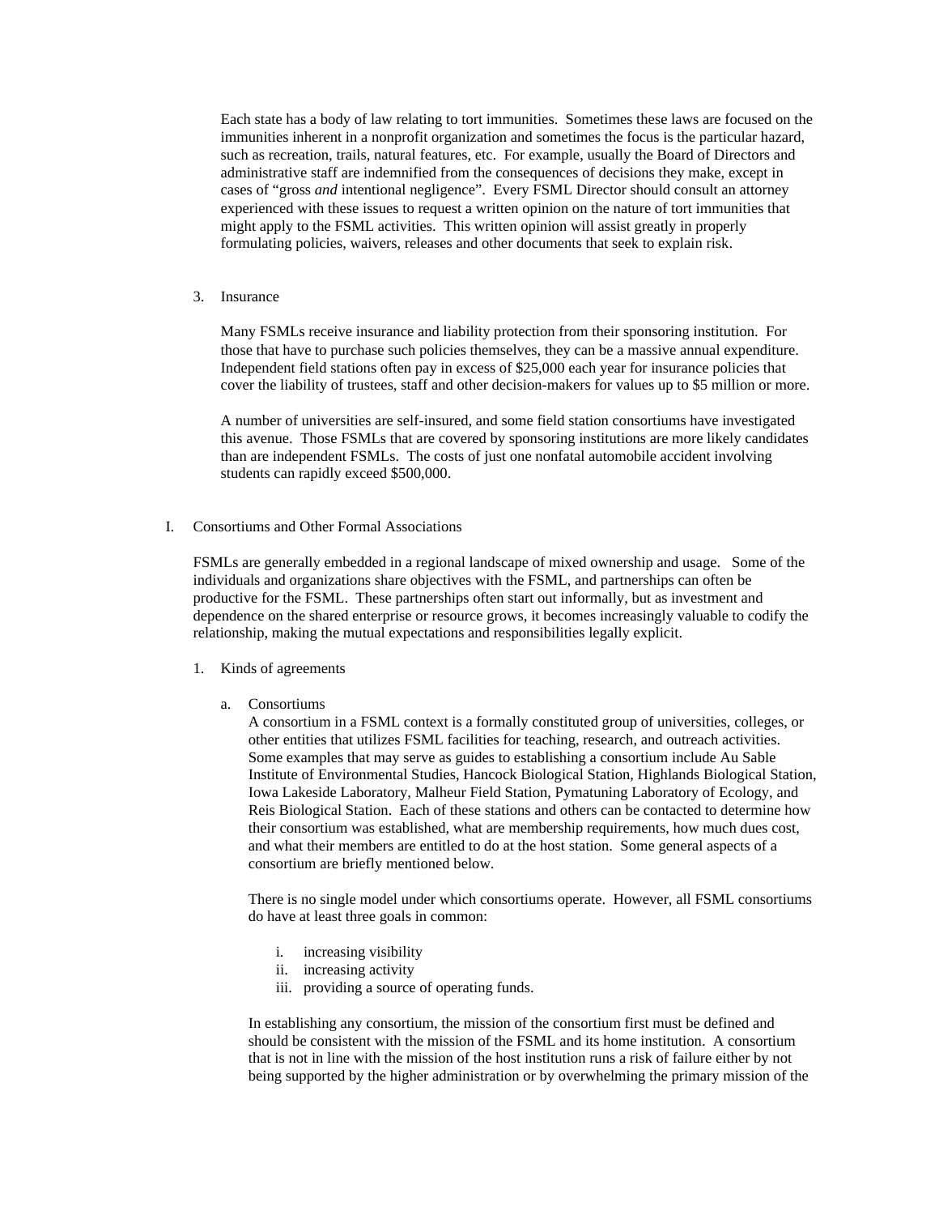Each state has a body of law relating to tort immunities. Sometimes these laws are focused on the immunities inherent in a nonprofit organization and sometimes the focus is the particular hazard, such as recreation, trails, natural features, etc. For example, usually the Board of Directors and administrative staff are indemnified from the consequences of decisions they make, except in cases of "gross *and* intentional negligence". Every FSML Director should consult an attorney experienced with these issues to request a written opinion on the nature of tort immunities that might apply to the FSML activities. This written opinion will assist greatly in properly formulating policies, waivers, releases and other documents that seek to explain risk.

3. Insurance

Many FSMLs receive insurance and liability protection from their sponsoring institution. For those that have to purchase such policies themselves, they can be a massive annual expenditure. Independent field stations often pay in excess of $25,000 each year for insurance policies that cover the liability of trustees, staff and other decision-makers for values up to $5 million or more.

A number of universities are self-insured, and some field station consortiums have investigated this avenue. Those FSMLs that are covered by sponsoring institutions are more likely candidates than are independent FSMLs. The costs of just one nonfatal automobile accident involving students can rapidly exceed $500,000.

## I. Consortiums and Other Formal Associations

FSMLs are generally embedded in a regional landscape of mixed ownership and usage. Some of the individuals and organizations share objectives with the FSML, and partnerships can often be productive for the FSML. These partnerships often start out informally, but as investment and dependence on the shared enterprise or resource grows, it becomes increasingly valuable to codify the relationship, making the mutual expectations and responsibilities legally explicit.

1. Kinds of agreements

   a. Consortiums

   A consortium in a FSML context is a formally constituted group of universities, colleges, or other entities that utilizes FSML facilities for teaching, research, and outreach activities. Some examples that may serve as guides to establishing a consortium include Au Sable Institute of Environmental Studies, Hancock Biological Station, Highlands Biological Station, Iowa Lakeside Laboratory, Malheur Field Station, Pymatuning Laboratory of Ecology, and Reis Biological Station. Each of these stations and others can be contacted to determine how their consortium was established, what are membership requirements, how much dues cost, and what their members are entitled to do at the host station. Some general aspects of a consortium are briefly mentioned below.

   There is no single model under which consortiums operate. However, all FSML consortiums do have at least three goals in common:

   i. increasing visibility
   ii. increasing activity
   iii. providing a source of operating funds.

   In establishing any consortium, the mission of the consortium first must be defined and should be consistent with the mission of the FSML and its home institution. A consortium that is not in line with the mission of the host institution runs a risk of failure either by not being supported by the higher administration or by overwhelming the primary mission of the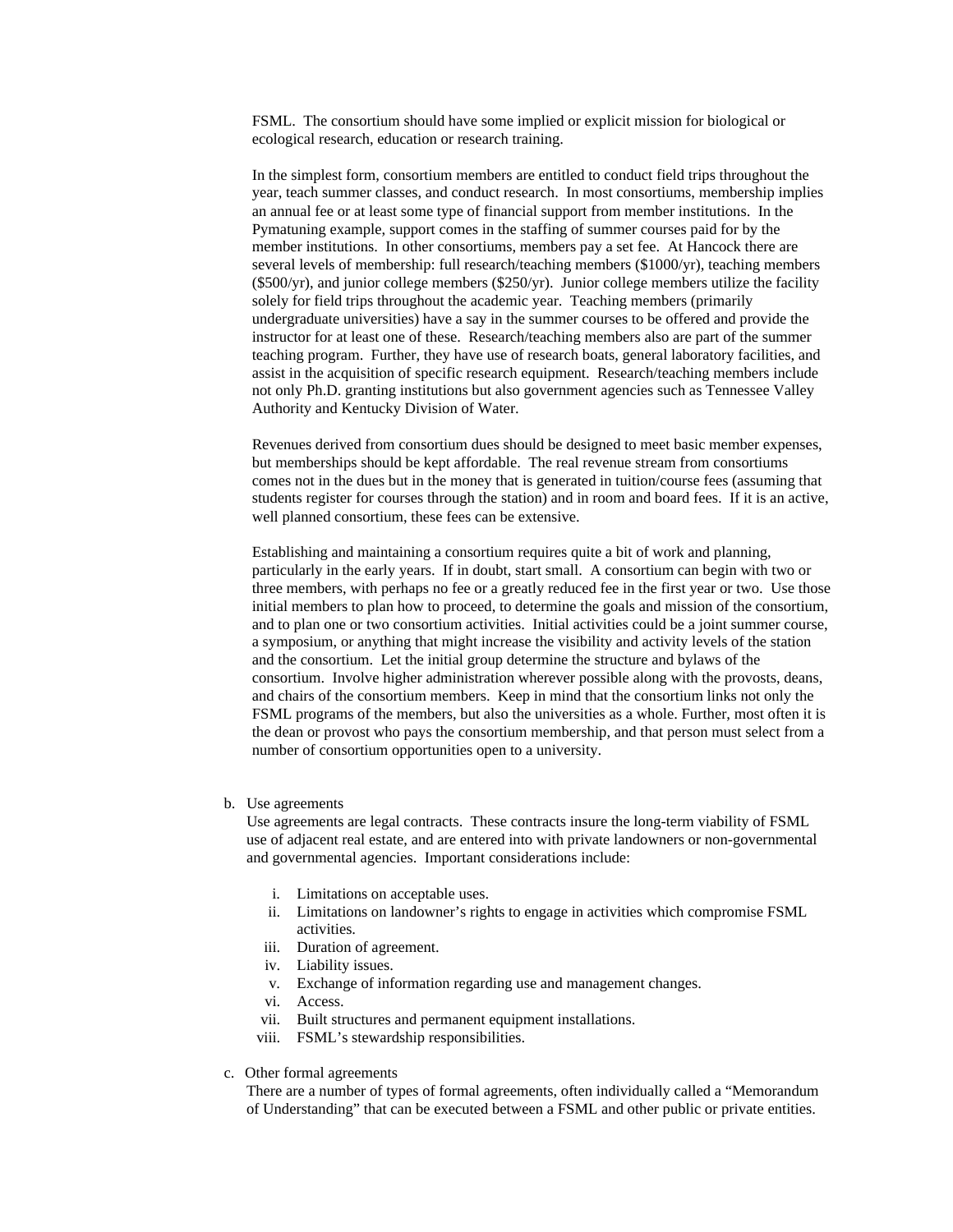FSML. The consortium should have some implied or explicit mission for biological or ecological research, education or research training.

In the simplest form, consortium members are entitled to conduct field trips throughout the year, teach summer classes, and conduct research. In most consortiums, membership implies an annual fee or at least some type of financial support from member institutions. In the Pymatuning example, support comes in the staffing of summer courses paid for by the member institutions. In other consortiums, members pay a set fee. At Hancock there are several levels of membership: full research/teaching members ($1000/yr), teaching members ($500/yr), and junior college members ($250/yr). Junior college members utilize the facility solely for field trips throughout the academic year. Teaching members (primarily undergraduate universities) have a say in the summer courses to be offered and provide the instructor for at least one of these. Research/teaching members also are part of the summer teaching program. Further, they have use of research boats, general laboratory facilities, and assist in the acquisition of specific research equipment. Research/teaching members include not only Ph.D. granting institutions but also government agencies such as Tennessee Valley Authority and Kentucky Division of Water.

Revenues derived from consortium dues should be designed to meet basic member expenses, but memberships should be kept affordable. The real revenue stream from consortiums comes not in the dues but in the money that is generated in tuition/course fees (assuming that students register for courses through the station) and in room and board fees. If it is an active, well planned consortium, these fees can be extensive.

Establishing and maintaining a consortium requires quite a bit of work and planning, particularly in the early years. If in doubt, start small. A consortium can begin with two or three members, with perhaps no fee or a greatly reduced fee in the first year or two. Use those initial members to plan how to proceed, to determine the goals and mission of the consortium, and to plan one or two consortium activities. Initial activities could be a joint summer course, a symposium, or anything that might increase the visibility and activity levels of the station and the consortium. Let the initial group determine the structure and bylaws of the consortium. Involve higher administration wherever possible along with the provosts, deans, and chairs of the consortium members. Keep in mind that the consortium links not only the FSML programs of the members, but also the universities as a whole. Further, most often it is the dean or provost who pays the consortium membership, and that person must select from a number of consortium opportunities open to a university.

b. Use agreements

Use agreements are legal contracts. These contracts insure the long-term viability of FSML use of adjacent real estate, and are entered into with private landowners or non-governmental and governmental agencies. Important considerations include:

i. Limitations on acceptable uses.
ii. Limitations on landowner's rights to engage in activities which compromise FSML activities.
iii. Duration of agreement.
iv. Liability issues.
v. Exchange of information regarding use and management changes.
vi. Access.
vii. Built structures and permanent equipment installations.
viii. FSML's stewardship responsibilities.

c. Other formal agreements

There are a number of types of formal agreements, often individually called a "Memorandum of Understanding" that can be executed between a FSML and other public or private entities.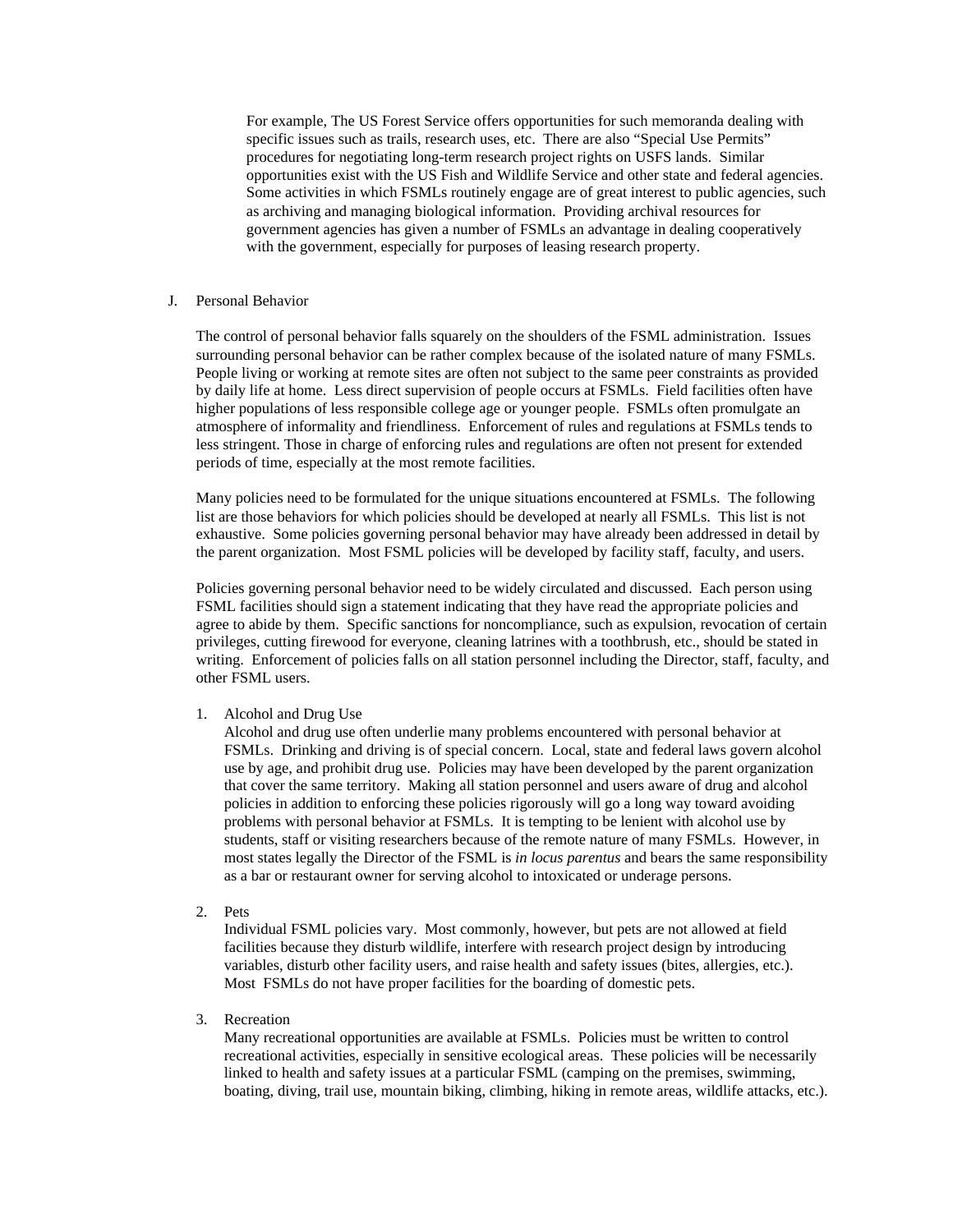For example, The US Forest Service offers opportunities for such memoranda dealing with specific issues such as trails, research uses, etc. There are also "Special Use Permits" procedures for negotiating long-term research project rights on USFS lands. Similar opportunities exist with the US Fish and Wildlife Service and other state and federal agencies. Some activities in which FSMLs routinely engage are of great interest to public agencies, such as archiving and managing biological information. Providing archival resources for government agencies has given a number of FSMLs an advantage in dealing cooperatively with the government, especially for purposes of leasing research property.

J. Personal Behavior

The control of personal behavior falls squarely on the shoulders of the FSML administration. Issues surrounding personal behavior can be rather complex because of the isolated nature of many FSMLs. People living or working at remote sites are often not subject to the same peer constraints as provided by daily life at home. Less direct supervision of people occurs at FSMLs. Field facilities often have higher populations of less responsible college age or younger people. FSMLs often promulgate an atmosphere of informality and friendliness. Enforcement of rules and regulations at FSMLs tends to less stringent. Those in charge of enforcing rules and regulations are often not present for extended periods of time, especially at the most remote facilities.

Many policies need to be formulated for the unique situations encountered at FSMLs. The following list are those behaviors for which policies should be developed at nearly all FSMLs. This list is not exhaustive. Some policies governing personal behavior may have already been addressed in detail by the parent organization. Most FSML policies will be developed by facility staff, faculty, and users.

Policies governing personal behavior need to be widely circulated and discussed. Each person using FSML facilities should sign a statement indicating that they have read the appropriate policies and agree to abide by them. Specific sanctions for noncompliance, such as expulsion, revocation of certain privileges, cutting firewood for everyone, cleaning latrines with a toothbrush, etc., should be stated in writing. Enforcement of policies falls on all station personnel including the Director, staff, faculty, and other FSML users.

1. Alcohol and Drug Use
   Alcohol and drug use often underlie many problems encountered with personal behavior at FSMLs. Drinking and driving is of special concern. Local, state and federal laws govern alcohol use by age, and prohibit drug use. Policies may have been developed by the parent organization that cover the same territory. Making all station personnel and users aware of drug and alcohol policies in addition to enforcing these policies rigorously will go a long way toward avoiding problems with personal behavior at FSMLs. It is tempting to be lenient with alcohol use by students, staff or visiting researchers because of the remote nature of many FSMLs. However, in most states legally the Director of the FSML is *in locus parentus* and bears the same responsibility as a bar or restaurant owner for serving alcohol to intoxicated or underage persons.

2. Pets
   Individual FSML policies vary. Most commonly, however, but pets are not allowed at field facilities because they disturb wildlife, interfere with research project design by introducing variables, disturb other facility users, and raise health and safety issues (bites, allergies, etc.). Most FSMLs do not have proper facilities for the boarding of domestic pets.

3. Recreation
   Many recreational opportunities are available at FSMLs. Policies must be written to control recreational activities, especially in sensitive ecological areas. These policies will be necessarily linked to health and safety issues at a particular FSML (camping on the premises, swimming, boating, diving, trail use, mountain biking, climbing, hiking in remote areas, wildlife attacks, etc.).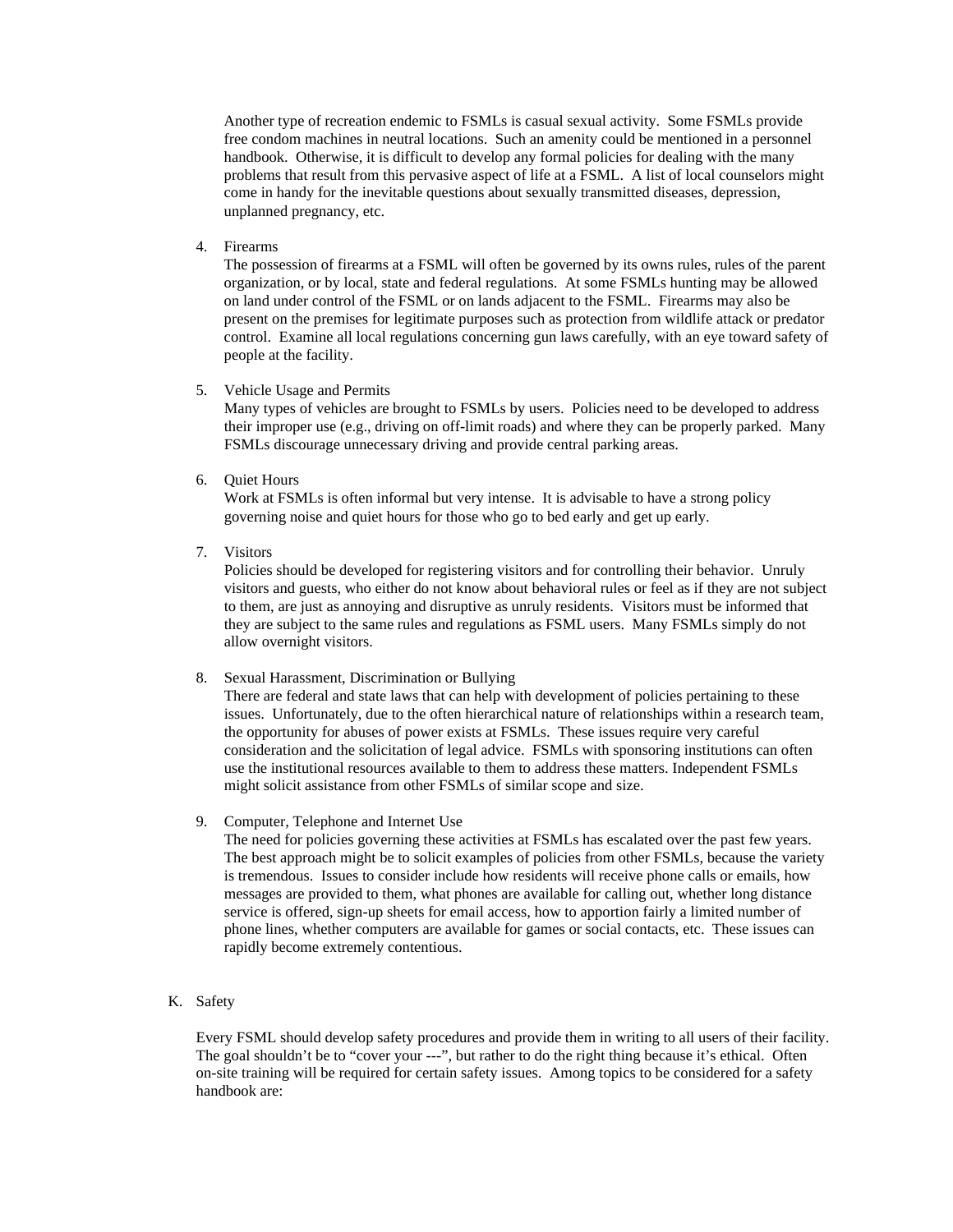Another type of recreation endemic to FSMLs is casual sexual activity. Some FSMLs provide free condom machines in neutral locations. Such an amenity could be mentioned in a personnel handbook. Otherwise, it is difficult to develop any formal policies for dealing with the many problems that result from this pervasive aspect of life at a FSML. A list of local counselors might come in handy for the inevitable questions about sexually transmitted diseases, depression, unplanned pregnancy, etc.

4. Firearms
   The possession of firearms at a FSML will often be governed by its owns rules, rules of the parent organization, or by local, state and federal regulations. At some FSMLs hunting may be allowed on land under control of the FSML or on lands adjacent to the FSML. Firearms may also be present on the premises for legitimate purposes such as protection from wildlife attack or predator control. Examine all local regulations concerning gun laws carefully, with an eye toward safety of people at the facility.

5. Vehicle Usage and Permits
   Many types of vehicles are brought to FSMLs by users. Policies need to be developed to address their improper use (e.g., driving on off-limit roads) and where they can be properly parked. Many FSMLs discourage unnecessary driving and provide central parking areas.

6. Quiet Hours
   Work at FSMLs is often informal but very intense. It is advisable to have a strong policy governing noise and quiet hours for those who go to bed early and get up early.

7. Visitors
   Policies should be developed for registering visitors and for controlling their behavior. Unruly visitors and guests, who either do not know about behavioral rules or feel as if they are not subject to them, are just as annoying and disruptive as unruly residents. Visitors must be informed that they are subject to the same rules and regulations as FSML users. Many FSMLs simply do not allow overnight visitors.

8. Sexual Harassment, Discrimination or Bullying
   There are federal and state laws that can help with development of policies pertaining to these issues. Unfortunately, due to the often hierarchical nature of relationships within a research team, the opportunity for abuses of power exists at FSMLs. These issues require very careful consideration and the solicitation of legal advice. FSMLs with sponsoring institutions can often use the institutional resources available to them to address these matters. Independent FSMLs might solicit assistance from other FSMLs of similar scope and size.

9. Computer, Telephone and Internet Use
   The need for policies governing these activities at FSMLs has escalated over the past few years. The best approach might be to solicit examples of policies from other FSMLs, because the variety is tremendous. Issues to consider include how residents will receive phone calls or emails, how messages are provided to them, what phones are available for calling out, whether long distance service is offered, sign-up sheets for email access, how to apportion fairly a limited number of phone lines, whether computers are available for games or social contacts, etc. These issues can rapidly become extremely contentious.

## K. Safety

Every FSML should develop safety procedures and provide them in writing to all users of their facility. The goal shouldn't be to "cover your ---", but rather to do the right thing because it's ethical. Often on-site training will be required for certain safety issues. Among topics to be considered for a safety handbook are: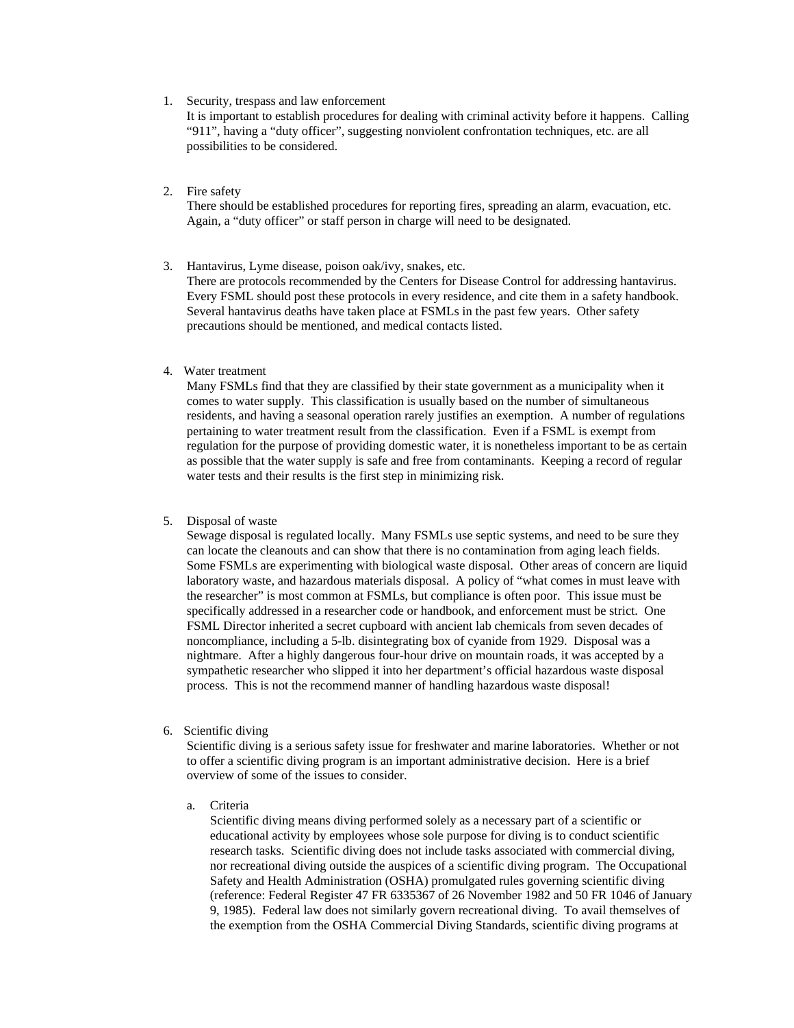1. Security, trespass and law enforcement
   It is important to establish procedures for dealing with criminal activity before it happens. Calling "911", having a "duty officer", suggesting nonviolent confrontation techniques, etc. are all possibilities to be considered.

2. Fire safety
   There should be established procedures for reporting fires, spreading an alarm, evacuation, etc. Again, a "duty officer" or staff person in charge will need to be designated.

3. Hantavirus, Lyme disease, poison oak/ivy, snakes, etc.
   There are protocols recommended by the Centers for Disease Control for addressing hantavirus. Every FSML should post these protocols in every residence, and cite them in a safety handbook. Several hantavirus deaths have taken place at FSMLs in the past few years. Other safety precautions should be mentioned, and medical contacts listed.

4. Water treatment
   Many FSMLs find that they are classified by their state government as a municipality when it comes to water supply. This classification is usually based on the number of simultaneous residents, and having a seasonal operation rarely justifies an exemption. A number of regulations pertaining to water treatment result from the classification. Even if a FSML is exempt from regulation for the purpose of providing domestic water, it is nonetheless important to be as certain as possible that the water supply is safe and free from contaminants. Keeping a record of regular water tests and their results is the first step in minimizing risk.

5. Disposal of waste
   Sewage disposal is regulated locally. Many FSMLs use septic systems, and need to be sure they can locate the cleanouts and can show that there is no contamination from aging leach fields. Some FSMLs are experimenting with biological waste disposal. Other areas of concern are liquid laboratory waste, and hazardous materials disposal. A policy of "what comes in must leave with the researcher" is most common at FSMLs, but compliance is often poor. This issue must be specifically addressed in a researcher code or handbook, and enforcement must be strict. One FSML Director inherited a secret cupboard with ancient lab chemicals from seven decades of noncompliance, including a 5-lb. disintegrating box of cyanide from 1929. Disposal was a nightmare. After a highly dangerous four-hour drive on mountain roads, it was accepted by a sympathetic researcher who slipped it into her department's official hazardous waste disposal process. This is not the recommend manner of handling hazardous waste disposal!

6. Scientific diving
   Scientific diving is a serious safety issue for freshwater and marine laboratories. Whether or not to offer a scientific diving program is an important administrative decision. Here is a brief overview of some of the issues to consider.

   a. Criteria
      Scientific diving means diving performed solely as a necessary part of a scientific or educational activity by employees whose sole purpose for diving is to conduct scientific research tasks. Scientific diving does not include tasks associated with commercial diving, nor recreational diving outside the auspices of a scientific diving program. The Occupational Safety and Health Administration (OSHA) promulgated rules governing scientific diving (reference: Federal Register 47 FR 6335367 of 26 November 1982 and 50 FR 1046 of January 9, 1985). Federal law does not similarly govern recreational diving. To avail themselves of the exemption from the OSHA Commercial Diving Standards, scientific diving programs at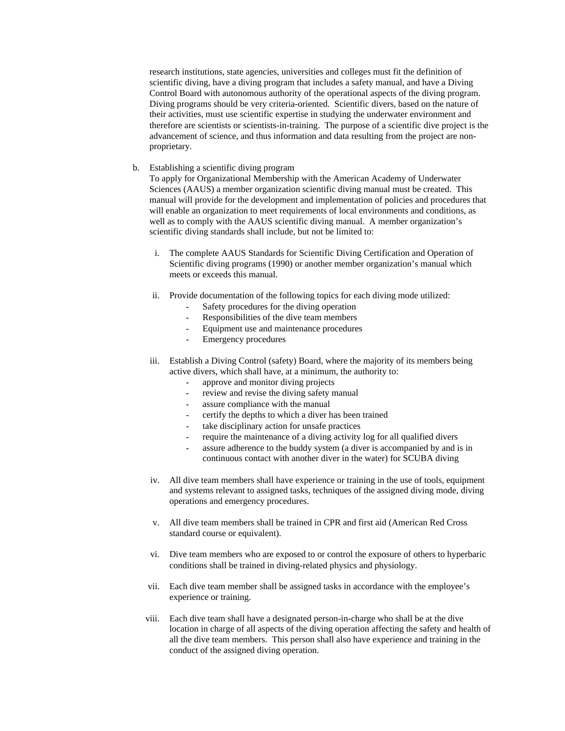research institutions, state agencies, universities and colleges must fit the definition of scientific diving, have a diving program that includes a safety manual, and have a Diving Control Board with autonomous authority of the operational aspects of the diving program. Diving programs should be very criteria-oriented. Scientific divers, based on the nature of their activities, must use scientific expertise in studying the underwater environment and therefore are scientists or scientists-in-training. The purpose of a scientific dive project is the advancement of science, and thus information and data resulting from the project are non-proprietary.

b. Establishing a scientific diving program
   To apply for Organizational Membership with the American Academy of Underwater Sciences (AAUS) a member organization scientific diving manual must be created. This manual will provide for the development and implementation of policies and procedures that will enable an organization to meet requirements of local environments and conditions, as well as to comply with the AAUS scientific diving manual. A member organization's scientific diving standards shall include, but not be limited to:

   i. The complete AAUS Standards for Scientific Diving Certification and Operation of Scientific diving programs (1990) or another member organization's manual which meets or exceeds this manual.

   ii. Provide documentation of the following topics for each diving mode utilized:
      - Safety procedures for the diving operation
      - Responsibilities of the dive team members
      - Equipment use and maintenance procedures
      - Emergency procedures

   iii. Establish a Diving Control (safety) Board, where the majority of its members being active divers, which shall have, at a minimum, the authority to:
      - approve and monitor diving projects
      - review and revise the diving safety manual
      - assure compliance with the manual
      - certify the depths to which a diver has been trained
      - take disciplinary action for unsafe practices
      - require the maintenance of a diving activity log for all qualified divers
      - assure adherence to the buddy system (a diver is accompanied by and is in continuous contact with another diver in the water) for SCUBA diving

   iv. All dive team members shall have experience or training in the use of tools, equipment and systems relevant to assigned tasks, techniques of the assigned diving mode, diving operations and emergency procedures.

   v. All dive team members shall be trained in CPR and first aid (American Red Cross standard course or equivalent).

   vi. Dive team members who are exposed to or control the exposure of others to hyperbaric conditions shall be trained in diving-related physics and physiology.

   vii. Each dive team member shall be assigned tasks in accordance with the employee's experience or training.

   viii. Each dive team shall have a designated person-in-charge who shall be at the dive location in charge of all aspects of the diving operation affecting the safety and health of all the dive team members. This person shall also have experience and training in the conduct of the assigned diving operation.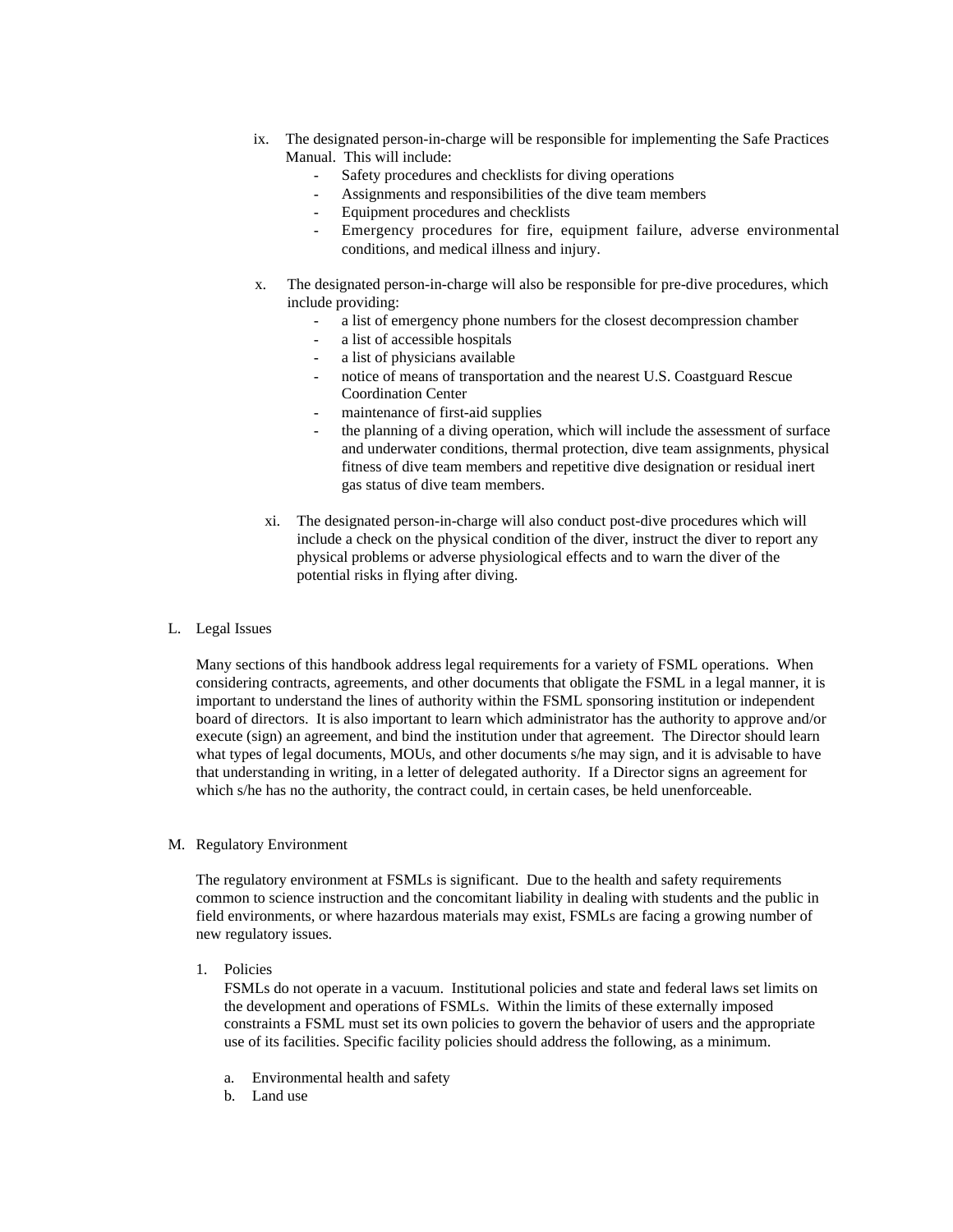ix. The designated person-in-charge will be responsible for implementing the Safe Practices Manual. This will include:
   - Safety procedures and checklists for diving operations
   - Assignments and responsibilities of the dive team members
   - Equipment procedures and checklists
   - Emergency procedures for fire, equipment failure, adverse environmental conditions, and medical illness and injury.

x. The designated person-in-charge will also be responsible for pre-dive procedures, which include providing:
   - a list of emergency phone numbers for the closest decompression chamber
   - a list of accessible hospitals
   - a list of physicians available
   - notice of means of transportation and the nearest U.S. Coastguard Rescue Coordination Center
   - maintenance of first-aid supplies
   - the planning of a diving operation, which will include the assessment of surface and underwater conditions, thermal protection, dive team assignments, physical fitness of dive team members and repetitive dive designation or residual inert gas status of dive team members.

xi. The designated person-in-charge will also conduct post-dive procedures which will include a check on the physical condition of the diver, instruct the diver to report any physical problems or adverse physiological effects and to warn the diver of the potential risks in flying after diving.

## L. Legal Issues

Many sections of this handbook address legal requirements for a variety of FSML operations. When considering contracts, agreements, and other documents that obligate the FSML in a legal manner, it is important to understand the lines of authority within the FSML sponsoring institution or independent board of directors. It is also important to learn which administrator has the authority to approve and/or execute (sign) an agreement, and bind the institution under that agreement. The Director should learn what types of legal documents, MOUs, and other documents s/he may sign, and it is advisable to have that understanding in writing, in a letter of delegated authority. If a Director signs an agreement for which s/he has no the authority, the contract could, in certain cases, be held unenforceable.

## M. Regulatory Environment

The regulatory environment at FSMLs is significant. Due to the health and safety requirements common to science instruction and the concomitant liability in dealing with students and the public in field environments, or where hazardous materials may exist, FSMLs are facing a growing number of new regulatory issues.

1. Policies

   FSMLs do not operate in a vacuum. Institutional policies and state and federal laws set limits on the development and operations of FSMLs. Within the limits of these externally imposed constraints a FSML must set its own policies to govern the behavior of users and the appropriate use of its facilities. Specific facility policies should address the following, as a minimum.

   a. Environmental health and safety
   b. Land use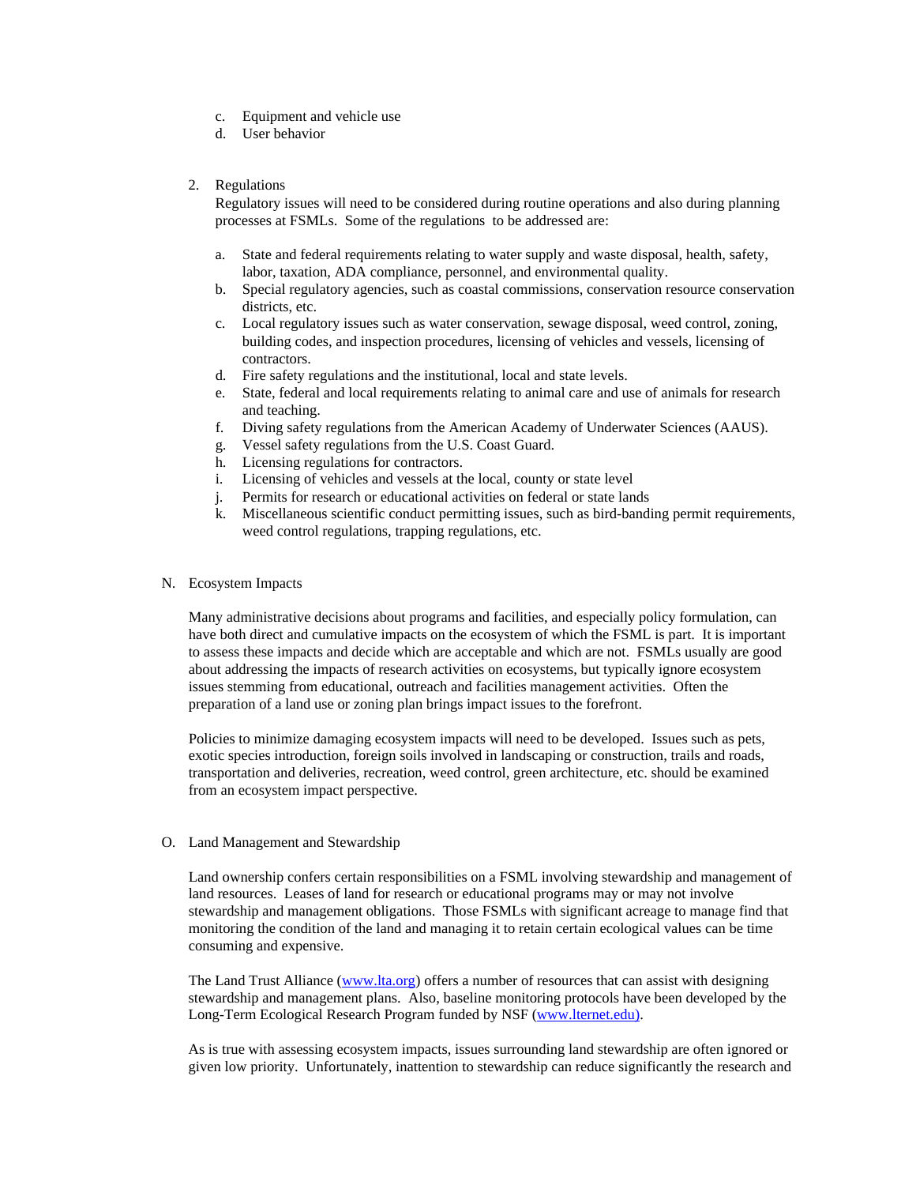c. Equipment and vehicle use
d. User behavior

2. Regulations

   Regulatory issues will need to be considered during routine operations and also during planning processes at FSMLs. Some of the regulations to be addressed are:

   a. State and federal requirements relating to water supply and waste disposal, health, safety, labor, taxation, ADA compliance, personnel, and environmental quality.
   b. Special regulatory agencies, such as coastal commissions, conservation resource conservation districts, etc.
   c. Local regulatory issues such as water conservation, sewage disposal, weed control, zoning, building codes, and inspection procedures, licensing of vehicles and vessels, licensing of contractors.
   d. Fire safety regulations and the institutional, local and state levels.
   e. State, federal and local requirements relating to animal care and use of animals for research and teaching.
   f. Diving safety regulations from the American Academy of Underwater Sciences (AAUS).
   g. Vessel safety regulations from the U.S. Coast Guard.
   h. Licensing regulations for contractors.
   i. Licensing of vehicles and vessels at the local, county or state level
   j. Permits for research or educational activities on federal or state lands
   k. Miscellaneous scientific conduct permitting issues, such as bird-banding permit requirements, weed control regulations, trapping regulations, etc.

## N. Ecosystem Impacts

Many administrative decisions about programs and facilities, and especially policy formulation, can have both direct and cumulative impacts on the ecosystem of which the FSML is part. It is important to assess these impacts and decide which are acceptable and which are not. FSMLs usually are good about addressing the impacts of research activities on ecosystems, but typically ignore ecosystem issues stemming from educational, outreach and facilities management activities. Often the preparation of a land use or zoning plan brings impact issues to the forefront.

Policies to minimize damaging ecosystem impacts will need to be developed. Issues such as pets, exotic species introduction, foreign soils involved in landscaping or construction, trails and roads, transportation and deliveries, recreation, weed control, green architecture, etc. should be examined from an ecosystem impact perspective.

## O. Land Management and Stewardship

Land ownership confers certain responsibilities on a FSML involving stewardship and management of land resources. Leases of land for research or educational programs may or may not involve stewardship and management obligations. Those FSMLs with significant acreage to manage find that monitoring the condition of the land and managing it to retain certain ecological values can be time consuming and expensive.

The Land Trust Alliance (www.lta.org) offers a number of resources that can assist with designing stewardship and management plans. Also, baseline monitoring protocols have been developed by the Long-Term Ecological Research Program funded by NSF (www.lternet.edu).

As is true with assessing ecosystem impacts, issues surrounding land stewardship are often ignored or given low priority. Unfortunately, inattention to stewardship can reduce significantly the research and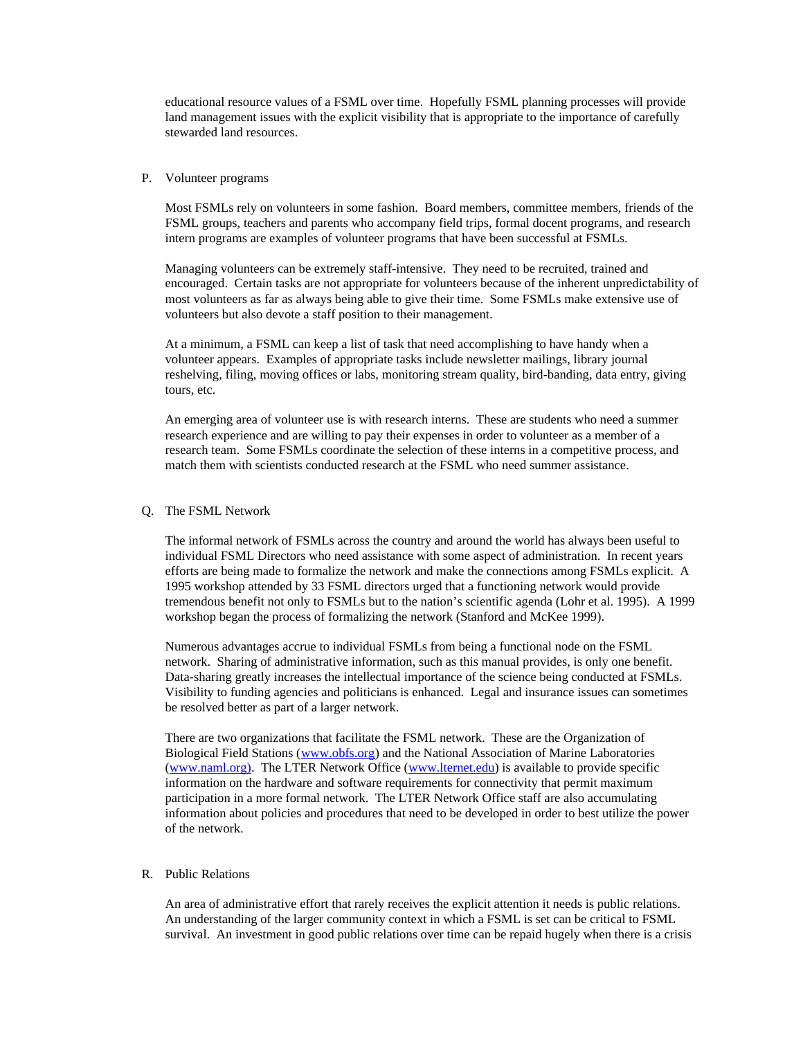educational resource values of a FSML over time. Hopefully FSML planning processes will provide land management issues with the explicit visibility that is appropriate to the importance of carefully stewarded land resources.

## P. Volunteer programs

Most FSMLs rely on volunteers in some fashion. Board members, committee members, friends of the FSML groups, teachers and parents who accompany field trips, formal docent programs, and research intern programs are examples of volunteer programs that have been successful at FSMLs.

Managing volunteers can be extremely staff-intensive. They need to be recruited, trained and encouraged. Certain tasks are not appropriate for volunteers because of the inherent unpredictability of most volunteers as far as always being able to give their time. Some FSMLs make extensive use of volunteers but also devote a staff position to their management.

At a minimum, a FSML can keep a list of task that need accomplishing to have handy when a volunteer appears. Examples of appropriate tasks include newsletter mailings, library journal reshelving, filing, moving offices or labs, monitoring stream quality, bird-banding, data entry, giving tours, etc.

An emerging area of volunteer use is with research interns. These are students who need a summer research experience and are willing to pay their expenses in order to volunteer as a member of a research team. Some FSMLs coordinate the selection of these interns in a competitive process, and match them with scientists conducted research at the FSML who need summer assistance.

## Q. The FSML Network

The informal network of FSMLs across the country and around the world has always been useful to individual FSML Directors who need assistance with some aspect of administration. In recent years efforts are being made to formalize the network and make the connections among FSMLs explicit. A 1995 workshop attended by 33 FSML directors urged that a functioning network would provide tremendous benefit not only to FSMLs but to the nation's scientific agenda (Lohr et al. 1995). A 1999 workshop began the process of formalizing the network (Stanford and McKee 1999).

Numerous advantages accrue to individual FSMLs from being a functional node on the FSML network. Sharing of administrative information, such as this manual provides, is only one benefit. Data-sharing greatly increases the intellectual importance of the science being conducted at FSMLs. Visibility to funding agencies and politicians is enhanced. Legal and insurance issues can sometimes be resolved better as part of a larger network.

There are two organizations that facilitate the FSML network. These are the Organization of Biological Field Stations (www.obfs.org) and the National Association of Marine Laboratories (www.naml.org). The LTER Network Office (www.lternet.edu) is available to provide specific information on the hardware and software requirements for connectivity that permit maximum participation in a more formal network. The LTER Network Office staff are also accumulating information about policies and procedures that need to be developed in order to best utilize the power of the network.

## R. Public Relations

An area of administrative effort that rarely receives the explicit attention it needs is public relations. An understanding of the larger community context in which a FSML is set can be critical to FSML survival. An investment in good public relations over time can be repaid hugely when there is a crisis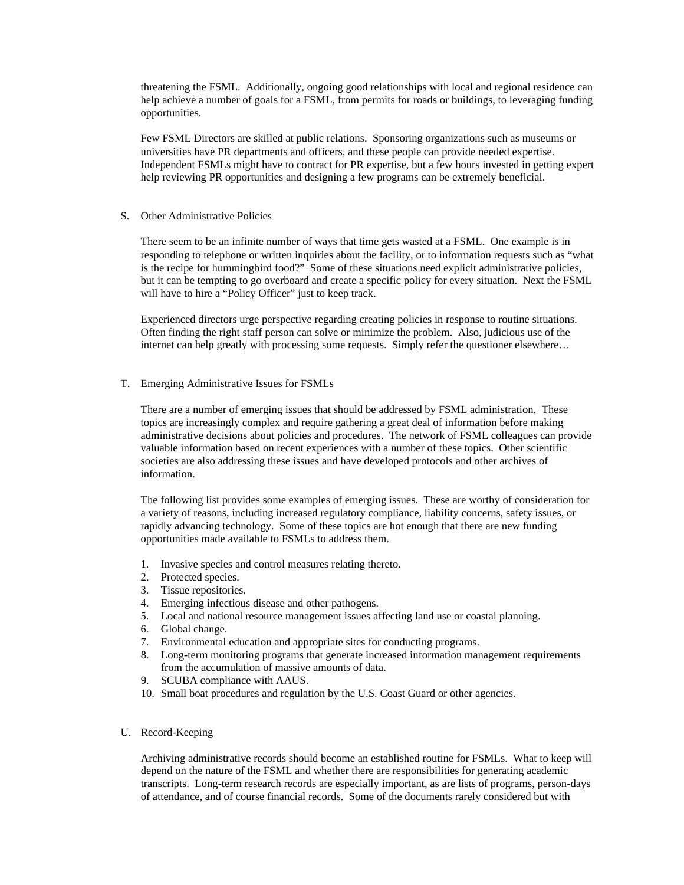threatening the FSML. Additionally, ongoing good relationships with local and regional residence can help achieve a number of goals for a FSML, from permits for roads or buildings, to leveraging funding opportunities.

Few FSML Directors are skilled at public relations. Sponsoring organizations such as museums or universities have PR departments and officers, and these people can provide needed expertise. Independent FSMLs might have to contract for PR expertise, but a few hours invested in getting expert help reviewing PR opportunities and designing a few programs can be extremely beneficial.

## S. Other Administrative Policies

There seem to be an infinite number of ways that time gets wasted at a FSML. One example is in responding to telephone or written inquiries about the facility, or to information requests such as "what is the recipe for hummingbird food?" Some of these situations need explicit administrative policies, but it can be tempting to go overboard and create a specific policy for every situation. Next the FSML will have to hire a "Policy Officer" just to keep track.

Experienced directors urge perspective regarding creating policies in response to routine situations. Often finding the right staff person can solve or minimize the problem. Also, judicious use of the internet can help greatly with processing some requests. Simply refer the questioner elsewhere…

## T. Emerging Administrative Issues for FSMLs

There are a number of emerging issues that should be addressed by FSML administration. These topics are increasingly complex and require gathering a great deal of information before making administrative decisions about policies and procedures. The network of FSML colleagues can provide valuable information based on recent experiences with a number of these topics. Other scientific societies are also addressing these issues and have developed protocols and other archives of information.

The following list provides some examples of emerging issues. These are worthy of consideration for a variety of reasons, including increased regulatory compliance, liability concerns, safety issues, or rapidly advancing technology. Some of these topics are hot enough that there are new funding opportunities made available to FSMLs to address them.

1. Invasive species and control measures relating thereto.
2. Protected species.
3. Tissue repositories.
4. Emerging infectious disease and other pathogens.
5. Local and national resource management issues affecting land use or coastal planning.
6. Global change.
7. Environmental education and appropriate sites for conducting programs.
8. Long-term monitoring programs that generate increased information management requirements from the accumulation of massive amounts of data.
9. SCUBA compliance with AAUS.
10. Small boat procedures and regulation by the U.S. Coast Guard or other agencies.

## U. Record-Keeping

Archiving administrative records should become an established routine for FSMLs. What to keep will depend on the nature of the FSML and whether there are responsibilities for generating academic transcripts. Long-term research records are especially important, as are lists of programs, person-days of attendance, and of course financial records. Some of the documents rarely considered but with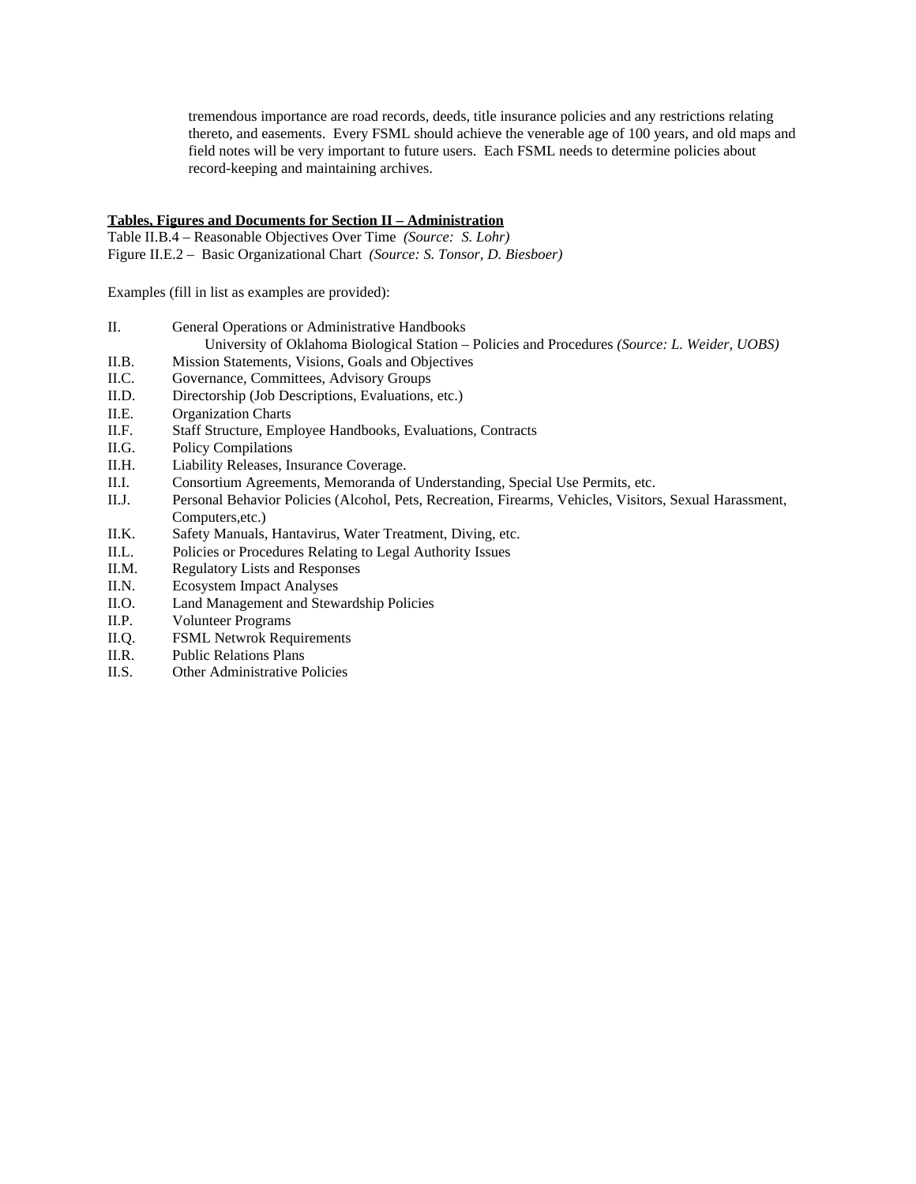tremendous importance are road records, deeds, title insurance policies and any restrictions relating thereto, and easements. Every FSML should achieve the venerable age of 100 years, and old maps and field notes will be very important to future users. Each FSML needs to determine policies about record-keeping and maintaining archives.

**<u>Tables, Figures and Documents for Section II – Administration</u>**

Table II.B.4 – Reasonable Objectives Over Time *(Source: S. Lohr)*
Figure II.E.2 – Basic Organizational Chart *(Source: S. Tonsor, D. Biesboer)*

Examples (fill in list as examples are provided):

- II. General Operations or Administrative Handbooks
  - University of Oklahoma Biological Station – Policies and Procedures *(Source: L. Weider, UOBS)*
- II.B. Mission Statements, Visions, Goals and Objectives
- II.C. Governance, Committees, Advisory Groups
- II.D. Directorship (Job Descriptions, Evaluations, etc.)
- II.E. Organization Charts
- II.F. Staff Structure, Employee Handbooks, Evaluations, Contracts
- II.G. Policy Compilations
- II.H. Liability Releases, Insurance Coverage.
- II.I. Consortium Agreements, Memoranda of Understanding, Special Use Permits, etc.
- II.J. Personal Behavior Policies (Alcohol, Pets, Recreation, Firearms, Vehicles, Visitors, Sexual Harassment, Computers,etc.)
- II.K. Safety Manuals, Hantavirus, Water Treatment, Diving, etc.
- II.L. Policies or Procedures Relating to Legal Authority Issues
- II.M. Regulatory Lists and Responses
- II.N. Ecosystem Impact Analyses
- II.O. Land Management and Stewardship Policies
- II.P. Volunteer Programs
- II.Q. FSML Netwrok Requirements
- II.R. Public Relations Plans
- II.S. Other Administrative Policies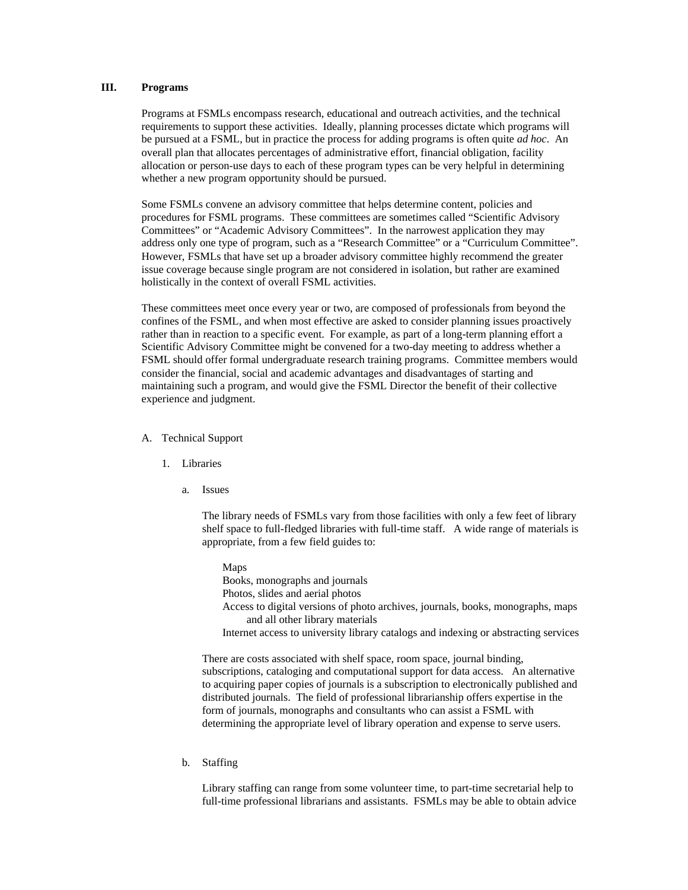## III. Programs

Programs at FSMLs encompass research, educational and outreach activities, and the technical requirements to support these activities. Ideally, planning processes dictate which programs will be pursued at a FSML, but in practice the process for adding programs is often quite *ad hoc*. An overall plan that allocates percentages of administrative effort, financial obligation, facility allocation or person-use days to each of these program types can be very helpful in determining whether a new program opportunity should be pursued.

Some FSMLs convene an advisory committee that helps determine content, policies and procedures for FSML programs. These committees are sometimes called "Scientific Advisory Committees" or "Academic Advisory Committees". In the narrowest application they may address only one type of program, such as a "Research Committee" or a "Curriculum Committee". However, FSMLs that have set up a broader advisory committee highly recommend the greater issue coverage because single program are not considered in isolation, but rather are examined holistically in the context of overall FSML activities.

These committees meet once every year or two, are composed of professionals from beyond the confines of the FSML, and when most effective are asked to consider planning issues proactively rather than in reaction to a specific event. For example, as part of a long-term planning effort a Scientific Advisory Committee might be convened for a two-day meeting to address whether a FSML should offer formal undergraduate research training programs. Committee members would consider the financial, social and academic advantages and disadvantages of starting and maintaining such a program, and would give the FSML Director the benefit of their collective experience and judgment.

### A. Technical Support

#### 1. Libraries

##### a. Issues

The library needs of FSMLs vary from those facilities with only a few feet of library shelf space to full-fledged libraries with full-time staff. A wide range of materials is appropriate, from a few field guides to:

- Maps
- Books, monographs and journals
- Photos, slides and aerial photos
- Access to digital versions of photo archives, journals, books, monographs, maps and all other library materials
- Internet access to university library catalogs and indexing or abstracting services

There are costs associated with shelf space, room space, journal binding, subscriptions, cataloging and computational support for data access. An alternative to acquiring paper copies of journals is a subscription to electronically published and distributed journals. The field of professional librarianship offers expertise in the form of journals, monographs and consultants who can assist a FSML with determining the appropriate level of library operation and expense to serve users.

##### b. Staffing

Library staffing can range from some volunteer time, to part-time secretarial help to full-time professional librarians and assistants. FSMLs may be able to obtain advice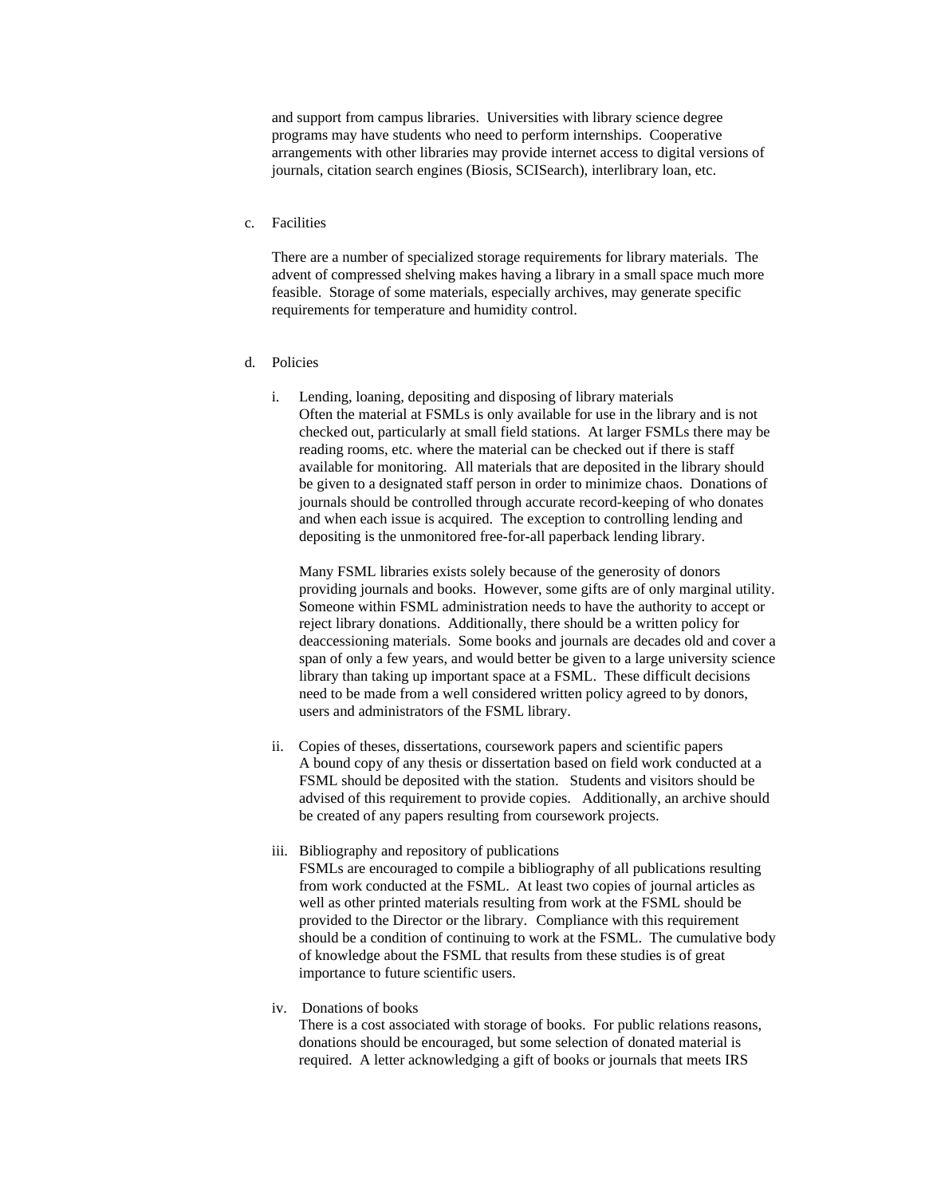and support from campus libraries. Universities with library science degree programs may have students who need to perform internships. Cooperative arrangements with other libraries may provide internet access to digital versions of journals, citation search engines (Biosis, SCISearch), interlibrary loan, etc.

c. Facilities

There are a number of specialized storage requirements for library materials. The advent of compressed shelving makes having a library in a small space much more feasible. Storage of some materials, especially archives, may generate specific requirements for temperature and humidity control.

d. Policies

i. Lending, loaning, depositing and disposing of library materials

Often the material at FSMLs is only available for use in the library and is not checked out, particularly at small field stations. At larger FSMLs there may be reading rooms, etc. where the material can be checked out if there is staff available for monitoring. All materials that are deposited in the library should be given to a designated staff person in order to minimize chaos. Donations of journals should be controlled through accurate record-keeping of who donates and when each issue is acquired. The exception to controlling lending and depositing is the unmonitored free-for-all paperback lending library.

Many FSML libraries exists solely because of the generosity of donors providing journals and books. However, some gifts are of only marginal utility. Someone within FSML administration needs to have the authority to accept or reject library donations. Additionally, there should be a written policy for deaccessioning materials. Some books and journals are decades old and cover a span of only a few years, and would better be given to a large university science library than taking up important space at a FSML. These difficult decisions need to be made from a well considered written policy agreed to by donors, users and administrators of the FSML library.

ii. Copies of theses, dissertations, coursework papers and scientific papers

A bound copy of any thesis or dissertation based on field work conducted at a FSML should be deposited with the station. Students and visitors should be advised of this requirement to provide copies. Additionally, an archive should be created of any papers resulting from coursework projects.

iii. Bibliography and repository of publications

FSMLs are encouraged to compile a bibliography of all publications resulting from work conducted at the FSML. At least two copies of journal articles as well as other printed materials resulting from work at the FSML should be provided to the Director or the library. Compliance with this requirement should be a condition of continuing to work at the FSML. The cumulative body of knowledge about the FSML that results from these studies is of great importance to future scientific users.

iv. Donations of books

There is a cost associated with storage of books. For public relations reasons, donations should be encouraged, but some selection of donated material is required. A letter acknowledging a gift of books or journals that meets IRS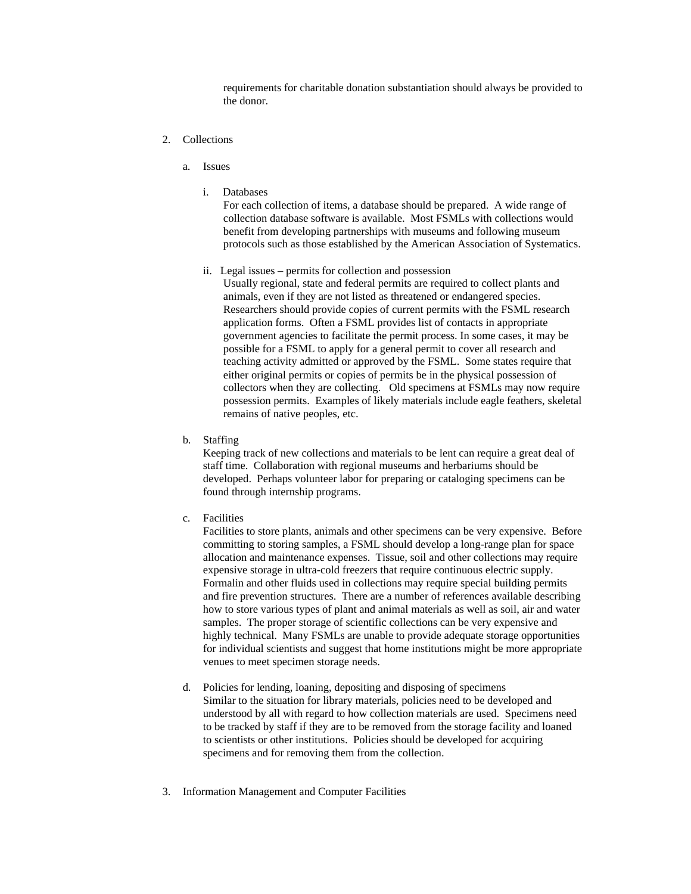requirements for charitable donation substantiation should always be provided to the donor.

2. Collections

   a. Issues

      i. Databases
      For each collection of items, a database should be prepared. A wide range of collection database software is available. Most FSMLs with collections would benefit from developing partnerships with museums and following museum protocols such as those established by the American Association of Systematics.

      ii. Legal issues – permits for collection and possession
      Usually regional, state and federal permits are required to collect plants and animals, even if they are not listed as threatened or endangered species. Researchers should provide copies of current permits with the FSML research application forms. Often a FSML provides list of contacts in appropriate government agencies to facilitate the permit process. In some cases, it may be possible for a FSML to apply for a general permit to cover all research and teaching activity admitted or approved by the FSML. Some states require that either original permits or copies of permits be in the physical possession of collectors when they are collecting. Old specimens at FSMLs may now require possession permits. Examples of likely materials include eagle feathers, skeletal remains of native peoples, etc.

   b. Staffing
   Keeping track of new collections and materials to be lent can require a great deal of staff time. Collaboration with regional museums and herbariums should be developed. Perhaps volunteer labor for preparing or cataloging specimens can be found through internship programs.

   c. Facilities
   Facilities to store plants, animals and other specimens can be very expensive. Before committing to storing samples, a FSML should develop a long-range plan for space allocation and maintenance expenses. Tissue, soil and other collections may require expensive storage in ultra-cold freezers that require continuous electric supply. Formalin and other fluids used in collections may require special building permits and fire prevention structures. There are a number of references available describing how to store various types of plant and animal materials as well as soil, air and water samples. The proper storage of scientific collections can be very expensive and highly technical. Many FSMLs are unable to provide adequate storage opportunities for individual scientists and suggest that home institutions might be more appropriate venues to meet specimen storage needs.

   d. Policies for lending, loaning, depositing and disposing of specimens
   Similar to the situation for library materials, policies need to be developed and understood by all with regard to how collection materials are used. Specimens need to be tracked by staff if they are to be removed from the storage facility and loaned to scientists or other institutions. Policies should be developed for acquiring specimens and for removing them from the collection.

3. Information Management and Computer Facilities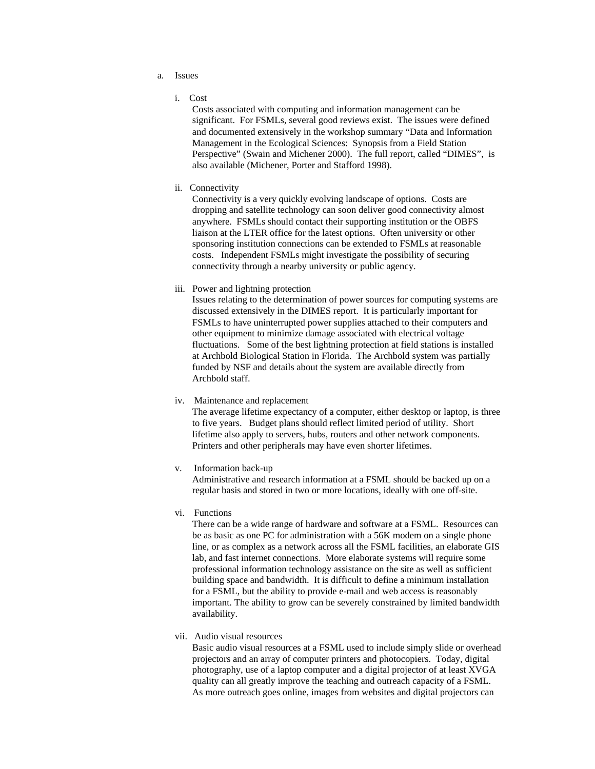a. Issues

i. Cost

Costs associated with computing and information management can be significant. For FSMLs, several good reviews exist. The issues were defined and documented extensively in the workshop summary "Data and Information Management in the Ecological Sciences: Synopsis from a Field Station Perspective" (Swain and Michener 2000). The full report, called "DIMES", is also available (Michener, Porter and Stafford 1998).

ii. Connectivity

Connectivity is a very quickly evolving landscape of options. Costs are dropping and satellite technology can soon deliver good connectivity almost anywhere. FSMLs should contact their supporting institution or the OBFS liaison at the LTER office for the latest options. Often university or other sponsoring institution connections can be extended to FSMLs at reasonable costs. Independent FSMLs might investigate the possibility of securing connectivity through a nearby university or public agency.

iii. Power and lightning protection

Issues relating to the determination of power sources for computing systems are discussed extensively in the DIMES report. It is particularly important for FSMLs to have uninterrupted power supplies attached to their computers and other equipment to minimize damage associated with electrical voltage fluctuations. Some of the best lightning protection at field stations is installed at Archbold Biological Station in Florida. The Archbold system was partially funded by NSF and details about the system are available directly from Archbold staff.

iv. Maintenance and replacement

The average lifetime expectancy of a computer, either desktop or laptop, is three to five years. Budget plans should reflect limited period of utility. Short lifetime also apply to servers, hubs, routers and other network components. Printers and other peripherals may have even shorter lifetimes.

v. Information back-up

Administrative and research information at a FSML should be backed up on a regular basis and stored in two or more locations, ideally with one off-site.

vi. Functions

There can be a wide range of hardware and software at a FSML. Resources can be as basic as one PC for administration with a 56K modem on a single phone line, or as complex as a network across all the FSML facilities, an elaborate GIS lab, and fast internet connections. More elaborate systems will require some professional information technology assistance on the site as well as sufficient building space and bandwidth. It is difficult to define a minimum installation for a FSML, but the ability to provide e-mail and web access is reasonably important. The ability to grow can be severely constrained by limited bandwidth availability.

vii. Audio visual resources

Basic audio visual resources at a FSML used to include simply slide or overhead projectors and an array of computer printers and photocopiers. Today, digital photography, use of a laptop computer and a digital projector of at least XVGA quality can all greatly improve the teaching and outreach capacity of a FSML. As more outreach goes online, images from websites and digital projectors can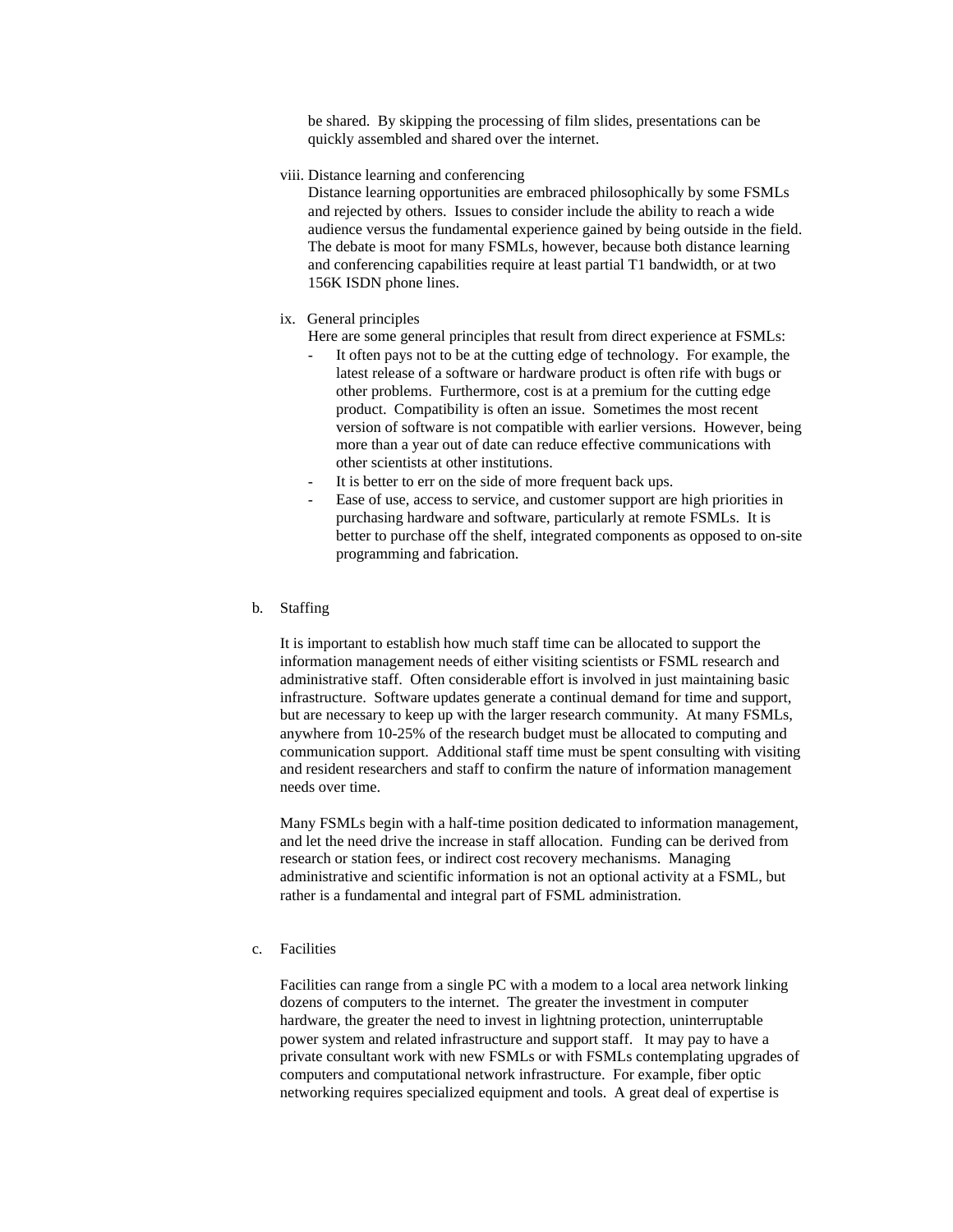be shared. By skipping the processing of film slides, presentations can be quickly assembled and shared over the internet.

viii. Distance learning and conferencing

Distance learning opportunities are embraced philosophically by some FSMLs and rejected by others. Issues to consider include the ability to reach a wide audience versus the fundamental experience gained by being outside in the field. The debate is moot for many FSMLs, however, because both distance learning and conferencing capabilities require at least partial T1 bandwidth, or at two 156K ISDN phone lines.

ix. General principles

Here are some general principles that result from direct experience at FSMLs:

- It often pays not to be at the cutting edge of technology. For example, the latest release of a software or hardware product is often rife with bugs or other problems. Furthermore, cost is at a premium for the cutting edge product. Compatibility is often an issue. Sometimes the most recent version of software is not compatible with earlier versions. However, being more than a year out of date can reduce effective communications with other scientists at other institutions.
- It is better to err on the side of more frequent back ups.
- Ease of use, access to service, and customer support are high priorities in purchasing hardware and software, particularly at remote FSMLs. It is better to purchase off the shelf, integrated components as opposed to on-site programming and fabrication.

b. Staffing

It is important to establish how much staff time can be allocated to support the information management needs of either visiting scientists or FSML research and administrative staff. Often considerable effort is involved in just maintaining basic infrastructure. Software updates generate a continual demand for time and support, but are necessary to keep up with the larger research community. At many FSMLs, anywhere from 10-25% of the research budget must be allocated to computing and communication support. Additional staff time must be spent consulting with visiting and resident researchers and staff to confirm the nature of information management needs over time.

Many FSMLs begin with a half-time position dedicated to information management, and let the need drive the increase in staff allocation. Funding can be derived from research or station fees, or indirect cost recovery mechanisms. Managing administrative and scientific information is not an optional activity at a FSML, but rather is a fundamental and integral part of FSML administration.

c. Facilities

Facilities can range from a single PC with a modem to a local area network linking dozens of computers to the internet. The greater the investment in computer hardware, the greater the need to invest in lightning protection, uninterruptable power system and related infrastructure and support staff. It may pay to have a private consultant work with new FSMLs or with FSMLs contemplating upgrades of computers and computational network infrastructure. For example, fiber optic networking requires specialized equipment and tools. A great deal of expertise is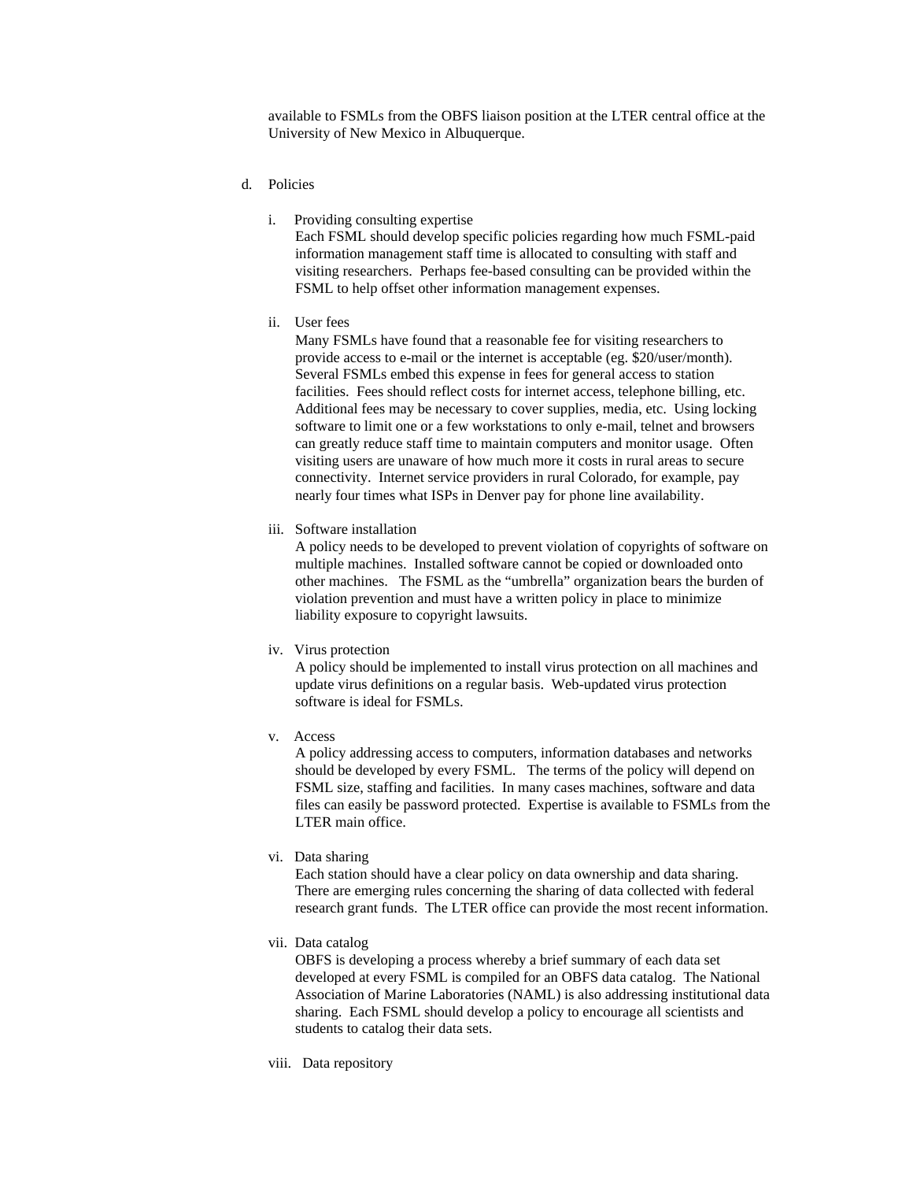available to FSMLs from the OBFS liaison position at the LTER central office at the University of New Mexico in Albuquerque.

d. Policies

i. Providing consulting expertise

Each FSML should develop specific policies regarding how much FSML-paid information management staff time is allocated to consulting with staff and visiting researchers. Perhaps fee-based consulting can be provided within the FSML to help offset other information management expenses.

ii. User fees

Many FSMLs have found that a reasonable fee for visiting researchers to provide access to e-mail or the internet is acceptable (eg. $20/user/month). Several FSMLs embed this expense in fees for general access to station facilities. Fees should reflect costs for internet access, telephone billing, etc. Additional fees may be necessary to cover supplies, media, etc. Using locking software to limit one or a few workstations to only e-mail, telnet and browsers can greatly reduce staff time to maintain computers and monitor usage. Often visiting users are unaware of how much more it costs in rural areas to secure connectivity. Internet service providers in rural Colorado, for example, pay nearly four times what ISPs in Denver pay for phone line availability.

iii. Software installation

A policy needs to be developed to prevent violation of copyrights of software on multiple machines. Installed software cannot be copied or downloaded onto other machines. The FSML as the "umbrella" organization bears the burden of violation prevention and must have a written policy in place to minimize liability exposure to copyright lawsuits.

iv. Virus protection

A policy should be implemented to install virus protection on all machines and update virus definitions on a regular basis. Web-updated virus protection software is ideal for FSMLs.

v. Access

A policy addressing access to computers, information databases and networks should be developed by every FSML. The terms of the policy will depend on FSML size, staffing and facilities. In many cases machines, software and data files can easily be password protected. Expertise is available to FSMLs from the LTER main office.

vi. Data sharing

Each station should have a clear policy on data ownership and data sharing. There are emerging rules concerning the sharing of data collected with federal research grant funds. The LTER office can provide the most recent information.

vii. Data catalog

OBFS is developing a process whereby a brief summary of each data set developed at every FSML is compiled for an OBFS data catalog. The National Association of Marine Laboratories (NAML) is also addressing institutional data sharing. Each FSML should develop a policy to encourage all scientists and students to catalog their data sets.

viii. Data repository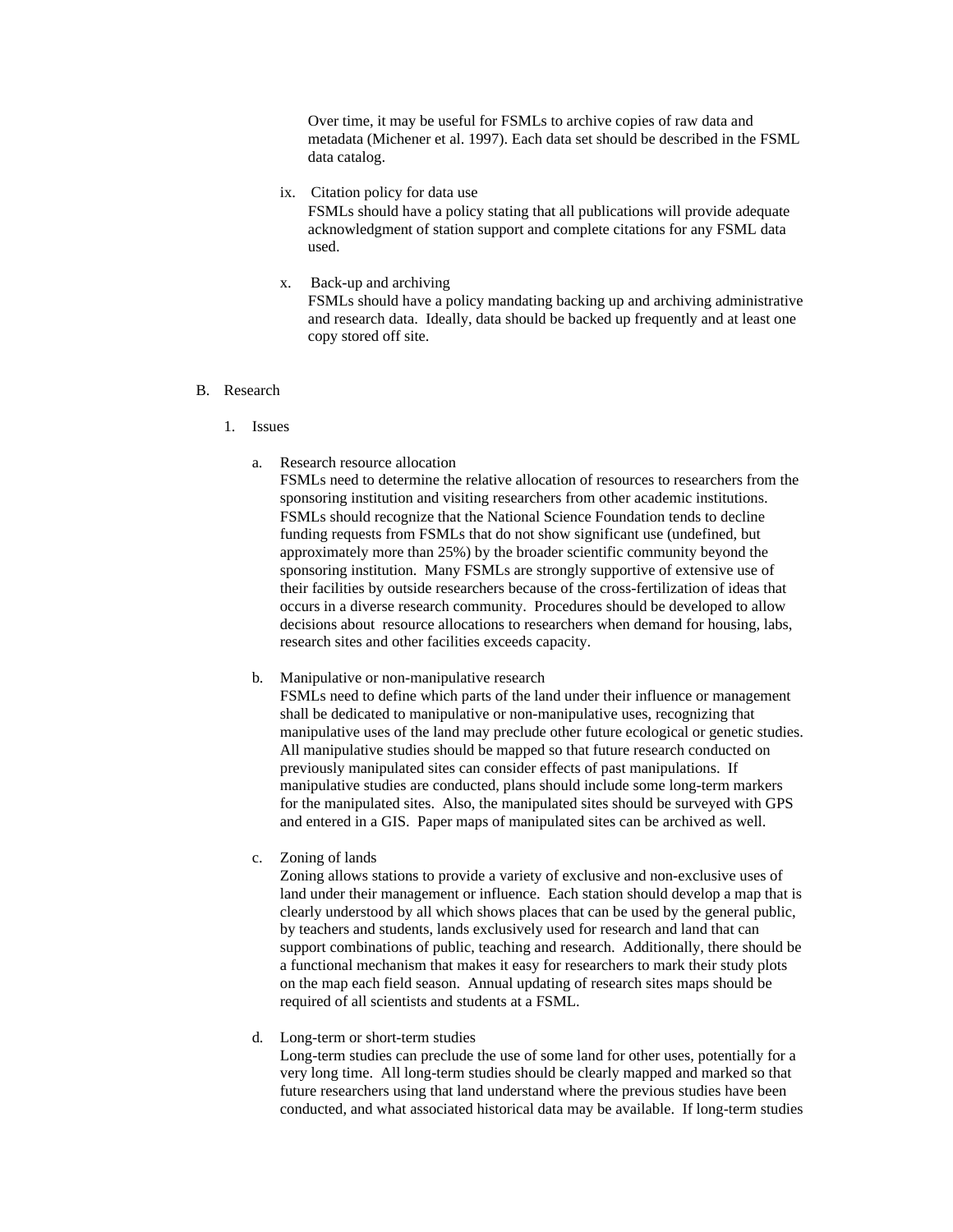Over time, it may be useful for FSMLs to archive copies of raw data and metadata (Michener et al. 1997). Each data set should be described in the FSML data catalog.

ix. Citation policy for data use
FSMLs should have a policy stating that all publications will provide adequate acknowledgment of station support and complete citations for any FSML data used.

x. Back-up and archiving
FSMLs should have a policy mandating backing up and archiving administrative and research data. Ideally, data should be backed up frequently and at least one copy stored off site.

B. Research

1. Issues

a. Research resource allocation
FSMLs need to determine the relative allocation of resources to researchers from the sponsoring institution and visiting researchers from other academic institutions. FSMLs should recognize that the National Science Foundation tends to decline funding requests from FSMLs that do not show significant use (undefined, but approximately more than 25%) by the broader scientific community beyond the sponsoring institution. Many FSMLs are strongly supportive of extensive use of their facilities by outside researchers because of the cross-fertilization of ideas that occurs in a diverse research community. Procedures should be developed to allow decisions about resource allocations to researchers when demand for housing, labs, research sites and other facilities exceeds capacity.

b. Manipulative or non-manipulative research
FSMLs need to define which parts of the land under their influence or management shall be dedicated to manipulative or non-manipulative uses, recognizing that manipulative uses of the land may preclude other future ecological or genetic studies. All manipulative studies should be mapped so that future research conducted on previously manipulated sites can consider effects of past manipulations. If manipulative studies are conducted, plans should include some long-term markers for the manipulated sites. Also, the manipulated sites should be surveyed with GPS and entered in a GIS. Paper maps of manipulated sites can be archived as well.

c. Zoning of lands
Zoning allows stations to provide a variety of exclusive and non-exclusive uses of land under their management or influence. Each station should develop a map that is clearly understood by all which shows places that can be used by the general public, by teachers and students, lands exclusively used for research and land that can support combinations of public, teaching and research. Additionally, there should be a functional mechanism that makes it easy for researchers to mark their study plots on the map each field season. Annual updating of research sites maps should be required of all scientists and students at a FSML.

d. Long-term or short-term studies
Long-term studies can preclude the use of some land for other uses, potentially for a very long time. All long-term studies should be clearly mapped and marked so that future researchers using that land understand where the previous studies have been conducted, and what associated historical data may be available. If long-term studies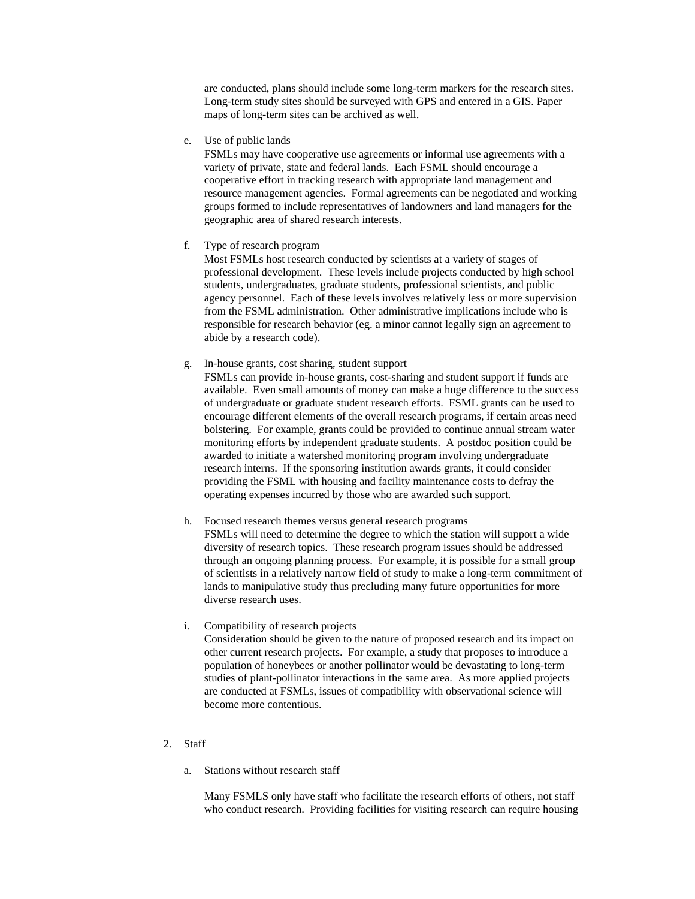are conducted, plans should include some long-term markers for the research sites. Long-term study sites should be surveyed with GPS and entered in a GIS. Paper maps of long-term sites can be archived as well.

e. Use of public lands
FSMLs may have cooperative use agreements or informal use agreements with a variety of private, state and federal lands. Each FSML should encourage a cooperative effort in tracking research with appropriate land management and resource management agencies. Formal agreements can be negotiated and working groups formed to include representatives of landowners and land managers for the geographic area of shared research interests.

f. Type of research program
Most FSMLs host research conducted by scientists at a variety of stages of professional development. These levels include projects conducted by high school students, undergraduates, graduate students, professional scientists, and public agency personnel. Each of these levels involves relatively less or more supervision from the FSML administration. Other administrative implications include who is responsible for research behavior (eg. a minor cannot legally sign an agreement to abide by a research code).

g. In-house grants, cost sharing, student support
FSMLs can provide in-house grants, cost-sharing and student support if funds are available. Even small amounts of money can make a huge difference to the success of undergraduate or graduate student research efforts. FSML grants can be used to encourage different elements of the overall research programs, if certain areas need bolstering. For example, grants could be provided to continue annual stream water monitoring efforts by independent graduate students. A postdoc position could be awarded to initiate a watershed monitoring program involving undergraduate research interns. If the sponsoring institution awards grants, it could consider providing the FSML with housing and facility maintenance costs to defray the operating expenses incurred by those who are awarded such support.

h. Focused research themes versus general research programs
FSMLs will need to determine the degree to which the station will support a wide diversity of research topics. These research program issues should be addressed through an ongoing planning process. For example, it is possible for a small group of scientists in a relatively narrow field of study to make a long-term commitment of lands to manipulative study thus precluding many future opportunities for more diverse research uses.

i. Compatibility of research projects
Consideration should be given to the nature of proposed research and its impact on other current research projects. For example, a study that proposes to introduce a population of honeybees or another pollinator would be devastating to long-term studies of plant-pollinator interactions in the same area. As more applied projects are conducted at FSMLs, issues of compatibility with observational science will become more contentious.

2. Staff

a. Stations without research staff

Many FSMLS only have staff who facilitate the research efforts of others, not staff who conduct research. Providing facilities for visiting research can require housing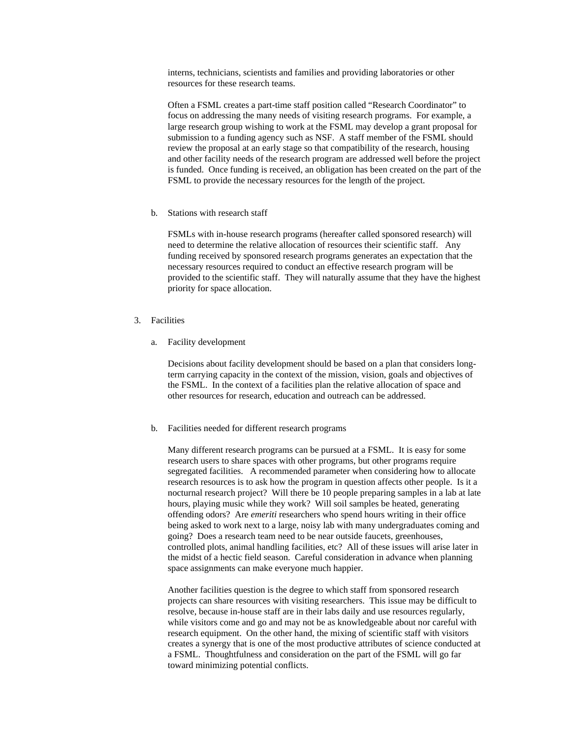interns, technicians, scientists and families and providing laboratories or other resources for these research teams.

Often a FSML creates a part-time staff position called "Research Coordinator" to focus on addressing the many needs of visiting research programs. For example, a large research group wishing to work at the FSML may develop a grant proposal for submission to a funding agency such as NSF. A staff member of the FSML should review the proposal at an early stage so that compatibility of the research, housing and other facility needs of the research program are addressed well before the project is funded. Once funding is received, an obligation has been created on the part of the FSML to provide the necessary resources for the length of the project.

b. Stations with research staff

FSMLs with in-house research programs (hereafter called sponsored research) will need to determine the relative allocation of resources their scientific staff. Any funding received by sponsored research programs generates an expectation that the necessary resources required to conduct an effective research program will be provided to the scientific staff. They will naturally assume that they have the highest priority for space allocation.

3. Facilities

a. Facility development

Decisions about facility development should be based on a plan that considers long-term carrying capacity in the context of the mission, vision, goals and objectives of the FSML. In the context of a facilities plan the relative allocation of space and other resources for research, education and outreach can be addressed.

b. Facilities needed for different research programs

Many different research programs can be pursued at a FSML. It is easy for some research users to share spaces with other programs, but other programs require segregated facilities. A recommended parameter when considering how to allocate research resources is to ask how the program in question affects other people. Is it a nocturnal research project? Will there be 10 people preparing samples in a lab at late hours, playing music while they work? Will soil samples be heated, generating offending odors? Are *emeriti* researchers who spend hours writing in their office being asked to work next to a large, noisy lab with many undergraduates coming and going? Does a research team need to be near outside faucets, greenhouses, controlled plots, animal handling facilities, etc? All of these issues will arise later in the midst of a hectic field season. Careful consideration in advance when planning space assignments can make everyone much happier.

Another facilities question is the degree to which staff from sponsored research projects can share resources with visiting researchers. This issue may be difficult to resolve, because in-house staff are in their labs daily and use resources regularly, while visitors come and go and may not be as knowledgeable about nor careful with research equipment. On the other hand, the mixing of scientific staff with visitors creates a synergy that is one of the most productive attributes of science conducted at a FSML. Thoughtfulness and consideration on the part of the FSML will go far toward minimizing potential conflicts.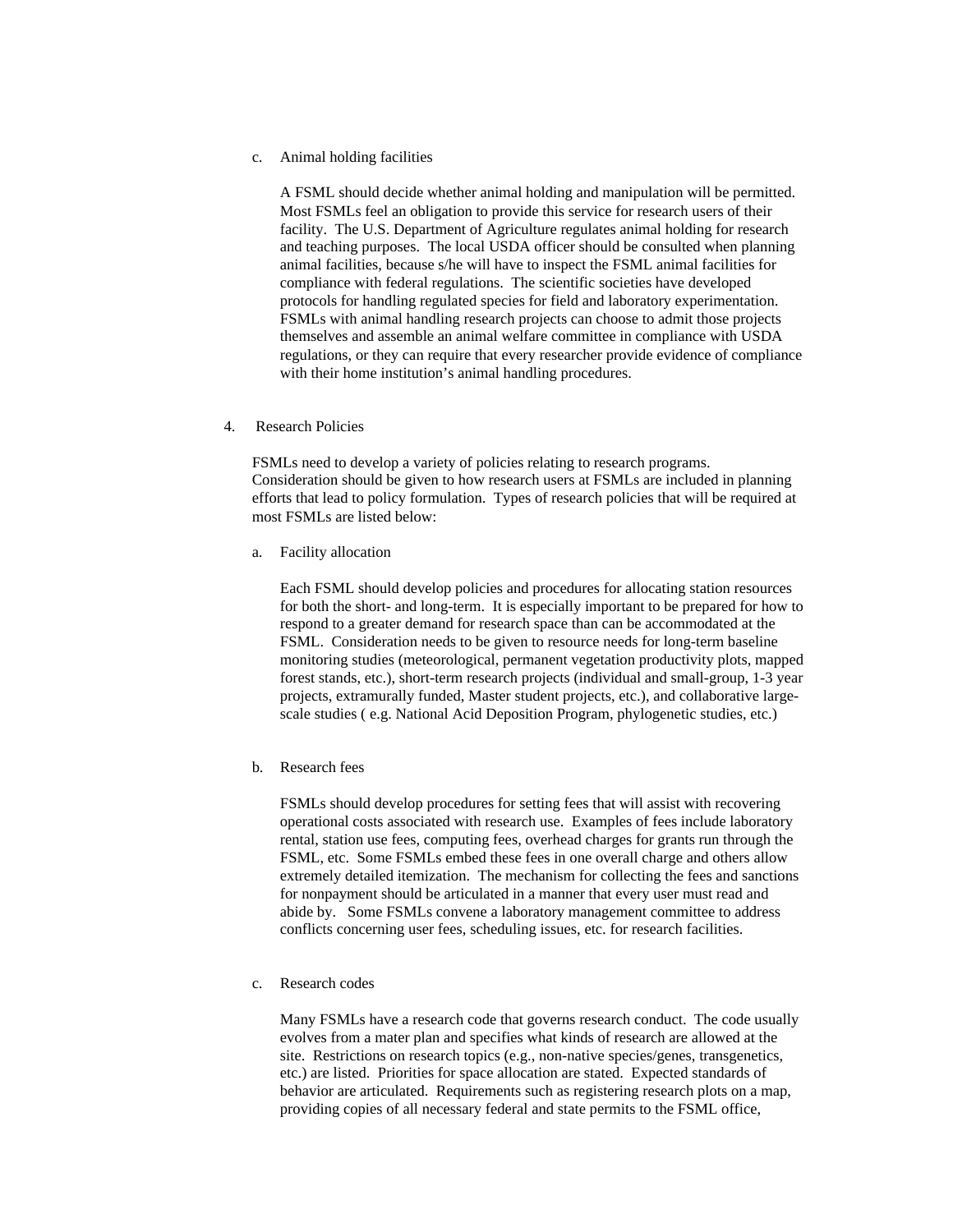c. Animal holding facilities

A FSML should decide whether animal holding and manipulation will be permitted. Most FSMLs feel an obligation to provide this service for research users of their facility. The U.S. Department of Agriculture regulates animal holding for research and teaching purposes. The local USDA officer should be consulted when planning animal facilities, because s/he will have to inspect the FSML animal facilities for compliance with federal regulations. The scientific societies have developed protocols for handling regulated species for field and laboratory experimentation. FSMLs with animal handling research projects can choose to admit those projects themselves and assemble an animal welfare committee in compliance with USDA regulations, or they can require that every researcher provide evidence of compliance with their home institution's animal handling procedures.

4. Research Policies

FSMLs need to develop a variety of policies relating to research programs. Consideration should be given to how research users at FSMLs are included in planning efforts that lead to policy formulation. Types of research policies that will be required at most FSMLs are listed below:

a. Facility allocation

Each FSML should develop policies and procedures for allocating station resources for both the short- and long-term. It is especially important to be prepared for how to respond to a greater demand for research space than can be accommodated at the FSML. Consideration needs to be given to resource needs for long-term baseline monitoring studies (meteorological, permanent vegetation productivity plots, mapped forest stands, etc.), short-term research projects (individual and small-group, 1-3 year projects, extramurally funded, Master student projects, etc.), and collaborative large-scale studies ( e.g. National Acid Deposition Program, phylogenetic studies, etc.)

b. Research fees

FSMLs should develop procedures for setting fees that will assist with recovering operational costs associated with research use. Examples of fees include laboratory rental, station use fees, computing fees, overhead charges for grants run through the FSML, etc. Some FSMLs embed these fees in one overall charge and others allow extremely detailed itemization. The mechanism for collecting the fees and sanctions for nonpayment should be articulated in a manner that every user must read and abide by. Some FSMLs convene a laboratory management committee to address conflicts concerning user fees, scheduling issues, etc. for research facilities.

c. Research codes

Many FSMLs have a research code that governs research conduct. The code usually evolves from a mater plan and specifies what kinds of research are allowed at the site. Restrictions on research topics (e.g., non-native species/genes, transgenetics, etc.) are listed. Priorities for space allocation are stated. Expected standards of behavior are articulated. Requirements such as registering research plots on a map, providing copies of all necessary federal and state permits to the FSML office,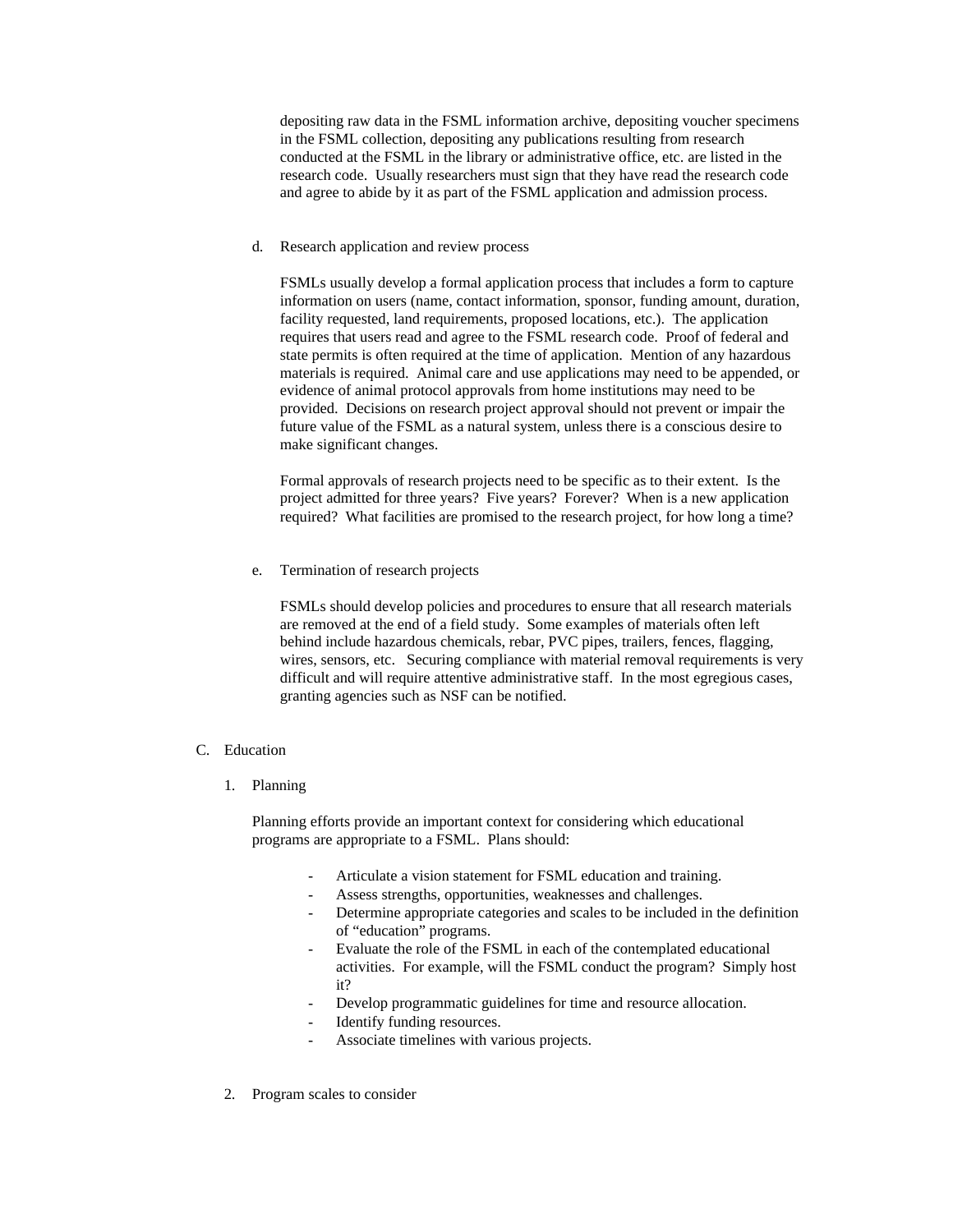depositing raw data in the FSML information archive, depositing voucher specimens in the FSML collection, depositing any publications resulting from research conducted at the FSML in the library or administrative office, etc. are listed in the research code. Usually researchers must sign that they have read the research code and agree to abide by it as part of the FSML application and admission process.

d. Research application and review process

FSMLs usually develop a formal application process that includes a form to capture information on users (name, contact information, sponsor, funding amount, duration, facility requested, land requirements, proposed locations, etc.). The application requires that users read and agree to the FSML research code. Proof of federal and state permits is often required at the time of application. Mention of any hazardous materials is required. Animal care and use applications may need to be appended, or evidence of animal protocol approvals from home institutions may need to be provided. Decisions on research project approval should not prevent or impair the future value of the FSML as a natural system, unless there is a conscious desire to make significant changes.

Formal approvals of research projects need to be specific as to their extent. Is the project admitted for three years? Five years? Forever? When is a new application required? What facilities are promised to the research project, for how long a time?

e. Termination of research projects

FSMLs should develop policies and procedures to ensure that all research materials are removed at the end of a field study. Some examples of materials often left behind include hazardous chemicals, rebar, PVC pipes, trailers, fences, flagging, wires, sensors, etc. Securing compliance with material removal requirements is very difficult and will require attentive administrative staff. In the most egregious cases, granting agencies such as NSF can be notified.

C. Education

1. Planning

Planning efforts provide an important context for considering which educational programs are appropriate to a FSML. Plans should:

- Articulate a vision statement for FSML education and training.
- Assess strengths, opportunities, weaknesses and challenges.
- Determine appropriate categories and scales to be included in the definition of "education" programs.
- Evaluate the role of the FSML in each of the contemplated educational activities. For example, will the FSML conduct the program? Simply host it?
- Develop programmatic guidelines for time and resource allocation.
- Identify funding resources.
- Associate timelines with various projects.

2. Program scales to consider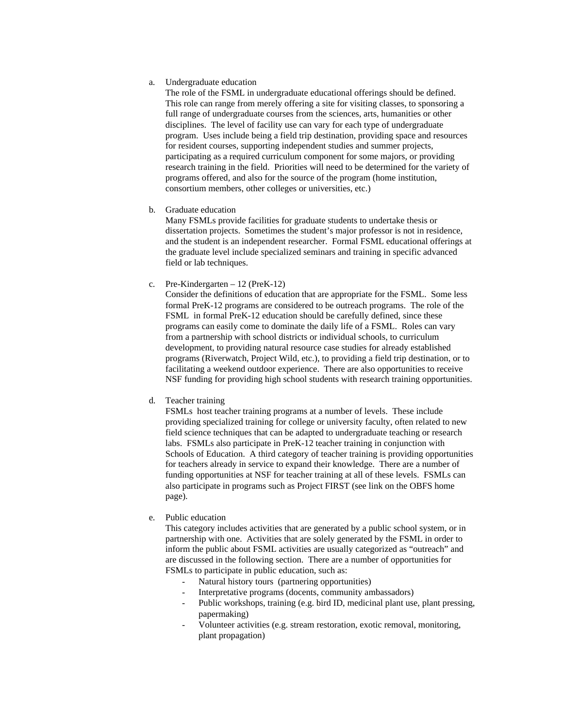a. Undergraduate education

   The role of the FSML in undergraduate educational offerings should be defined. This role can range from merely offering a site for visiting classes, to sponsoring a full range of undergraduate courses from the sciences, arts, humanities or other disciplines. The level of facility use can vary for each type of undergraduate program. Uses include being a field trip destination, providing space and resources for resident courses, supporting independent studies and summer projects, participating as a required curriculum component for some majors, or providing research training in the field. Priorities will need to be determined for the variety of programs offered, and also for the source of the program (home institution, consortium members, other colleges or universities, etc.)

b. Graduate education

   Many FSMLs provide facilities for graduate students to undertake thesis or dissertation projects. Sometimes the student's major professor is not in residence, and the student is an independent researcher. Formal FSML educational offerings at the graduate level include specialized seminars and training in specific advanced field or lab techniques.

c. Pre-Kindergarten – 12 (PreK-12)

   Consider the definitions of education that are appropriate for the FSML. Some less formal PreK-12 programs are considered to be outreach programs. The role of the FSML in formal PreK-12 education should be carefully defined, since these programs can easily come to dominate the daily life of a FSML. Roles can vary from a partnership with school districts or individual schools, to curriculum development, to providing natural resource case studies for already established programs (Riverwatch, Project Wild, etc.), to providing a field trip destination, or to facilitating a weekend outdoor experience. There are also opportunities to receive NSF funding for providing high school students with research training opportunities.

d. Teacher training

   FSMLs host teacher training programs at a number of levels. These include providing specialized training for college or university faculty, often related to new field science techniques that can be adapted to undergraduate teaching or research labs. FSMLs also participate in PreK-12 teacher training in conjunction with Schools of Education. A third category of teacher training is providing opportunities for teachers already in service to expand their knowledge. There are a number of funding opportunities at NSF for teacher training at all of these levels. FSMLs can also participate in programs such as Project FIRST (see link on the OBFS home page).

e. Public education

   This category includes activities that are generated by a public school system, or in partnership with one. Activities that are solely generated by the FSML in order to inform the public about FSML activities are usually categorized as "outreach" and are discussed in the following section. There are a number of opportunities for FSMLs to participate in public education, such as:

   - Natural history tours (partnering opportunities)
   - Interpretative programs (docents, community ambassadors)
   - Public workshops, training (e.g. bird ID, medicinal plant use, plant pressing, papermaking)
   - Volunteer activities (e.g. stream restoration, exotic removal, monitoring, plant propagation)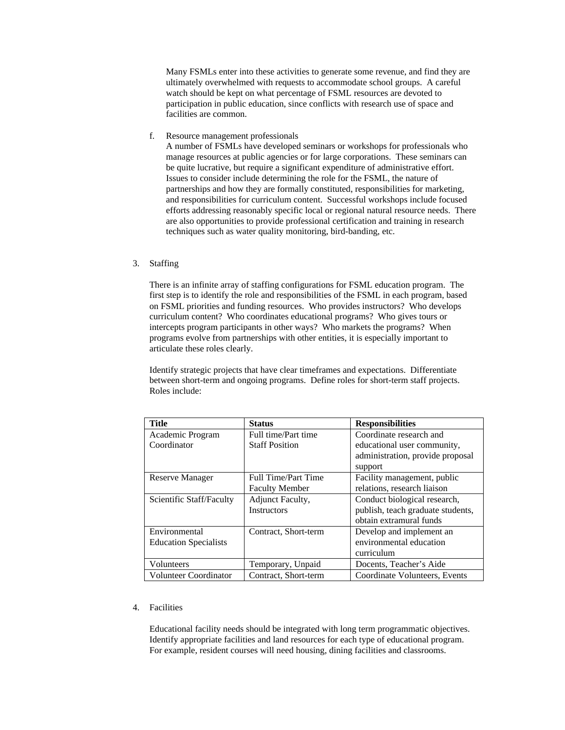Many FSMLs enter into these activities to generate some revenue, and find they are ultimately overwhelmed with requests to accommodate school groups.  A careful watch should be kept on what percentage of FSML resources are devoted to participation in public education, since conflicts with research use of space and facilities are common.

f. Resource management professionals
A number of FSMLs have developed seminars or workshops for professionals who manage resources at public agencies or for large corporations.  These seminars can be quite lucrative, but require a significant expenditure of administrative effort.  Issues to consider include determining the role for the FSML, the nature of partnerships and how they are formally constituted, responsibilities for marketing, and responsibilities for curriculum content.  Successful workshops include focused efforts addressing reasonably specific local or regional natural resource needs.  There are also opportunities to provide professional certification and training in research techniques such as water quality monitoring, bird-banding, etc.

3. Staffing

There is an infinite array of staffing configurations for FSML education program.  The first step is to identify the role and responsibilities of the FSML in each program, based on FSML priorities and funding resources.  Who provides instructors?  Who develops curriculum content?  Who coordinates educational programs?  Who gives tours or intercepts program participants in other ways?  Who markets the programs?  When programs evolve from partnerships with other entities, it is especially important to articulate these roles clearly.

Identify strategic projects that have clear timeframes and expectations.  Differentiate between short-term and ongoing programs.  Define roles for short-term staff projects.  Roles include:

| **Title** | **Status** | **Responsibilities** |
| --- | --- | --- |
| Academic Program Coordinator | Full time/Part time Staff Position | Coordinate research and educational user community, administration, provide proposal support |
| Reserve Manager | Full Time/Part Time Faculty Member | Facility management, public relations, research liaison |
| Scientific Staff/Faculty | Adjunct Faculty, Instructors | Conduct biological research, publish, teach graduate students, obtain extramural funds |
| Environmental Education Specialists | Contract, Short-term | Develop and implement an environmental education curriculum |
| Volunteers | Temporary, Unpaid | Docents, Teacher's Aide |
| Volunteer Coordinator | Contract, Short-term | Coordinate Volunteers, Events |

4. Facilities

Educational facility needs should be integrated with long term programmatic objectives.  Identify appropriate facilities and land resources for each type of educational program.  For example, resident courses will need housing, dining facilities and classrooms.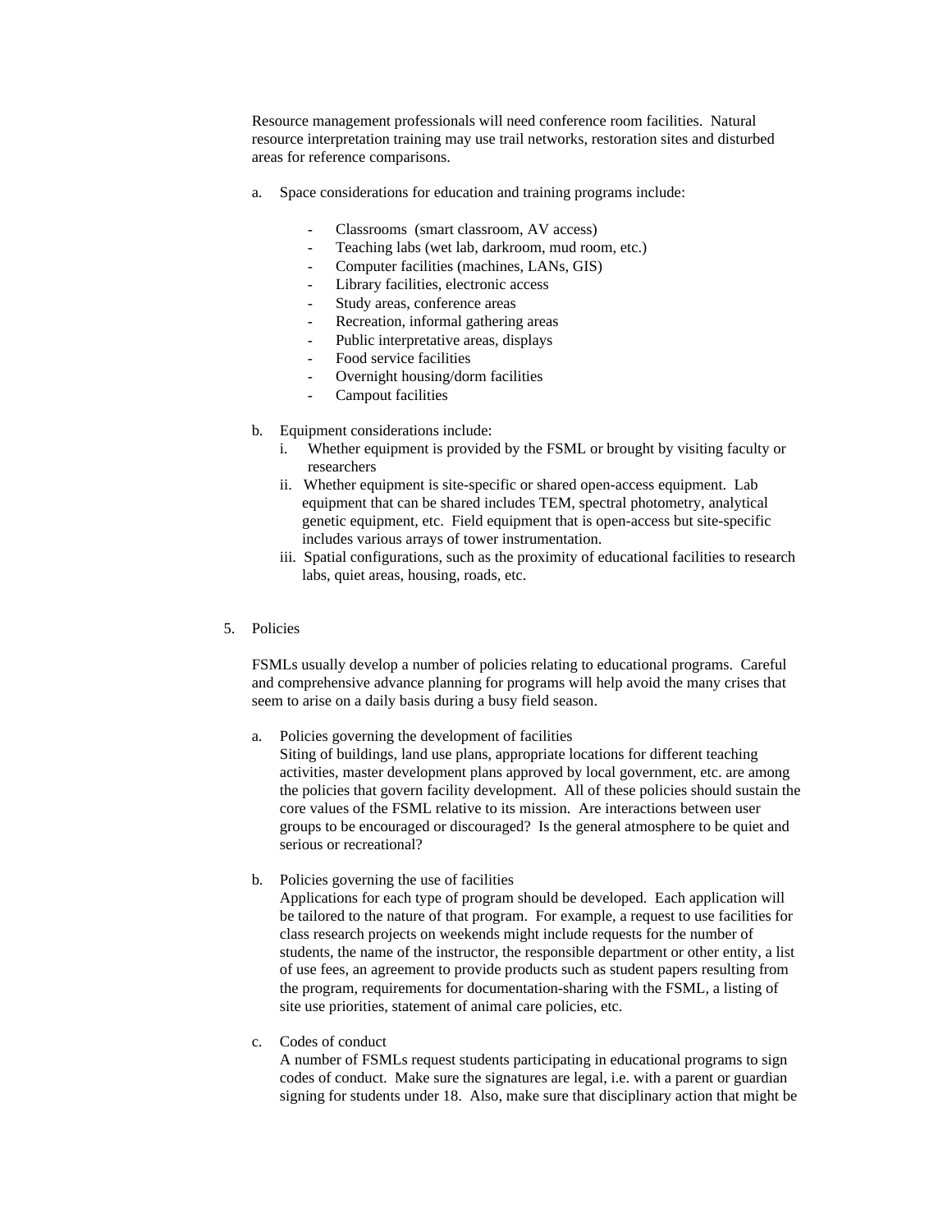Resource management professionals will need conference room facilities. Natural resource interpretation training may use trail networks, restoration sites and disturbed areas for reference comparisons.

a. Space considerations for education and training programs include:

- Classrooms (smart classroom, AV access)
- Teaching labs (wet lab, darkroom, mud room, etc.)
- Computer facilities (machines, LANs, GIS)
- Library facilities, electronic access
- Study areas, conference areas
- Recreation, informal gathering areas
- Public interpretative areas, displays
- Food service facilities
- Overnight housing/dorm facilities
- Campout facilities

b. Equipment considerations include:
   i. Whether equipment is provided by the FSML or brought by visiting faculty or researchers
   ii. Whether equipment is site-specific or shared open-access equipment. Lab equipment that can be shared includes TEM, spectral photometry, analytical genetic equipment, etc. Field equipment that is open-access but site-specific includes various arrays of tower instrumentation.
   iii. Spatial configurations, such as the proximity of educational facilities to research labs, quiet areas, housing, roads, etc.

5. Policies

FSMLs usually develop a number of policies relating to educational programs. Careful and comprehensive advance planning for programs will help avoid the many crises that seem to arise on a daily basis during a busy field season.

a. Policies governing the development of facilities
Siting of buildings, land use plans, appropriate locations for different teaching activities, master development plans approved by local government, etc. are among the policies that govern facility development. All of these policies should sustain the core values of the FSML relative to its mission. Are interactions between user groups to be encouraged or discouraged? Is the general atmosphere to be quiet and serious or recreational?

b. Policies governing the use of facilities
Applications for each type of program should be developed. Each application will be tailored to the nature of that program. For example, a request to use facilities for class research projects on weekends might include requests for the number of students, the name of the instructor, the responsible department or other entity, a list of use fees, an agreement to provide products such as student papers resulting from the program, requirements for documentation-sharing with the FSML, a listing of site use priorities, statement of animal care policies, etc.

c. Codes of conduct
A number of FSMLs request students participating in educational programs to sign codes of conduct. Make sure the signatures are legal, i.e. with a parent or guardian signing for students under 18. Also, make sure that disciplinary action that might be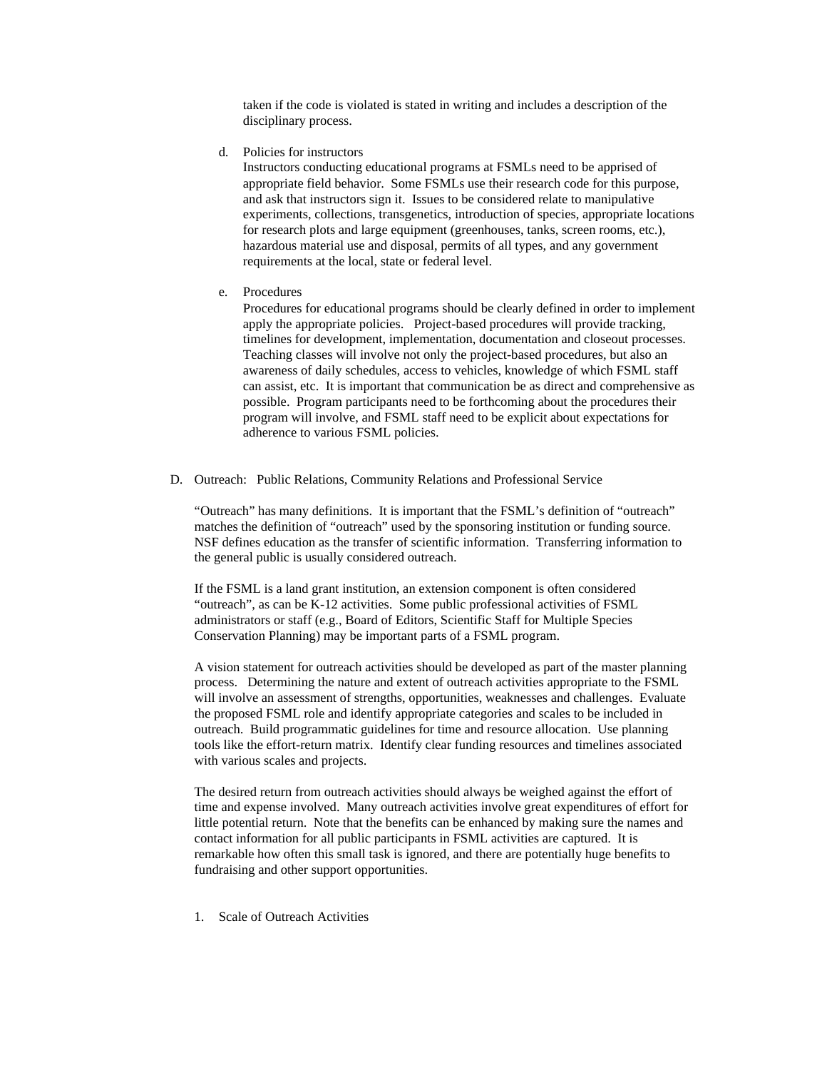taken if the code is violated is stated in writing and includes a description of the disciplinary process.

d. Policies for instructors
Instructors conducting educational programs at FSMLs need to be apprised of appropriate field behavior. Some FSMLs use their research code for this purpose, and ask that instructors sign it. Issues to be considered relate to manipulative experiments, collections, transgenetics, introduction of species, appropriate locations for research plots and large equipment (greenhouses, tanks, screen rooms, etc.), hazardous material use and disposal, permits of all types, and any government requirements at the local, state or federal level.

e. Procedures
Procedures for educational programs should be clearly defined in order to implement apply the appropriate policies. Project-based procedures will provide tracking, timelines for development, implementation, documentation and closeout processes. Teaching classes will involve not only the project-based procedures, but also an awareness of daily schedules, access to vehicles, knowledge of which FSML staff can assist, etc. It is important that communication be as direct and comprehensive as possible. Program participants need to be forthcoming about the procedures their program will involve, and FSML staff need to be explicit about expectations for adherence to various FSML policies.

## D. Outreach: Public Relations, Community Relations and Professional Service

"Outreach" has many definitions. It is important that the FSML's definition of "outreach" matches the definition of "outreach" used by the sponsoring institution or funding source. NSF defines education as the transfer of scientific information. Transferring information to the general public is usually considered outreach.

If the FSML is a land grant institution, an extension component is often considered "outreach", as can be K-12 activities. Some public professional activities of FSML administrators or staff (e.g., Board of Editors, Scientific Staff for Multiple Species Conservation Planning) may be important parts of a FSML program.

A vision statement for outreach activities should be developed as part of the master planning process. Determining the nature and extent of outreach activities appropriate to the FSML will involve an assessment of strengths, opportunities, weaknesses and challenges. Evaluate the proposed FSML role and identify appropriate categories and scales to be included in outreach. Build programmatic guidelines for time and resource allocation. Use planning tools like the effort-return matrix. Identify clear funding resources and timelines associated with various scales and projects.

The desired return from outreach activities should always be weighed against the effort of time and expense involved. Many outreach activities involve great expenditures of effort for little potential return. Note that the benefits can be enhanced by making sure the names and contact information for all public participants in FSML activities are captured. It is remarkable how often this small task is ignored, and there are potentially huge benefits to fundraising and other support opportunities.

### 1. Scale of Outreach Activities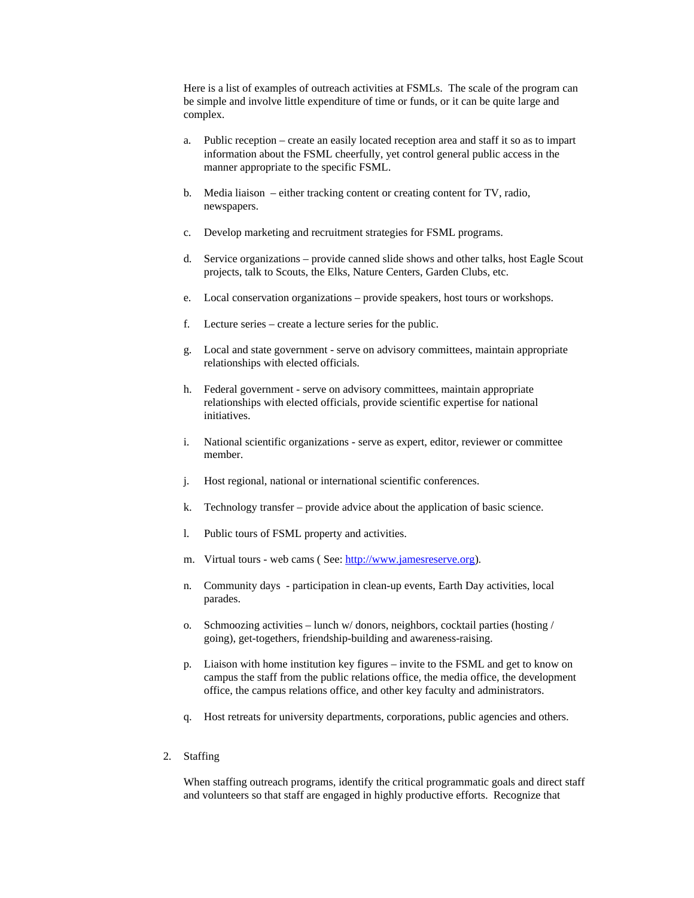Here is a list of examples of outreach activities at FSMLs. The scale of the program can be simple and involve little expenditure of time or funds, or it can be quite large and complex.

a. Public reception – create an easily located reception area and staff it so as to impart information about the FSML cheerfully, yet control general public access in the manner appropriate to the specific FSML.

b. Media liaison – either tracking content or creating content for TV, radio, newspapers.

c. Develop marketing and recruitment strategies for FSML programs.

d. Service organizations – provide canned slide shows and other talks, host Eagle Scout projects, talk to Scouts, the Elks, Nature Centers, Garden Clubs, etc.

e. Local conservation organizations – provide speakers, host tours or workshops.

f. Lecture series – create a lecture series for the public.

g. Local and state government - serve on advisory committees, maintain appropriate relationships with elected officials.

h. Federal government - serve on advisory committees, maintain appropriate relationships with elected officials, provide scientific expertise for national initiatives.

i. National scientific organizations - serve as expert, editor, reviewer or committee member.

j. Host regional, national or international scientific conferences.

k. Technology transfer – provide advice about the application of basic science.

l. Public tours of FSML property and activities.

m. Virtual tours - web cams ( See: [http://www.jamesreserve.org](http://www.jamesreserve.org)).

n. Community days - participation in clean-up events, Earth Day activities, local parades.

o. Schmoozing activities – lunch w/ donors, neighbors, cocktail parties (hosting / going), get-togethers, friendship-building and awareness-raising.

p. Liaison with home institution key figures – invite to the FSML and get to know on campus the staff from the public relations office, the media office, the development office, the campus relations office, and other key faculty and administrators.

q. Host retreats for university departments, corporations, public agencies and others.

2. Staffing

When staffing outreach programs, identify the critical programmatic goals and direct staff and volunteers so that staff are engaged in highly productive efforts. Recognize that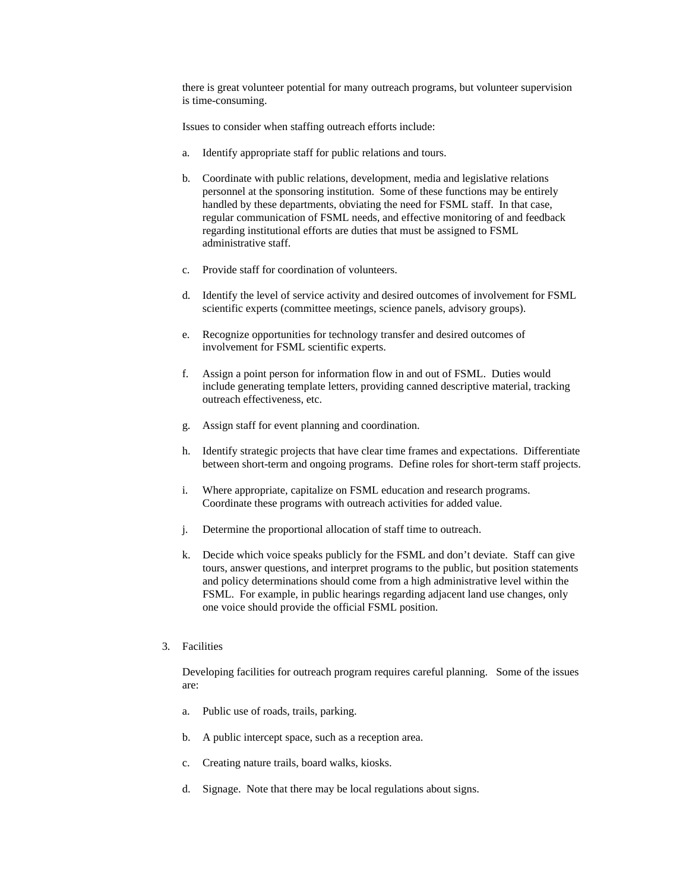there is great volunteer potential for many outreach programs, but volunteer supervision is time-consuming.

Issues to consider when staffing outreach efforts include:

a. Identify appropriate staff for public relations and tours.

b. Coordinate with public relations, development, media and legislative relations personnel at the sponsoring institution. Some of these functions may be entirely handled by these departments, obviating the need for FSML staff. In that case, regular communication of FSML needs, and effective monitoring of and feedback regarding institutional efforts are duties that must be assigned to FSML administrative staff.

c. Provide staff for coordination of volunteers.

d. Identify the level of service activity and desired outcomes of involvement for FSML scientific experts (committee meetings, science panels, advisory groups).

e. Recognize opportunities for technology transfer and desired outcomes of involvement for FSML scientific experts.

f. Assign a point person for information flow in and out of FSML. Duties would include generating template letters, providing canned descriptive material, tracking outreach effectiveness, etc.

g. Assign staff for event planning and coordination.

h. Identify strategic projects that have clear time frames and expectations. Differentiate between short-term and ongoing programs. Define roles for short-term staff projects.

i. Where appropriate, capitalize on FSML education and research programs. Coordinate these programs with outreach activities for added value.

j. Determine the proportional allocation of staff time to outreach.

k. Decide which voice speaks publicly for the FSML and don't deviate. Staff can give tours, answer questions, and interpret programs to the public, but position statements and policy determinations should come from a high administrative level within the FSML. For example, in public hearings regarding adjacent land use changes, only one voice should provide the official FSML position.

3. Facilities

Developing facilities for outreach program requires careful planning. Some of the issues are:

a. Public use of roads, trails, parking.

b. A public intercept space, such as a reception area.

c. Creating nature trails, board walks, kiosks.

d. Signage. Note that there may be local regulations about signs.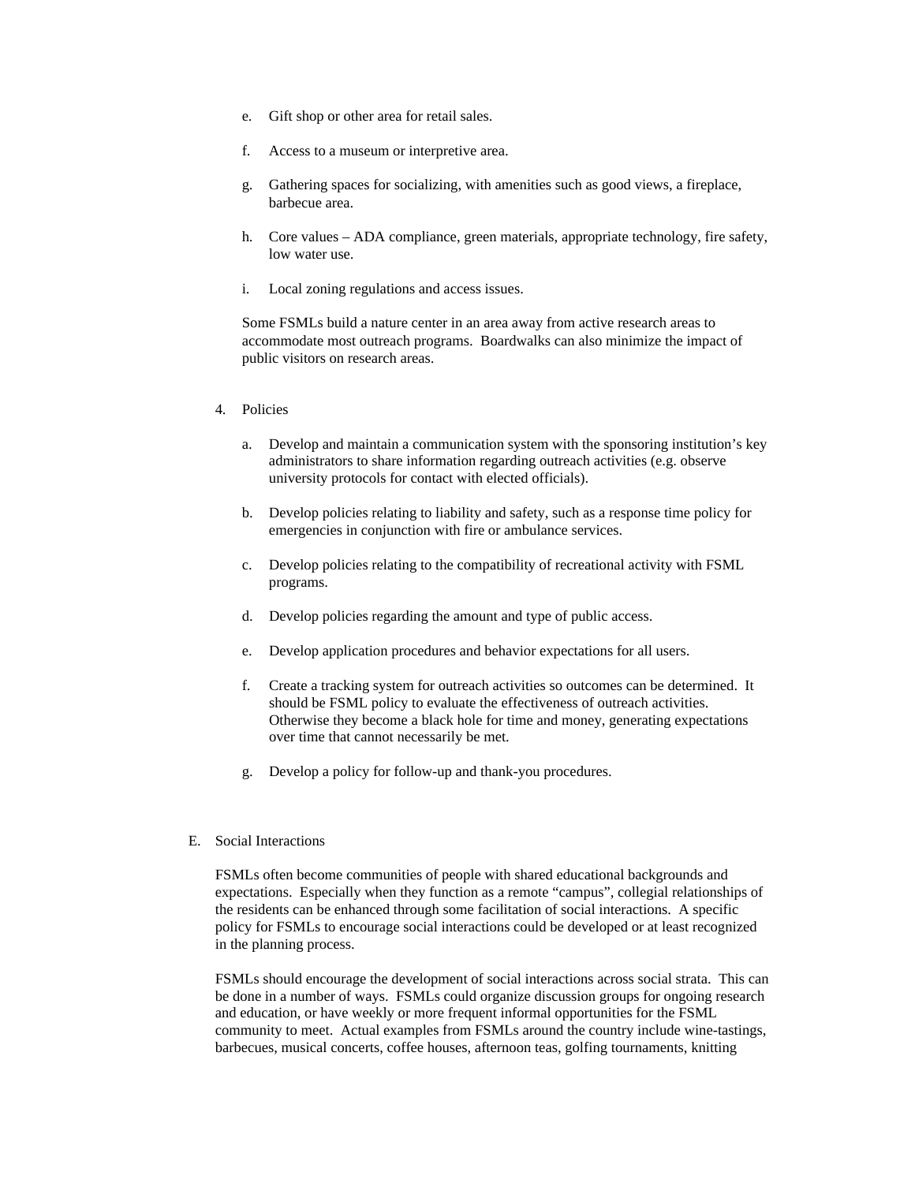e. Gift shop or other area for retail sales.

f. Access to a museum or interpretive area.

g. Gathering spaces for socializing, with amenities such as good views, a fireplace, barbecue area.

h. Core values – ADA compliance, green materials, appropriate technology, fire safety, low water use.

i. Local zoning regulations and access issues.

Some FSMLs build a nature center in an area away from active research areas to accommodate most outreach programs. Boardwalks can also minimize the impact of public visitors on research areas.

4. Policies

a. Develop and maintain a communication system with the sponsoring institution's key administrators to share information regarding outreach activities (e.g. observe university protocols for contact with elected officials).

b. Develop policies relating to liability and safety, such as a response time policy for emergencies in conjunction with fire or ambulance services.

c. Develop policies relating to the compatibility of recreational activity with FSML programs.

d. Develop policies regarding the amount and type of public access.

e. Develop application procedures and behavior expectations for all users.

f. Create a tracking system for outreach activities so outcomes can be determined. It should be FSML policy to evaluate the effectiveness of outreach activities. Otherwise they become a black hole for time and money, generating expectations over time that cannot necessarily be met.

g. Develop a policy for follow-up and thank-you procedures.

E. Social Interactions

FSMLs often become communities of people with shared educational backgrounds and expectations. Especially when they function as a remote "campus", collegial relationships of the residents can be enhanced through some facilitation of social interactions. A specific policy for FSMLs to encourage social interactions could be developed or at least recognized in the planning process.

FSMLs should encourage the development of social interactions across social strata. This can be done in a number of ways. FSMLs could organize discussion groups for ongoing research and education, or have weekly or more frequent informal opportunities for the FSML community to meet. Actual examples from FSMLs around the country include wine-tastings, barbecues, musical concerts, coffee houses, afternoon teas, golfing tournaments, knitting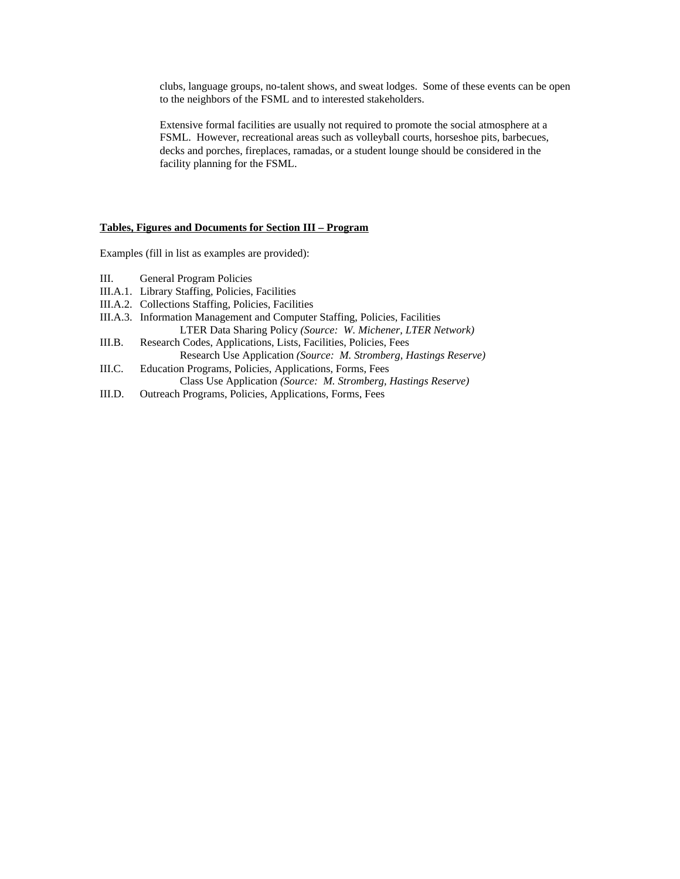clubs, language groups, no-talent shows, and sweat lodges. Some of these events can be open to the neighbors of the FSML and to interested stakeholders.

Extensive formal facilities are usually not required to promote the social atmosphere at a FSML. However, recreational areas such as volleyball courts, horseshoe pits, barbecues, decks and porches, fireplaces, ramadas, or a student lounge should be considered in the facility planning for the FSML.

**Tables, Figures and Documents for Section III – Program**

Examples (fill in list as examples are provided):

- III. General Program Policies
- III.A.1. Library Staffing, Policies, Facilities
- III.A.2. Collections Staffing, Policies, Facilities
- III.A.3. Information Management and Computer Staffing, Policies, Facilities
  - LTER Data Sharing Policy *(Source: W. Michener, LTER Network)*
- III.B. Research Codes, Applications, Lists, Facilities, Policies, Fees
  - Research Use Application *(Source: M. Stromberg, Hastings Reserve)*
- III.C. Education Programs, Policies, Applications, Forms, Fees
  - Class Use Application *(Source: M. Stromberg, Hastings Reserve)*
- III.D. Outreach Programs, Policies, Applications, Forms, Fees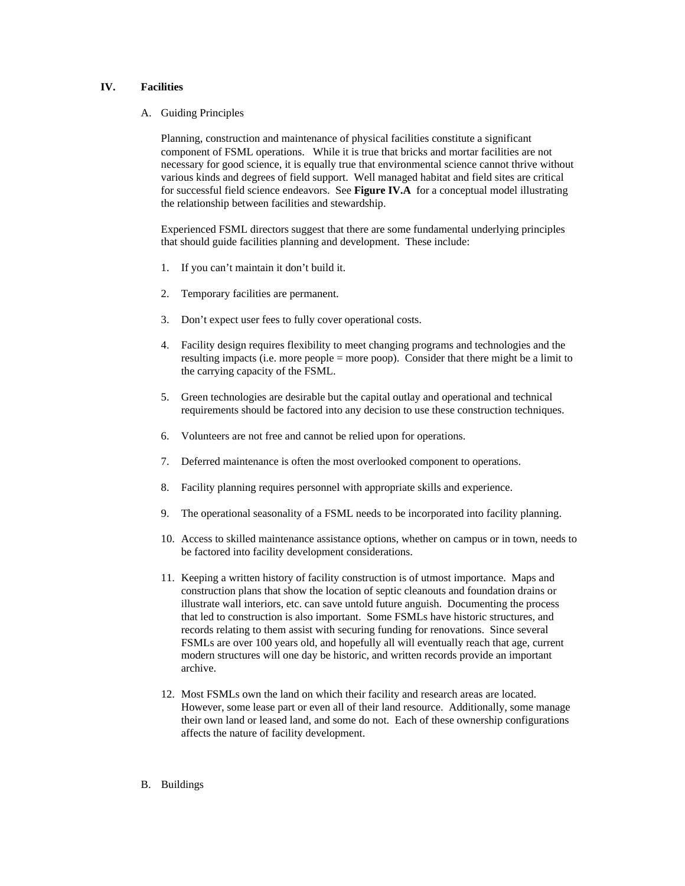## IV. Facilities

### A. Guiding Principles

Planning, construction and maintenance of physical facilities constitute a significant component of FSML operations. While it is true that bricks and mortar facilities are not necessary for good science, it is equally true that environmental science cannot thrive without various kinds and degrees of field support. Well managed habitat and field sites are critical for successful field science endeavors. See **Figure IV.A** for a conceptual model illustrating the relationship between facilities and stewardship.

Experienced FSML directors suggest that there are some fundamental underlying principles that should guide facilities planning and development. These include:

1. If you can't maintain it don't build it.

2. Temporary facilities are permanent.

3. Don't expect user fees to fully cover operational costs.

4. Facility design requires flexibility to meet changing programs and technologies and the resulting impacts (i.e. more people = more poop). Consider that there might be a limit to the carrying capacity of the FSML.

5. Green technologies are desirable but the capital outlay and operational and technical requirements should be factored into any decision to use these construction techniques.

6. Volunteers are not free and cannot be relied upon for operations.

7. Deferred maintenance is often the most overlooked component to operations.

8. Facility planning requires personnel with appropriate skills and experience.

9. The operational seasonality of a FSML needs to be incorporated into facility planning.

10. Access to skilled maintenance assistance options, whether on campus or in town, needs to be factored into facility development considerations.

11. Keeping a written history of facility construction is of utmost importance. Maps and construction plans that show the location of septic cleanouts and foundation drains or illustrate wall interiors, etc. can save untold future anguish. Documenting the process that led to construction is also important. Some FSMLs have historic structures, and records relating to them assist with securing funding for renovations. Since several FSMLs are over 100 years old, and hopefully all will eventually reach that age, current modern structures will one day be historic, and written records provide an important archive.

12. Most FSMLs own the land on which their facility and research areas are located. However, some lease part or even all of their land resource. Additionally, some manage their own land or leased land, and some do not. Each of these ownership configurations affects the nature of facility development.

### B. Buildings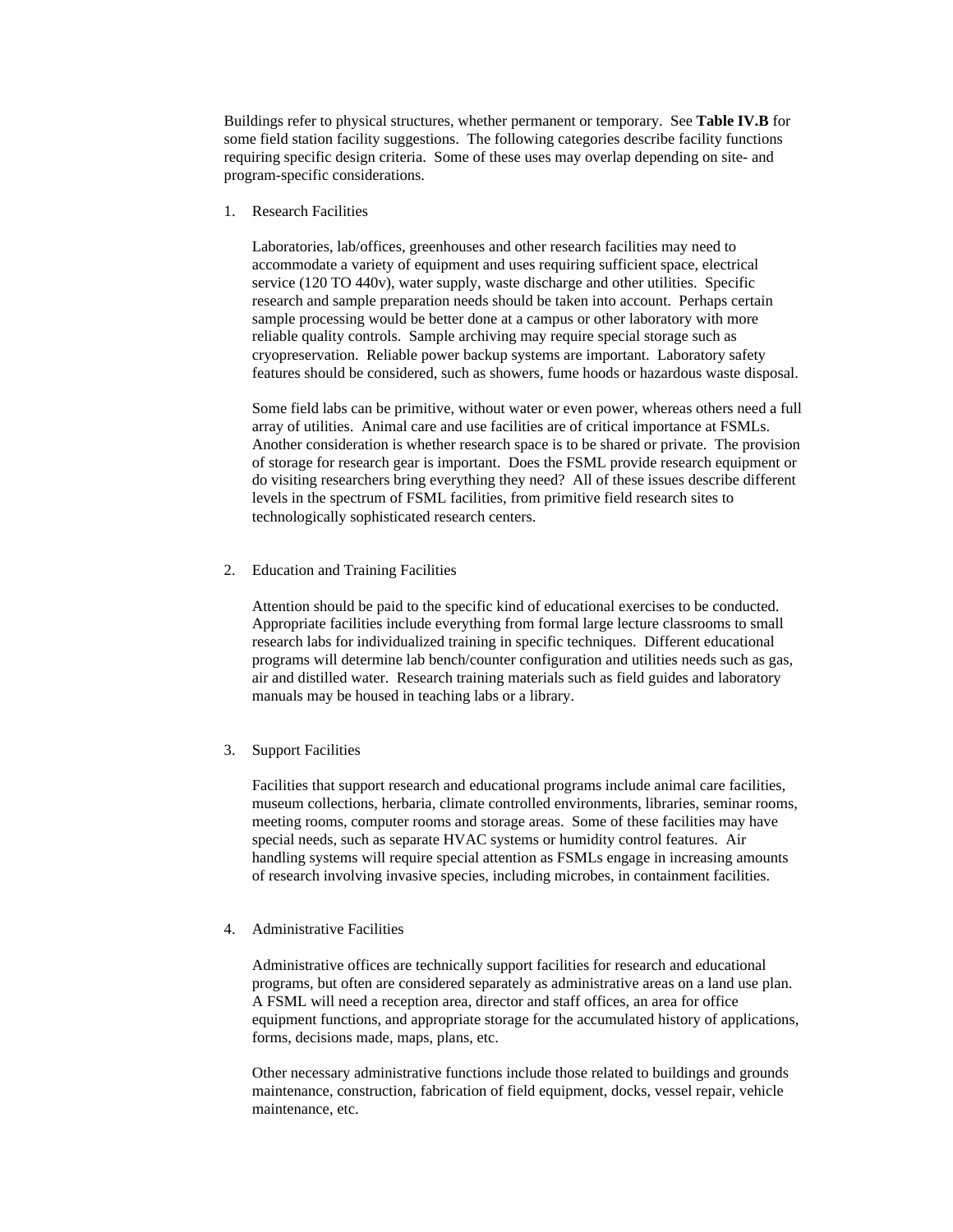Buildings refer to physical structures, whether permanent or temporary. See **Table IV.B** for some field station facility suggestions. The following categories describe facility functions requiring specific design criteria. Some of these uses may overlap depending on site- and program-specific considerations.

1. Research Facilities

   Laboratories, lab/offices, greenhouses and other research facilities may need to accommodate a variety of equipment and uses requiring sufficient space, electrical service (120 TO 440v), water supply, waste discharge and other utilities. Specific research and sample preparation needs should be taken into account. Perhaps certain sample processing would be better done at a campus or other laboratory with more reliable quality controls. Sample archiving may require special storage such as cryopreservation. Reliable power backup systems are important. Laboratory safety features should be considered, such as showers, fume hoods or hazardous waste disposal.

   Some field labs can be primitive, without water or even power, whereas others need a full array of utilities. Animal care and use facilities are of critical importance at FSMLs. Another consideration is whether research space is to be shared or private. The provision of storage for research gear is important. Does the FSML provide research equipment or do visiting researchers bring everything they need? All of these issues describe different levels in the spectrum of FSML facilities, from primitive field research sites to technologically sophisticated research centers.

2. Education and Training Facilities

   Attention should be paid to the specific kind of educational exercises to be conducted. Appropriate facilities include everything from formal large lecture classrooms to small research labs for individualized training in specific techniques. Different educational programs will determine lab bench/counter configuration and utilities needs such as gas, air and distilled water. Research training materials such as field guides and laboratory manuals may be housed in teaching labs or a library.

3. Support Facilities

   Facilities that support research and educational programs include animal care facilities, museum collections, herbaria, climate controlled environments, libraries, seminar rooms, meeting rooms, computer rooms and storage areas. Some of these facilities may have special needs, such as separate HVAC systems or humidity control features. Air handling systems will require special attention as FSMLs engage in increasing amounts of research involving invasive species, including microbes, in containment facilities.

4. Administrative Facilities

   Administrative offices are technically support facilities for research and educational programs, but often are considered separately as administrative areas on a land use plan. A FSML will need a reception area, director and staff offices, an area for office equipment functions, and appropriate storage for the accumulated history of applications, forms, decisions made, maps, plans, etc.

   Other necessary administrative functions include those related to buildings and grounds maintenance, construction, fabrication of field equipment, docks, vessel repair, vehicle maintenance, etc.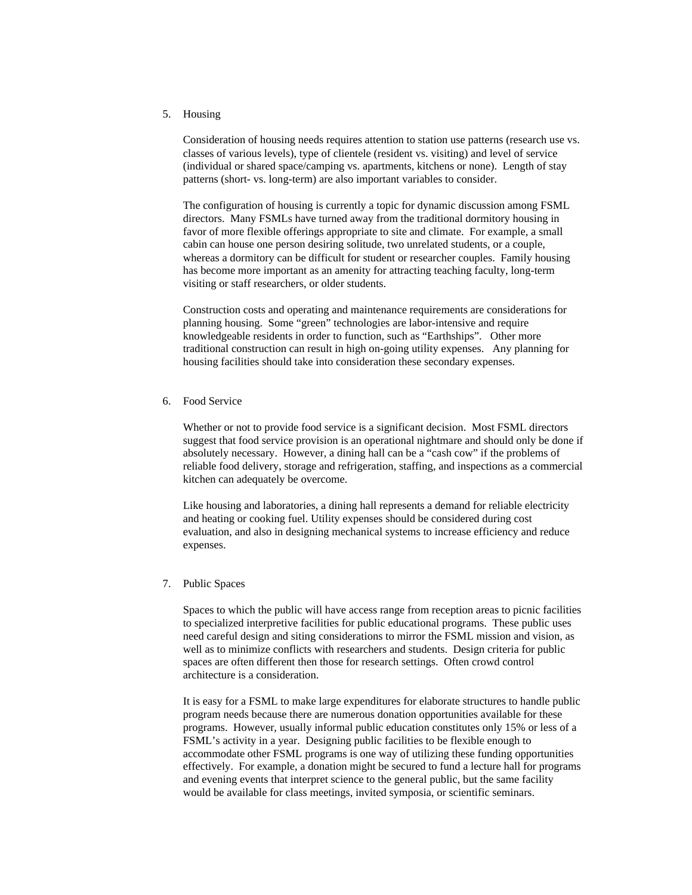5. Housing

   Consideration of housing needs requires attention to station use patterns (research use vs. classes of various levels), type of clientele (resident vs. visiting) and level of service (individual or shared space/camping vs. apartments, kitchens or none). Length of stay patterns (short- vs. long-term) are also important variables to consider.

   The configuration of housing is currently a topic for dynamic discussion among FSML directors. Many FSMLs have turned away from the traditional dormitory housing in favor of more flexible offerings appropriate to site and climate. For example, a small cabin can house one person desiring solitude, two unrelated students, or a couple, whereas a dormitory can be difficult for student or researcher couples. Family housing has become more important as an amenity for attracting teaching faculty, long-term visiting or staff researchers, or older students.

   Construction costs and operating and maintenance requirements are considerations for planning housing. Some "green" technologies are labor-intensive and require knowledgeable residents in order to function, such as "Earthships". Other more traditional construction can result in high on-going utility expenses. Any planning for housing facilities should take into consideration these secondary expenses.

6. Food Service

   Whether or not to provide food service is a significant decision. Most FSML directors suggest that food service provision is an operational nightmare and should only be done if absolutely necessary. However, a dining hall can be a "cash cow" if the problems of reliable food delivery, storage and refrigeration, staffing, and inspections as a commercial kitchen can adequately be overcome.

   Like housing and laboratories, a dining hall represents a demand for reliable electricity and heating or cooking fuel. Utility expenses should be considered during cost evaluation, and also in designing mechanical systems to increase efficiency and reduce expenses.

7. Public Spaces

   Spaces to which the public will have access range from reception areas to picnic facilities to specialized interpretive facilities for public educational programs. These public uses need careful design and siting considerations to mirror the FSML mission and vision, as well as to minimize conflicts with researchers and students. Design criteria for public spaces are often different then those for research settings. Often crowd control architecture is a consideration.

   It is easy for a FSML to make large expenditures for elaborate structures to handle public program needs because there are numerous donation opportunities available for these programs. However, usually informal public education constitutes only 15% or less of a FSML's activity in a year. Designing public facilities to be flexible enough to accommodate other FSML programs is one way of utilizing these funding opportunities effectively. For example, a donation might be secured to fund a lecture hall for programs and evening events that interpret science to the general public, but the same facility would be available for class meetings, invited symposia, or scientific seminars.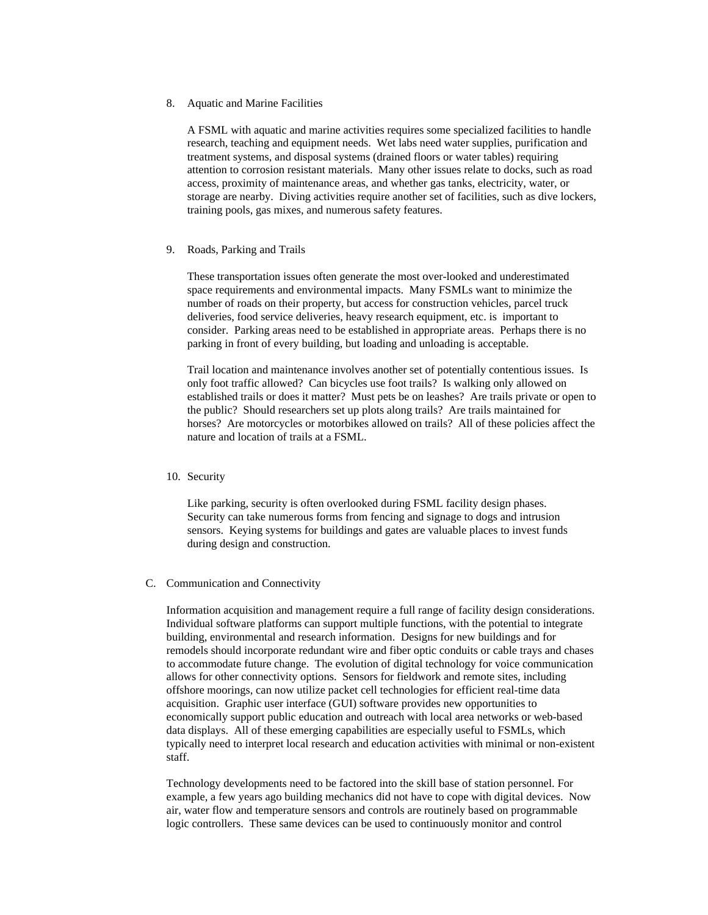8. Aquatic and Marine Facilities

   A FSML with aquatic and marine activities requires some specialized facilities to handle research, teaching and equipment needs. Wet labs need water supplies, purification and treatment systems, and disposal systems (drained floors or water tables) requiring attention to corrosion resistant materials. Many other issues relate to docks, such as road access, proximity of maintenance areas, and whether gas tanks, electricity, water, or storage are nearby. Diving activities require another set of facilities, such as dive lockers, training pools, gas mixes, and numerous safety features.

9. Roads, Parking and Trails

   These transportation issues often generate the most over-looked and underestimated space requirements and environmental impacts. Many FSMLs want to minimize the number of roads on their property, but access for construction vehicles, parcel truck deliveries, food service deliveries, heavy research equipment, etc. is important to consider. Parking areas need to be established in appropriate areas. Perhaps there is no parking in front of every building, but loading and unloading is acceptable.

   Trail location and maintenance involves another set of potentially contentious issues. Is only foot traffic allowed? Can bicycles use foot trails? Is walking only allowed on established trails or does it matter? Must pets be on leashes? Are trails private or open to the public? Should researchers set up plots along trails? Are trails maintained for horses? Are motorcycles or motorbikes allowed on trails? All of these policies affect the nature and location of trails at a FSML.

10. Security

    Like parking, security is often overlooked during FSML facility design phases. Security can take numerous forms from fencing and signage to dogs and intrusion sensors. Keying systems for buildings and gates are valuable places to invest funds during design and construction.

C. Communication and Connectivity

Information acquisition and management require a full range of facility design considerations. Individual software platforms can support multiple functions, with the potential to integrate building, environmental and research information. Designs for new buildings and for remodels should incorporate redundant wire and fiber optic conduits or cable trays and chases to accommodate future change. The evolution of digital technology for voice communication allows for other connectivity options. Sensors for fieldwork and remote sites, including offshore moorings, can now utilize packet cell technologies for efficient real-time data acquisition. Graphic user interface (GUI) software provides new opportunities to economically support public education and outreach with local area networks or web-based data displays. All of these emerging capabilities are especially useful to FSMLs, which typically need to interpret local research and education activities with minimal or non-existent staff.

Technology developments need to be factored into the skill base of station personnel. For example, a few years ago building mechanics did not have to cope with digital devices. Now air, water flow and temperature sensors and controls are routinely based on programmable logic controllers. These same devices can be used to continuously monitor and control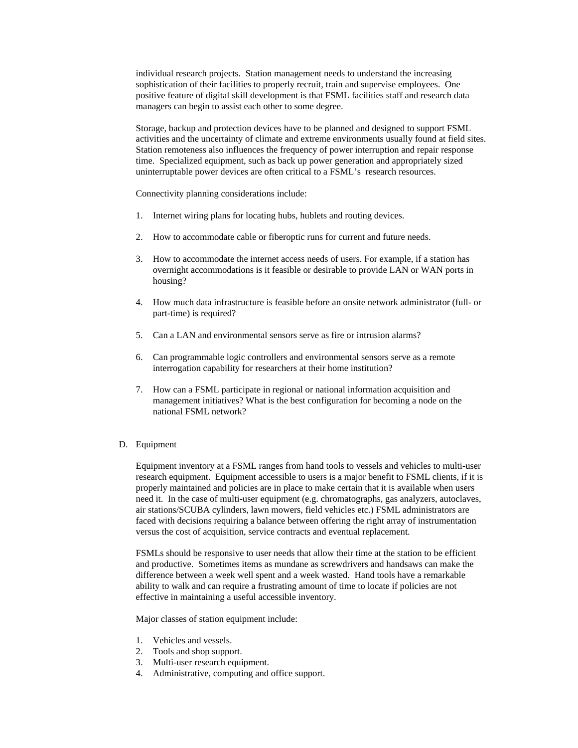individual research projects. Station management needs to understand the increasing sophistication of their facilities to properly recruit, train and supervise employees. One positive feature of digital skill development is that FSML facilities staff and research data managers can begin to assist each other to some degree.

Storage, backup and protection devices have to be planned and designed to support FSML activities and the uncertainty of climate and extreme environments usually found at field sites. Station remoteness also influences the frequency of power interruption and repair response time. Specialized equipment, such as back up power generation and appropriately sized uninterruptable power devices are often critical to a FSML's research resources.

Connectivity planning considerations include:

1. Internet wiring plans for locating hubs, hublets and routing devices.

2. How to accommodate cable or fiberoptic runs for current and future needs.

3. How to accommodate the internet access needs of users. For example, if a station has overnight accommodations is it feasible or desirable to provide LAN or WAN ports in housing?

4. How much data infrastructure is feasible before an onsite network administrator (full- or part-time) is required?

5. Can a LAN and environmental sensors serve as fire or intrusion alarms?

6. Can programmable logic controllers and environmental sensors serve as a remote interrogation capability for researchers at their home institution?

7. How can a FSML participate in regional or national information acquisition and management initiatives? What is the best configuration for becoming a node on the national FSML network?

D. Equipment

Equipment inventory at a FSML ranges from hand tools to vessels and vehicles to multi-user research equipment. Equipment accessible to users is a major benefit to FSML clients, if it is properly maintained and policies are in place to make certain that it is available when users need it. In the case of multi-user equipment (e.g. chromatographs, gas analyzers, autoclaves, air stations/SCUBA cylinders, lawn mowers, field vehicles etc.) FSML administrators are faced with decisions requiring a balance between offering the right array of instrumentation versus the cost of acquisition, service contracts and eventual replacement.

FSMLs should be responsive to user needs that allow their time at the station to be efficient and productive. Sometimes items as mundane as screwdrivers and handsaws can make the difference between a week well spent and a week wasted. Hand tools have a remarkable ability to walk and can require a frustrating amount of time to locate if policies are not effective in maintaining a useful accessible inventory.

Major classes of station equipment include:

1. Vehicles and vessels.
2. Tools and shop support.
3. Multi-user research equipment.
4. Administrative, computing and office support.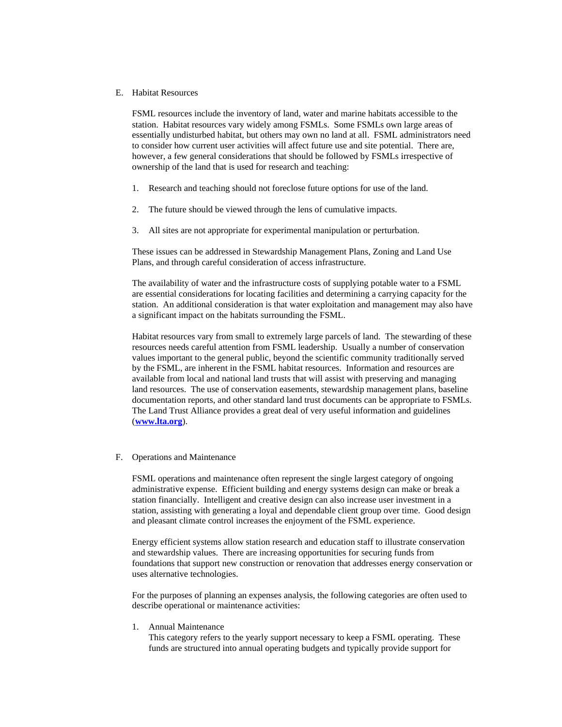## E. Habitat Resources

FSML resources include the inventory of land, water and marine habitats accessible to the station. Habitat resources vary widely among FSMLs. Some FSMLs own large areas of essentially undisturbed habitat, but others may own no land at all. FSML administrators need to consider how current user activities will affect future use and site potential. There are, however, a few general considerations that should be followed by FSMLs irrespective of ownership of the land that is used for research and teaching:

1. Research and teaching should not foreclose future options for use of the land.

2. The future should be viewed through the lens of cumulative impacts.

3. All sites are not appropriate for experimental manipulation or perturbation.

These issues can be addressed in Stewardship Management Plans, Zoning and Land Use Plans, and through careful consideration of access infrastructure.

The availability of water and the infrastructure costs of supplying potable water to a FSML are essential considerations for locating facilities and determining a carrying capacity for the station. An additional consideration is that water exploitation and management may also have a significant impact on the habitats surrounding the FSML.

Habitat resources vary from small to extremely large parcels of land. The stewarding of these resources needs careful attention from FSML leadership. Usually a number of conservation values important to the general public, beyond the scientific community traditionally served by the FSML, are inherent in the FSML habitat resources. Information and resources are available from local and national land trusts that will assist with preserving and managing land resources. The use of conservation easements, stewardship management plans, baseline documentation reports, and other standard land trust documents can be appropriate to FSMLs. The Land Trust Alliance provides a great deal of very useful information and guidelines (**www.lta.org**).

## F. Operations and Maintenance

FSML operations and maintenance often represent the single largest category of ongoing administrative expense. Efficient building and energy systems design can make or break a station financially. Intelligent and creative design can also increase user investment in a station, assisting with generating a loyal and dependable client group over time. Good design and pleasant climate control increases the enjoyment of the FSML experience.

Energy efficient systems allow station research and education staff to illustrate conservation and stewardship values. There are increasing opportunities for securing funds from foundations that support new construction or renovation that addresses energy conservation or uses alternative technologies.

For the purposes of planning an expenses analysis, the following categories are often used to describe operational or maintenance activities:

1. Annual Maintenance
   This category refers to the yearly support necessary to keep a FSML operating. These funds are structured into annual operating budgets and typically provide support for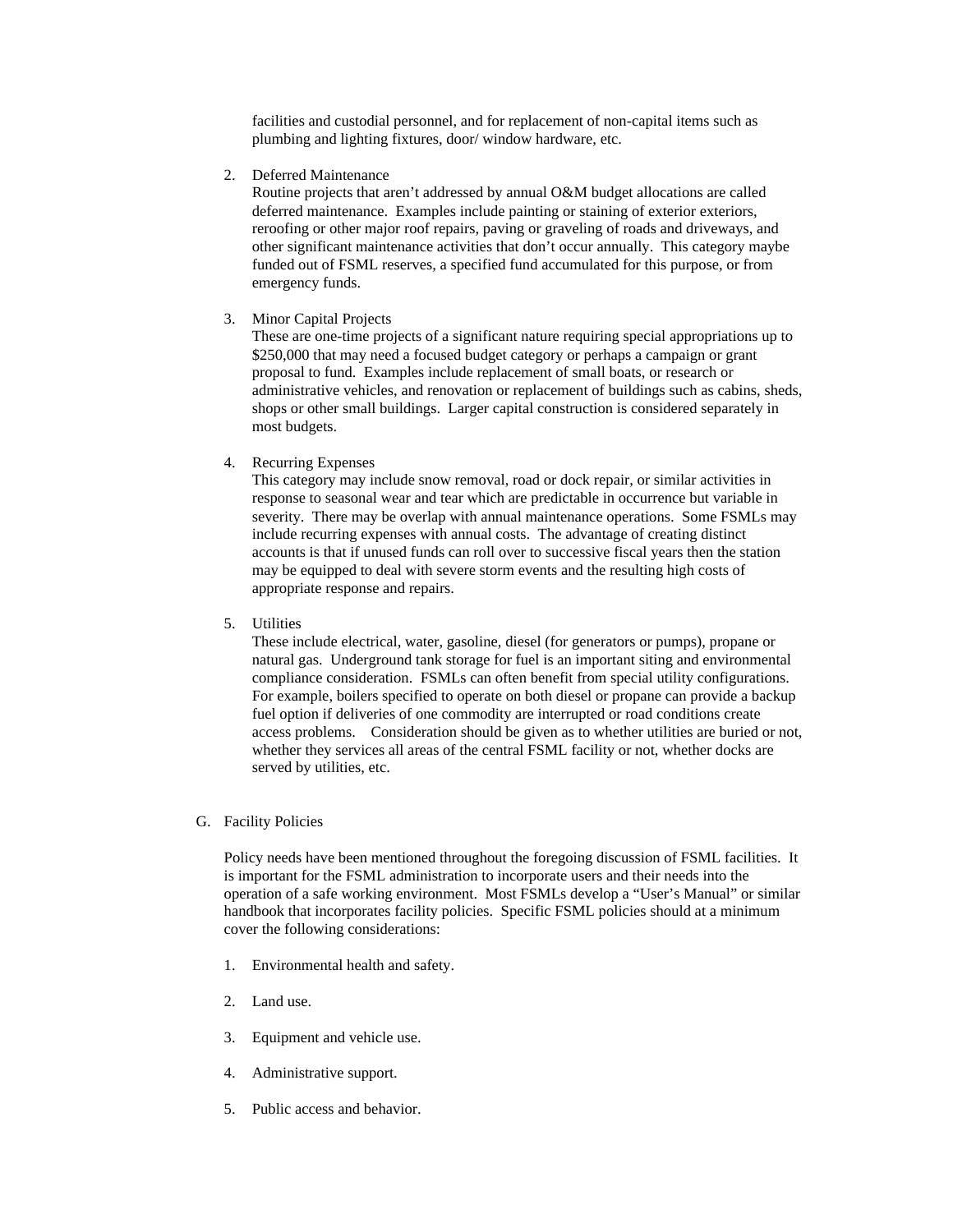facilities and custodial personnel, and for replacement of non-capital items such as plumbing and lighting fixtures, door/ window hardware, etc.

2. Deferred Maintenance
   Routine projects that aren't addressed by annual O&M budget allocations are called deferred maintenance. Examples include painting or staining of exterior exteriors, reroofing or other major roof repairs, paving or graveling of roads and driveways, and other significant maintenance activities that don't occur annually. This category maybe funded out of FSML reserves, a specified fund accumulated for this purpose, or from emergency funds.

3. Minor Capital Projects
   These are one-time projects of a significant nature requiring special appropriations up to $250,000 that may need a focused budget category or perhaps a campaign or grant proposal to fund. Examples include replacement of small boats, or research or administrative vehicles, and renovation or replacement of buildings such as cabins, sheds, shops or other small buildings. Larger capital construction is considered separately in most budgets.

4. Recurring Expenses
   This category may include snow removal, road or dock repair, or similar activities in response to seasonal wear and tear which are predictable in occurrence but variable in severity. There may be overlap with annual maintenance operations. Some FSMLs may include recurring expenses with annual costs. The advantage of creating distinct accounts is that if unused funds can roll over to successive fiscal years then the station may be equipped to deal with severe storm events and the resulting high costs of appropriate response and repairs.

5. Utilities
   These include electrical, water, gasoline, diesel (for generators or pumps), propane or natural gas. Underground tank storage for fuel is an important siting and environmental compliance consideration. FSMLs can often benefit from special utility configurations. For example, boilers specified to operate on both diesel or propane can provide a backup fuel option if deliveries of one commodity are interrupted or road conditions create access problems. Consideration should be given as to whether utilities are buried or not, whether they services all areas of the central FSML facility or not, whether docks are served by utilities, etc.

G. Facility Policies

Policy needs have been mentioned throughout the foregoing discussion of FSML facilities. It is important for the FSML administration to incorporate users and their needs into the operation of a safe working environment. Most FSMLs develop a "User's Manual" or similar handbook that incorporates facility policies. Specific FSML policies should at a minimum cover the following considerations:

1. Environmental health and safety.

2. Land use.

3. Equipment and vehicle use.

4. Administrative support.

5. Public access and behavior.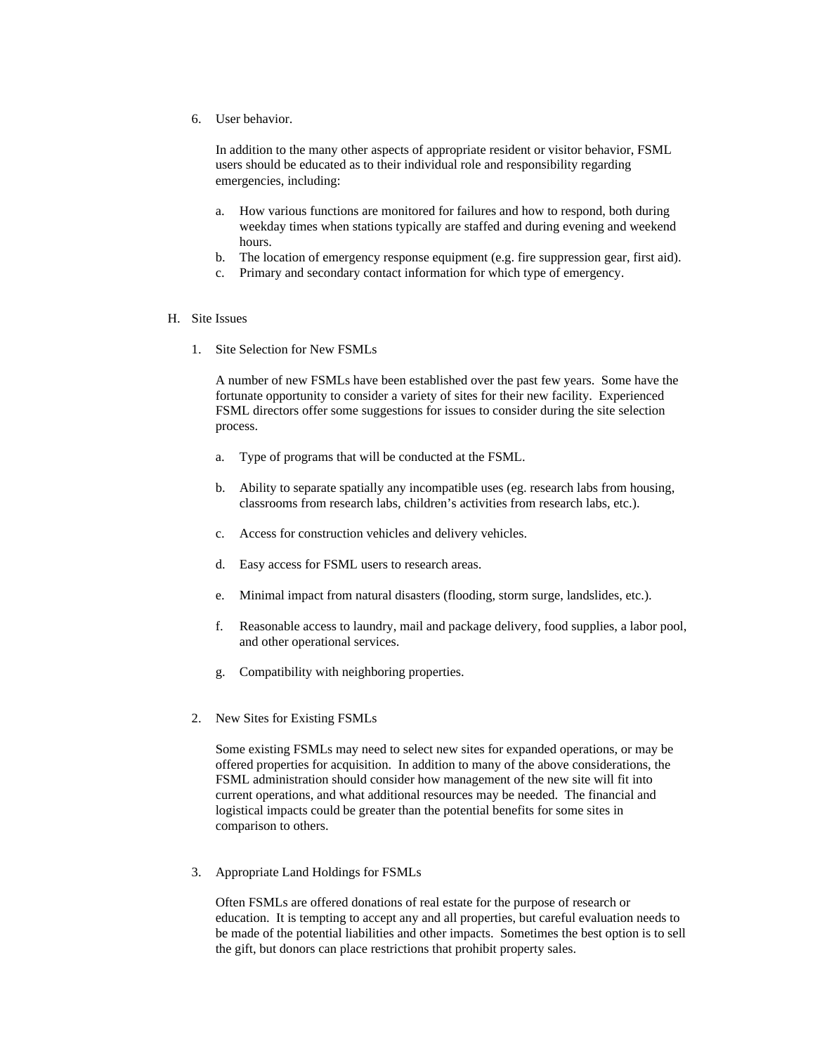6. User behavior.

   In addition to the many other aspects of appropriate resident or visitor behavior, FSML users should be educated as to their individual role and responsibility regarding emergencies, including:

   a. How various functions are monitored for failures and how to respond, both during weekday times when stations typically are staffed and during evening and weekend hours.
   b. The location of emergency response equipment (e.g. fire suppression gear, first aid).
   c. Primary and secondary contact information for which type of emergency.

## H. Site Issues

1. Site Selection for New FSMLs

   A number of new FSMLs have been established over the past few years. Some have the fortunate opportunity to consider a variety of sites for their new facility. Experienced FSML directors offer some suggestions for issues to consider during the site selection process.

   a. Type of programs that will be conducted at the FSML.

   b. Ability to separate spatially any incompatible uses (eg. research labs from housing, classrooms from research labs, children's activities from research labs, etc.).

   c. Access for construction vehicles and delivery vehicles.

   d. Easy access for FSML users to research areas.

   e. Minimal impact from natural disasters (flooding, storm surge, landslides, etc.).

   f. Reasonable access to laundry, mail and package delivery, food supplies, a labor pool, and other operational services.

   g. Compatibility with neighboring properties.

2. New Sites for Existing FSMLs

   Some existing FSMLs may need to select new sites for expanded operations, or may be offered properties for acquisition. In addition to many of the above considerations, the FSML administration should consider how management of the new site will fit into current operations, and what additional resources may be needed. The financial and logistical impacts could be greater than the potential benefits for some sites in comparison to others.

3. Appropriate Land Holdings for FSMLs

   Often FSMLs are offered donations of real estate for the purpose of research or education. It is tempting to accept any and all properties, but careful evaluation needs to be made of the potential liabilities and other impacts. Sometimes the best option is to sell the gift, but donors can place restrictions that prohibit property sales.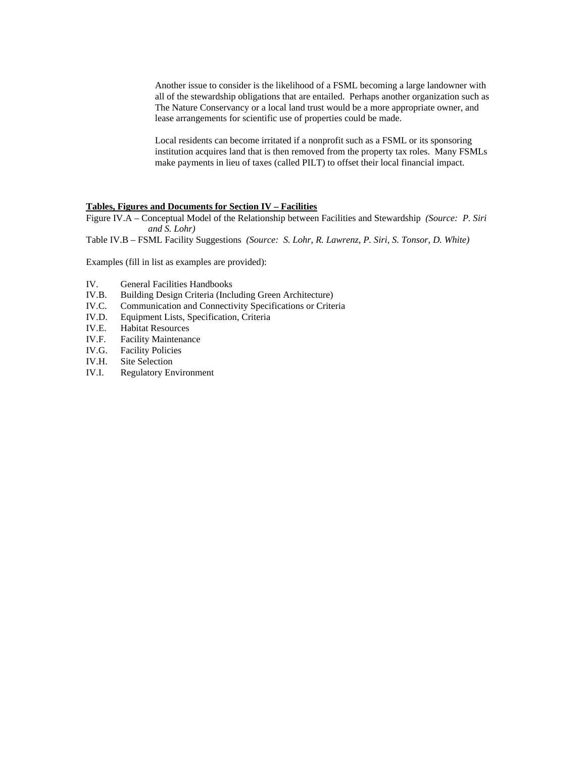Another issue to consider is the likelihood of a FSML becoming a large landowner with all of the stewardship obligations that are entailed. Perhaps another organization such as The Nature Conservancy or a local land trust would be a more appropriate owner, and lease arrangements for scientific use of properties could be made.

Local residents can become irritated if a nonprofit such as a FSML or its sponsoring institution acquires land that is then removed from the property tax roles. Many FSMLs make payments in lieu of taxes (called PILT) to offset their local financial impact.

**Tables, Figures and Documents for Section IV – Facilities**

Figure IV.A – Conceptual Model of the Relationship between Facilities and Stewardship *(Source: P. Siri and S. Lohr)*

Table IV.B – FSML Facility Suggestions *(Source: S. Lohr, R. Lawrenz, P. Siri, S. Tonsor, D. White)*

Examples (fill in list as examples are provided):

- IV. General Facilities Handbooks
- IV.B. Building Design Criteria (Including Green Architecture)
- IV.C. Communication and Connectivity Specifications or Criteria
- IV.D. Equipment Lists, Specification, Criteria
- IV.E. Habitat Resources
- IV.F. Facility Maintenance
- IV.G. Facility Policies
- IV.H. Site Selection
- IV.I. Regulatory Environment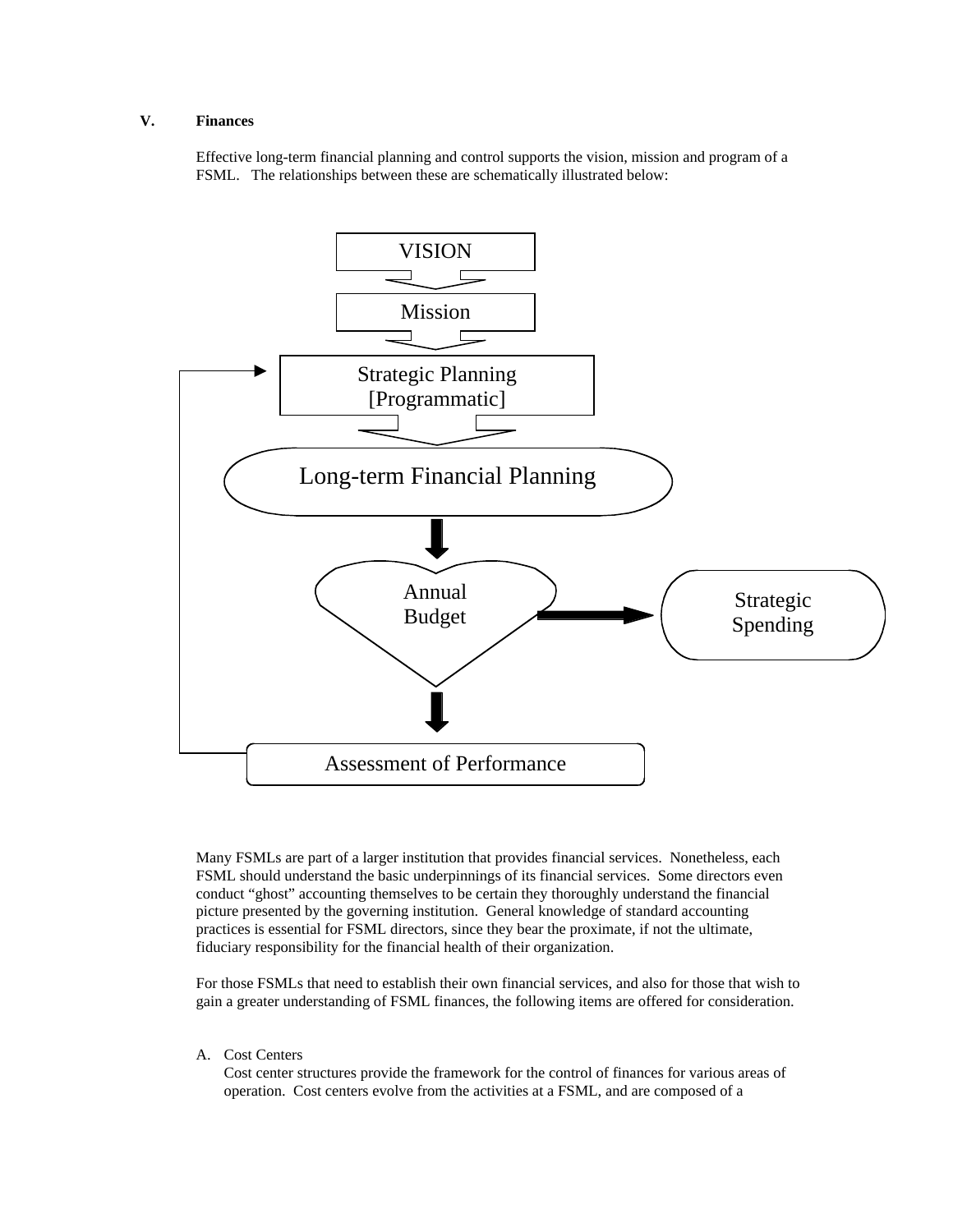## V. Finances

Effective long-term financial planning and control supports the vision, mission and program of a FSML. The relationships between these are schematically illustrated below:

VISION

Mission

Strategic Planning [Programmatic]

Long-term Financial Planning

Annual Budget

Strategic Spending

Assessment of Performance

Many FSMLs are part of a larger institution that provides financial services. Nonetheless, each FSML should understand the basic underpinnings of its financial services. Some directors even conduct "ghost" accounting themselves to be certain they thoroughly understand the financial picture presented by the governing institution. General knowledge of standard accounting practices is essential for FSML directors, since they bear the proximate, if not the ultimate, fiduciary responsibility for the financial health of their organization.

For those FSMLs that need to establish their own financial services, and also for those that wish to gain a greater understanding of FSML finances, the following items are offered for consideration.

A. Cost Centers

Cost center structures provide the framework for the control of finances for various areas of operation. Cost centers evolve from the activities at a FSML, and are composed of a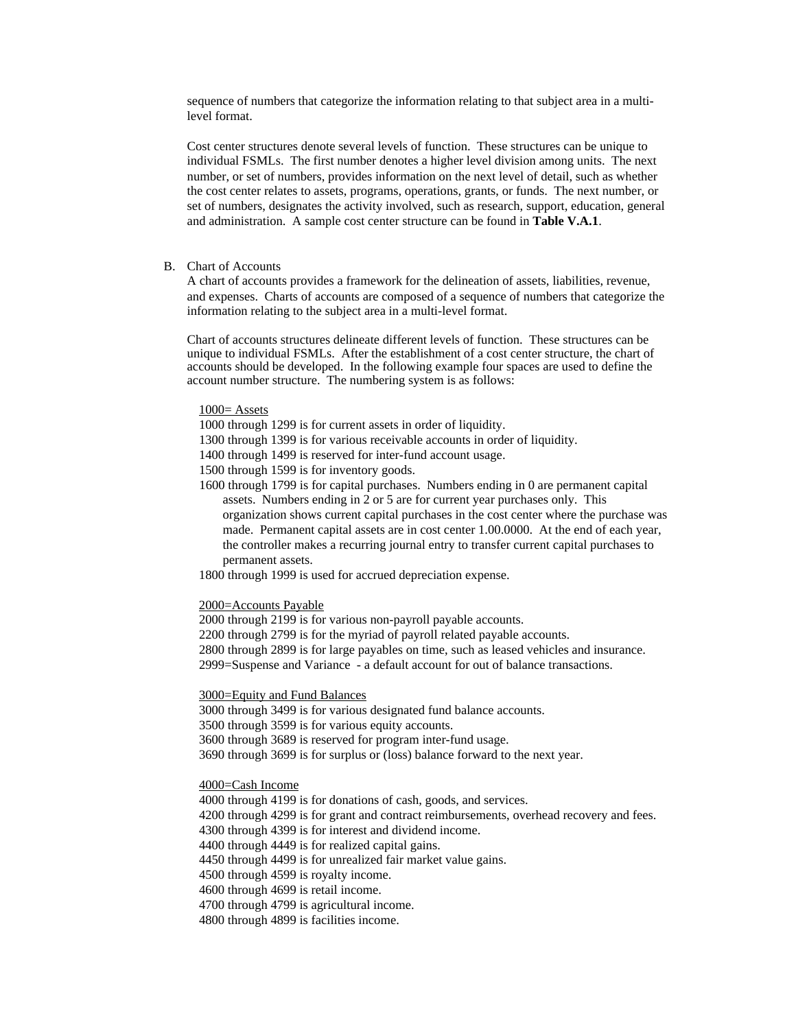sequence of numbers that categorize the information relating to that subject area in a multi-level format.

Cost center structures denote several levels of function. These structures can be unique to individual FSMLs. The first number denotes a higher level division among units. The next number, or set of numbers, provides information on the next level of detail, such as whether the cost center relates to assets, programs, operations, grants, or funds. The next number, or set of numbers, designates the activity involved, such as research, support, education, general and administration. A sample cost center structure can be found in **Table V.A.1**.

B. Chart of Accounts

A chart of accounts provides a framework for the delineation of assets, liabilities, revenue, and expenses. Charts of accounts are composed of a sequence of numbers that categorize the information relating to the subject area in a multi-level format.

Chart of accounts structures delineate different levels of function. These structures can be unique to individual FSMLs. After the establishment of a cost center structure, the chart of accounts should be developed. In the following example four spaces are used to define the account number structure. The numbering system is as follows:

<u>1000= Assets</u>
1000 through 1299 is for current assets in order of liquidity.
1300 through 1399 is for various receivable accounts in order of liquidity.
1400 through 1499 is reserved for inter-fund account usage.
1500 through 1599 is for inventory goods.
1600 through 1799 is for capital purchases. Numbers ending in 0 are permanent capital assets. Numbers ending in 2 or 5 are for current year purchases only. This organization shows current capital purchases in the cost center where the purchase was made. Permanent capital assets are in cost center 1.00.0000. At the end of each year, the controller makes a recurring journal entry to transfer current capital purchases to permanent assets.
1800 through 1999 is used for accrued depreciation expense.

<u>2000=Accounts Payable</u>
2000 through 2199 is for various non-payroll payable accounts.
2200 through 2799 is for the myriad of payroll related payable accounts.
2800 through 2899 is for large payables on time, such as leased vehicles and insurance.
2999=Suspense and Variance - a default account for out of balance transactions.

<u>3000=Equity and Fund Balances</u>
3000 through 3499 is for various designated fund balance accounts.
3500 through 3599 is for various equity accounts.
3600 through 3689 is reserved for program inter-fund usage.
3690 through 3699 is for surplus or (loss) balance forward to the next year.

<u>4000=Cash Income</u>
4000 through 4199 is for donations of cash, goods, and services.
4200 through 4299 is for grant and contract reimbursements, overhead recovery and fees.
4300 through 4399 is for interest and dividend income.
4400 through 4449 is for realized capital gains.
4450 through 4499 is for unrealized fair market value gains.
4500 through 4599 is royalty income.
4600 through 4699 is retail income.
4700 through 4799 is agricultural income.
4800 through 4899 is facilities income.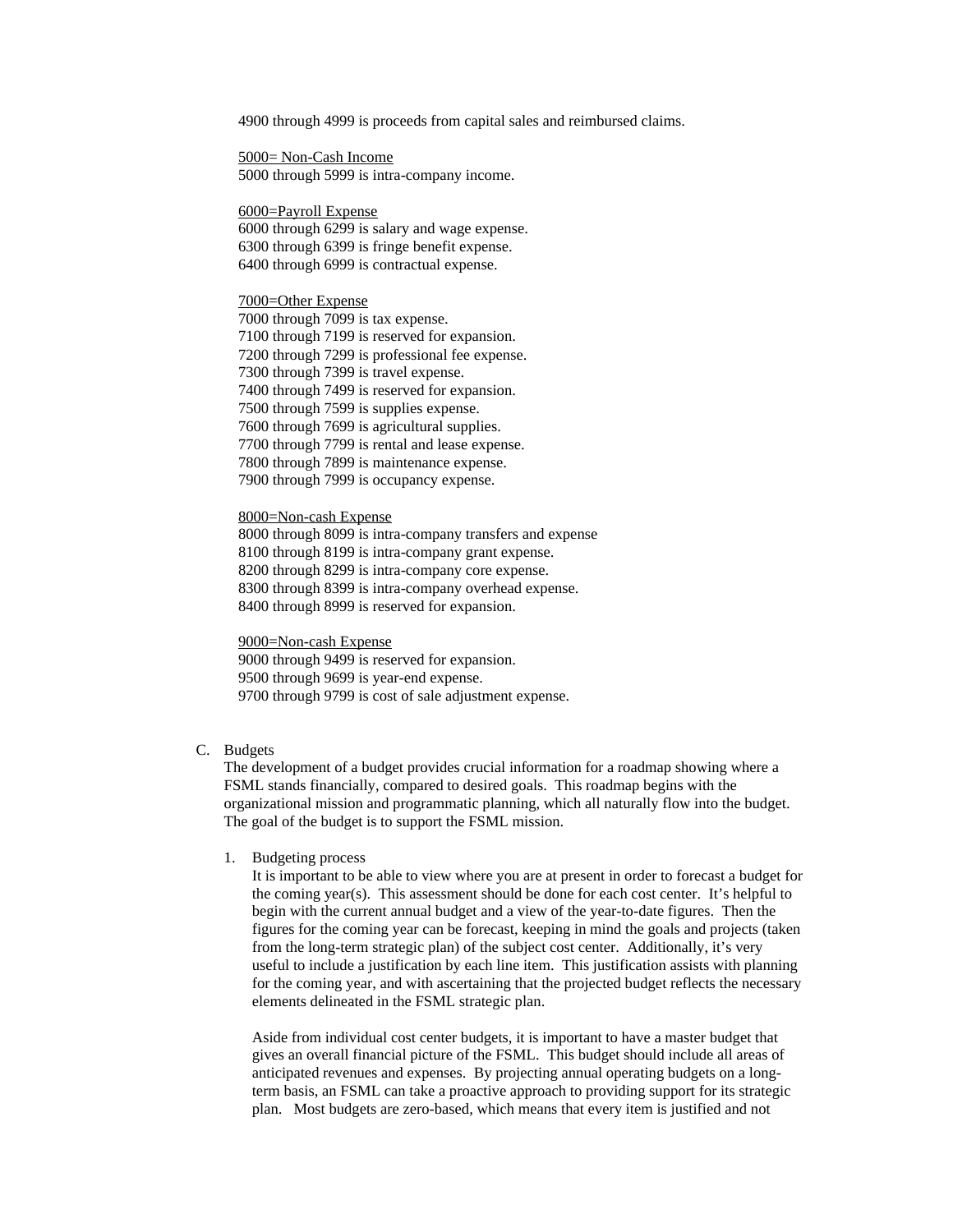4900 through 4999 is proceeds from capital sales and reimbursed claims.

<u>5000= Non-Cash Income</u>
5000 through 5999 is intra-company income.

<u>6000=Payroll Expense</u>
6000 through 6299 is salary and wage expense.
6300 through 6399 is fringe benefit expense.
6400 through 6999 is contractual expense.

<u>7000=Other Expense</u>
7000 through 7099 is tax expense.
7100 through 7199 is reserved for expansion.
7200 through 7299 is professional fee expense.
7300 through 7399 is travel expense.
7400 through 7499 is reserved for expansion.
7500 through 7599 is supplies expense.
7600 through 7699 is agricultural supplies.
7700 through 7799 is rental and lease expense.
7800 through 7899 is maintenance expense.
7900 through 7999 is occupancy expense.

<u>8000=Non-cash Expense</u>
8000 through 8099 is intra-company transfers and expense
8100 through 8199 is intra-company grant expense.
8200 through 8299 is intra-company core expense.
8300 through 8399 is intra-company overhead expense.
8400 through 8999 is reserved for expansion.

<u>9000=Non-cash Expense</u>
9000 through 9499 is reserved for expansion.
9500 through 9699 is year-end expense.
9700 through 9799 is cost of sale adjustment expense.

C. Budgets

The development of a budget provides crucial information for a roadmap showing where a FSML stands financially, compared to desired goals. This roadmap begins with the organizational mission and programmatic planning, which all naturally flow into the budget. The goal of the budget is to support the FSML mission.

1. Budgeting process

It is important to be able to view where you are at present in order to forecast a budget for the coming year(s). This assessment should be done for each cost center. It's helpful to begin with the current annual budget and a view of the year-to-date figures. Then the figures for the coming year can be forecast, keeping in mind the goals and projects (taken from the long-term strategic plan) of the subject cost center. Additionally, it's very useful to include a justification by each line item. This justification assists with planning for the coming year, and with ascertaining that the projected budget reflects the necessary elements delineated in the FSML strategic plan.

Aside from individual cost center budgets, it is important to have a master budget that gives an overall financial picture of the FSML. This budget should include all areas of anticipated revenues and expenses. By projecting annual operating budgets on a long-term basis, an FSML can take a proactive approach to providing support for its strategic plan. Most budgets are zero-based, which means that every item is justified and not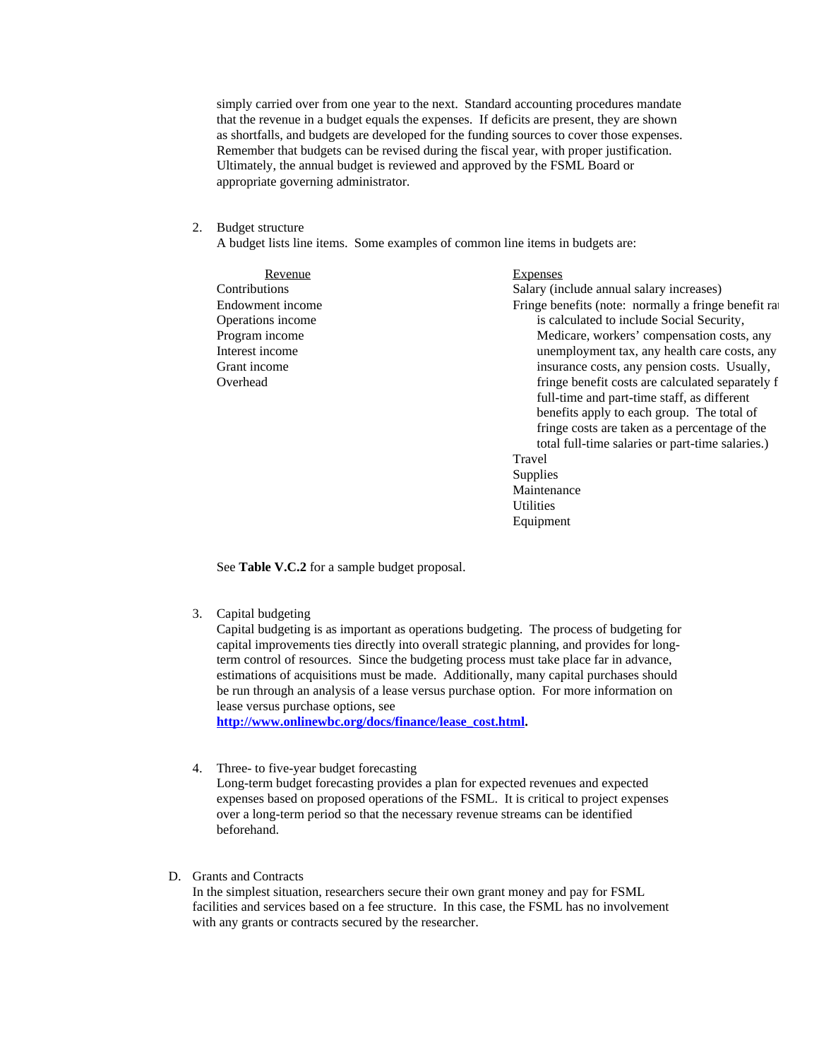simply carried over from one year to the next. Standard accounting procedures mandate that the revenue in a budget equals the expenses. If deficits are present, they are shown as shortfalls, and budgets are developed for the funding sources to cover those expenses. Remember that budgets can be revised during the fiscal year, with proper justification. Ultimately, the annual budget is reviewed and approved by the FSML Board or appropriate governing administrator.

2. Budget structure
   A budget lists line items. Some examples of common line items in budgets are:

| Revenue | Expenses |
|---|---|
| Contributions | Salary (include annual salary increases) |
| Endowment income | Fringe benefits (note: normally a fringe benefit ra is calculated to include Social Security, Medicare, workers' compensation costs, any unemployment tax, any health care costs, any insurance costs, any pension costs. Usually, fringe benefit costs are calculated separately f full-time and part-time staff, as different benefits apply to each group. The total of fringe costs are taken as a percentage of the total full-time salaries or part-time salaries.) |
| Operations income | Travel |
| Program income | Supplies |
| Interest income | Maintenance |
| Grant income | Utilities |
| Overhead | Equipment |

   See **Table V.C.2** for a sample budget proposal.

3. Capital budgeting
   Capital budgeting is as important as operations budgeting. The process of budgeting for capital improvements ties directly into overall strategic planning, and provides for long-term control of resources. Since the budgeting process must take place far in advance, estimations of acquisitions must be made. Additionally, many capital purchases should be run through an analysis of a lease versus purchase option. For more information on lease versus purchase options, see
   **http://www.onlinewbc.org/docs/finance/lease_cost.html.**

4. Three- to five-year budget forecasting
   Long-term budget forecasting provides a plan for expected revenues and expected expenses based on proposed operations of the FSML. It is critical to project expenses over a long-term period so that the necessary revenue streams can be identified beforehand.

D. Grants and Contracts
   In the simplest situation, researchers secure their own grant money and pay for FSML facilities and services based on a fee structure. In this case, the FSML has no involvement with any grants or contracts secured by the researcher.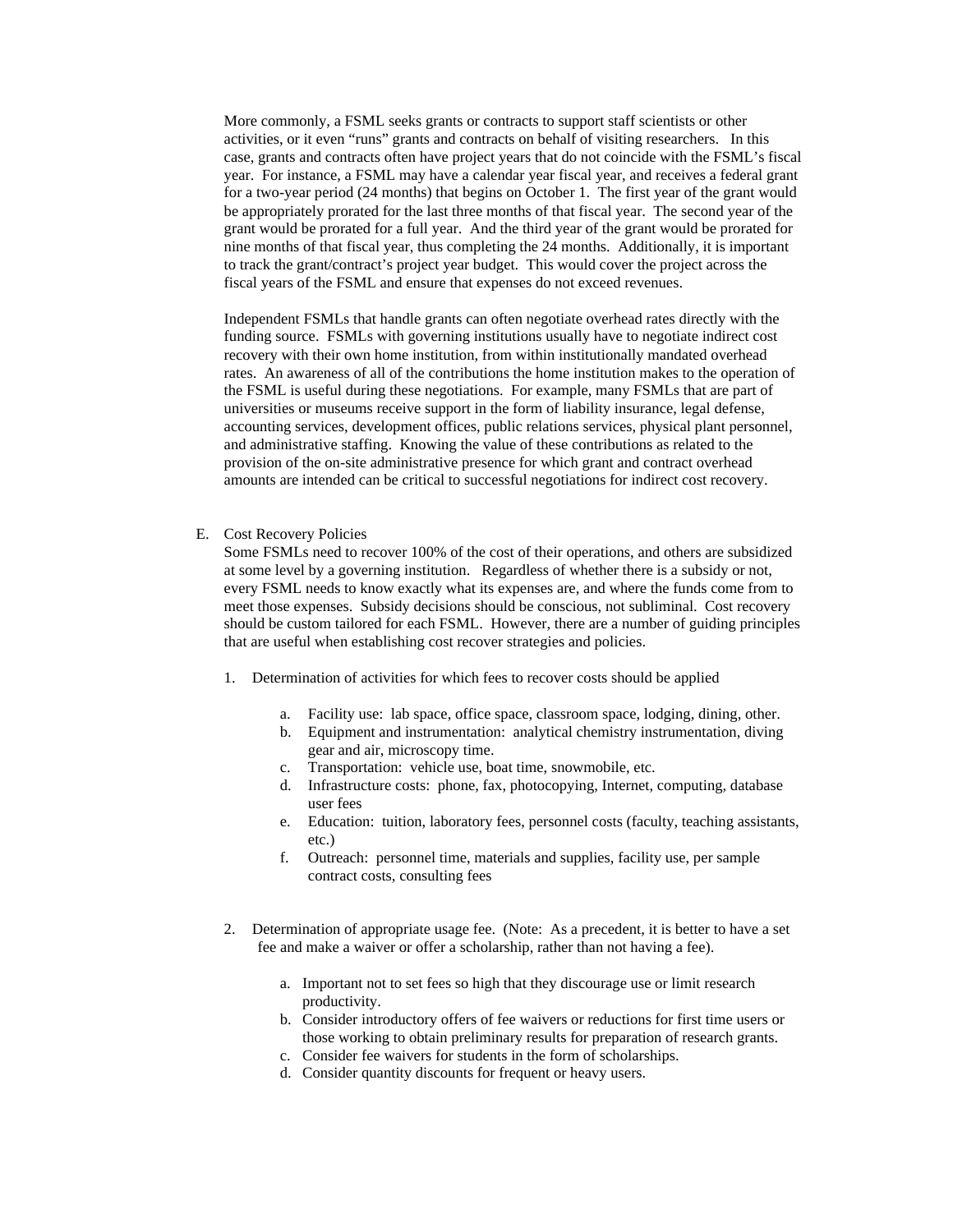More commonly, a FSML seeks grants or contracts to support staff scientists or other activities, or it even "runs" grants and contracts on behalf of visiting researchers. In this case, grants and contracts often have project years that do not coincide with the FSML's fiscal year. For instance, a FSML may have a calendar year fiscal year, and receives a federal grant for a two-year period (24 months) that begins on October 1. The first year of the grant would be appropriately prorated for the last three months of that fiscal year. The second year of the grant would be prorated for a full year. And the third year of the grant would be prorated for nine months of that fiscal year, thus completing the 24 months. Additionally, it is important to track the grant/contract's project year budget. This would cover the project across the fiscal years of the FSML and ensure that expenses do not exceed revenues.

Independent FSMLs that handle grants can often negotiate overhead rates directly with the funding source. FSMLs with governing institutions usually have to negotiate indirect cost recovery with their own home institution, from within institutionally mandated overhead rates. An awareness of all of the contributions the home institution makes to the operation of the FSML is useful during these negotiations. For example, many FSMLs that are part of universities or museums receive support in the form of liability insurance, legal defense, accounting services, development offices, public relations services, physical plant personnel, and administrative staffing. Knowing the value of these contributions as related to the provision of the on-site administrative presence for which grant and contract overhead amounts are intended can be critical to successful negotiations for indirect cost recovery.

E. Cost Recovery Policies

Some FSMLs need to recover 100% of the cost of their operations, and others are subsidized at some level by a governing institution. Regardless of whether there is a subsidy or not, every FSML needs to know exactly what its expenses are, and where the funds come from to meet those expenses. Subsidy decisions should be conscious, not subliminal. Cost recovery should be custom tailored for each FSML. However, there are a number of guiding principles that are useful when establishing cost recover strategies and policies.

1. Determination of activities for which fees to recover costs should be applied

   a. Facility use: lab space, office space, classroom space, lodging, dining, other.
   b. Equipment and instrumentation: analytical chemistry instrumentation, diving gear and air, microscopy time.
   c. Transportation: vehicle use, boat time, snowmobile, etc.
   d. Infrastructure costs: phone, fax, photocopying, Internet, computing, database user fees
   e. Education: tuition, laboratory fees, personnel costs (faculty, teaching assistants, etc.)
   f. Outreach: personnel time, materials and supplies, facility use, per sample contract costs, consulting fees

2. Determination of appropriate usage fee. (Note: As a precedent, it is better to have a set fee and make a waiver or offer a scholarship, rather than not having a fee).

   a. Important not to set fees so high that they discourage use or limit research productivity.
   b. Consider introductory offers of fee waivers or reductions for first time users or those working to obtain preliminary results for preparation of research grants.
   c. Consider fee waivers for students in the form of scholarships.
   d. Consider quantity discounts for frequent or heavy users.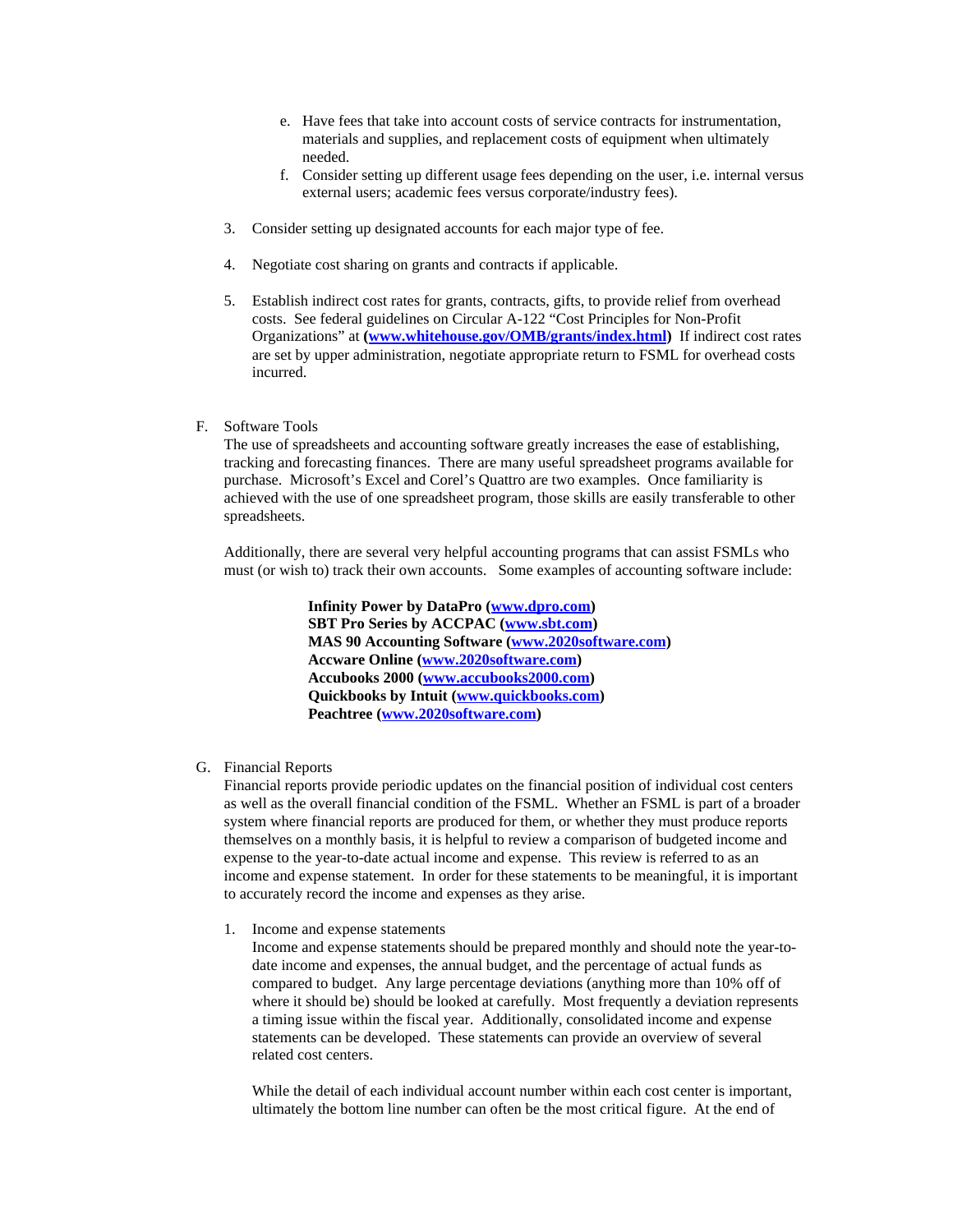e. Have fees that take into account costs of service contracts for instrumentation, materials and supplies, and replacement costs of equipment when ultimately needed.
   f. Consider setting up different usage fees depending on the user, i.e. internal versus external users; academic fees versus corporate/industry fees).

3. Consider setting up designated accounts for each major type of fee.

4. Negotiate cost sharing on grants and contracts if applicable.

5. Establish indirect cost rates for grants, contracts, gifts, to provide relief from overhead costs. See federal guidelines on Circular A-122 "Cost Principles for Non-Profit Organizations" at **(www.whitehouse.gov/OMB/grants/index.html)** If indirect cost rates are set by upper administration, negotiate appropriate return to FSML for overhead costs incurred.

F. Software Tools

The use of spreadsheets and accounting software greatly increases the ease of establishing, tracking and forecasting finances. There are many useful spreadsheet programs available for purchase. Microsoft's Excel and Corel's Quattro are two examples. Once familiarity is achieved with the use of one spreadsheet program, those skills are easily transferable to other spreadsheets.

Additionally, there are several very helpful accounting programs that can assist FSMLs who must (or wish to) track their own accounts. Some examples of accounting software include:

**Infinity Power by DataPro (www.dpro.com)**
**SBT Pro Series by ACCPAC (www.sbt.com)**
**MAS 90 Accounting Software (www.2020software.com)**
**Accware Online (www.2020software.com)**
**Accubooks 2000 (www.accubooks2000.com)**
**Quickbooks by Intuit (www.quickbooks.com)**
**Peachtree (www.2020software.com)**

G. Financial Reports

Financial reports provide periodic updates on the financial position of individual cost centers as well as the overall financial condition of the FSML. Whether an FSML is part of a broader system where financial reports are produced for them, or whether they must produce reports themselves on a monthly basis, it is helpful to review a comparison of budgeted income and expense to the year-to-date actual income and expense. This review is referred to as an income and expense statement. In order for these statements to be meaningful, it is important to accurately record the income and expenses as they arise.

1. Income and expense statements

   Income and expense statements should be prepared monthly and should note the year-to-date income and expenses, the annual budget, and the percentage of actual funds as compared to budget. Any large percentage deviations (anything more than 10% off of where it should be) should be looked at carefully. Most frequently a deviation represents a timing issue within the fiscal year. Additionally, consolidated income and expense statements can be developed. These statements can provide an overview of several related cost centers.

   While the detail of each individual account number within each cost center is important, ultimately the bottom line number can often be the most critical figure. At the end of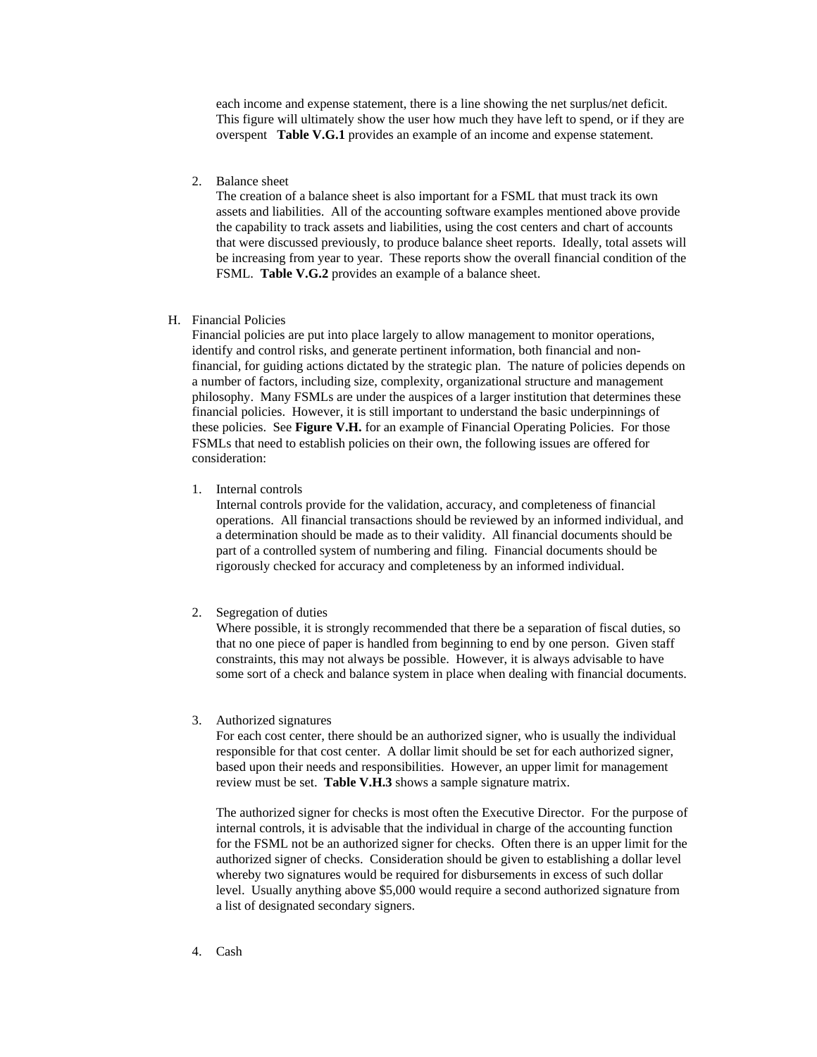each income and expense statement, there is a line showing the net surplus/net deficit. This figure will ultimately show the user how much they have left to spend, or if they are overspent **Table V.G.1** provides an example of an income and expense statement.

2. Balance sheet

   The creation of a balance sheet is also important for a FSML that must track its own assets and liabilities. All of the accounting software examples mentioned above provide the capability to track assets and liabilities, using the cost centers and chart of accounts that were discussed previously, to produce balance sheet reports. Ideally, total assets will be increasing from year to year. These reports show the overall financial condition of the FSML. **Table V.G.2** provides an example of a balance sheet.

H. Financial Policies

Financial policies are put into place largely to allow management to monitor operations, identify and control risks, and generate pertinent information, both financial and non-financial, for guiding actions dictated by the strategic plan. The nature of policies depends on a number of factors, including size, complexity, organizational structure and management philosophy. Many FSMLs are under the auspices of a larger institution that determines these financial policies. However, it is still important to understand the basic underpinnings of these policies. See **Figure V.H.** for an example of Financial Operating Policies. For those FSMLs that need to establish policies on their own, the following issues are offered for consideration:

1. Internal controls

   Internal controls provide for the validation, accuracy, and completeness of financial operations. All financial transactions should be reviewed by an informed individual, and a determination should be made as to their validity. All financial documents should be part of a controlled system of numbering and filing. Financial documents should be rigorously checked for accuracy and completeness by an informed individual.

2. Segregation of duties

   Where possible, it is strongly recommended that there be a separation of fiscal duties, so that no one piece of paper is handled from beginning to end by one person. Given staff constraints, this may not always be possible. However, it is always advisable to have some sort of a check and balance system in place when dealing with financial documents.

3. Authorized signatures

   For each cost center, there should be an authorized signer, who is usually the individual responsible for that cost center. A dollar limit should be set for each authorized signer, based upon their needs and responsibilities. However, an upper limit for management review must be set. **Table V.H.3** shows a sample signature matrix.

   The authorized signer for checks is most often the Executive Director. For the purpose of internal controls, it is advisable that the individual in charge of the accounting function for the FSML not be an authorized signer for checks. Often there is an upper limit for the authorized signer of checks. Consideration should be given to establishing a dollar level whereby two signatures would be required for disbursements in excess of such dollar level. Usually anything above $5,000 would require a second authorized signature from a list of designated secondary signers.

4. Cash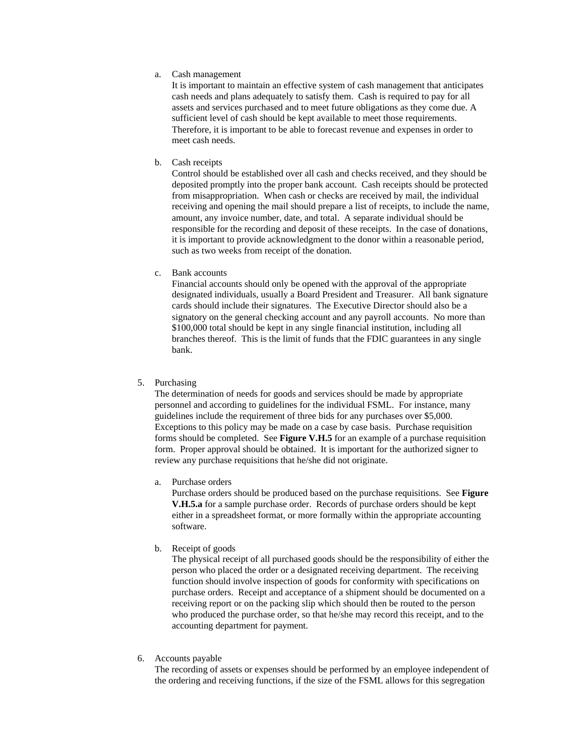a. Cash management

   It is important to maintain an effective system of cash management that anticipates cash needs and plans adequately to satisfy them. Cash is required to pay for all assets and services purchased and to meet future obligations as they come due. A sufficient level of cash should be kept available to meet those requirements. Therefore, it is important to be able to forecast revenue and expenses in order to meet cash needs.

b. Cash receipts

   Control should be established over all cash and checks received, and they should be deposited promptly into the proper bank account. Cash receipts should be protected from misappropriation. When cash or checks are received by mail, the individual receiving and opening the mail should prepare a list of receipts, to include the name, amount, any invoice number, date, and total. A separate individual should be responsible for the recording and deposit of these receipts. In the case of donations, it is important to provide acknowledgment to the donor within a reasonable period, such as two weeks from receipt of the donation.

c. Bank accounts

   Financial accounts should only be opened with the approval of the appropriate designated individuals, usually a Board President and Treasurer. All bank signature cards should include their signatures. The Executive Director should also be a signatory on the general checking account and any payroll accounts. No more than $100,000 total should be kept in any single financial institution, including all branches thereof. This is the limit of funds that the FDIC guarantees in any single bank.

5. Purchasing

   The determination of needs for goods and services should be made by appropriate personnel and according to guidelines for the individual FSML. For instance, many guidelines include the requirement of three bids for any purchases over $5,000. Exceptions to this policy may be made on a case by case basis. Purchase requisition forms should be completed. See **Figure V.H.5** for an example of a purchase requisition form. Proper approval should be obtained. It is important for the authorized signer to review any purchase requisitions that he/she did not originate.

   a. Purchase orders

      Purchase orders should be produced based on the purchase requisitions. See **Figure V.H.5.a** for a sample purchase order. Records of purchase orders should be kept either in a spreadsheet format, or more formally within the appropriate accounting software.

   b. Receipt of goods

      The physical receipt of all purchased goods should be the responsibility of either the person who placed the order or a designated receiving department. The receiving function should involve inspection of goods for conformity with specifications on purchase orders. Receipt and acceptance of a shipment should be documented on a receiving report or on the packing slip which should then be routed to the person who produced the purchase order, so that he/she may record this receipt, and to the accounting department for payment.

6. Accounts payable

   The recording of assets or expenses should be performed by an employee independent of the ordering and receiving functions, if the size of the FSML allows for this segregation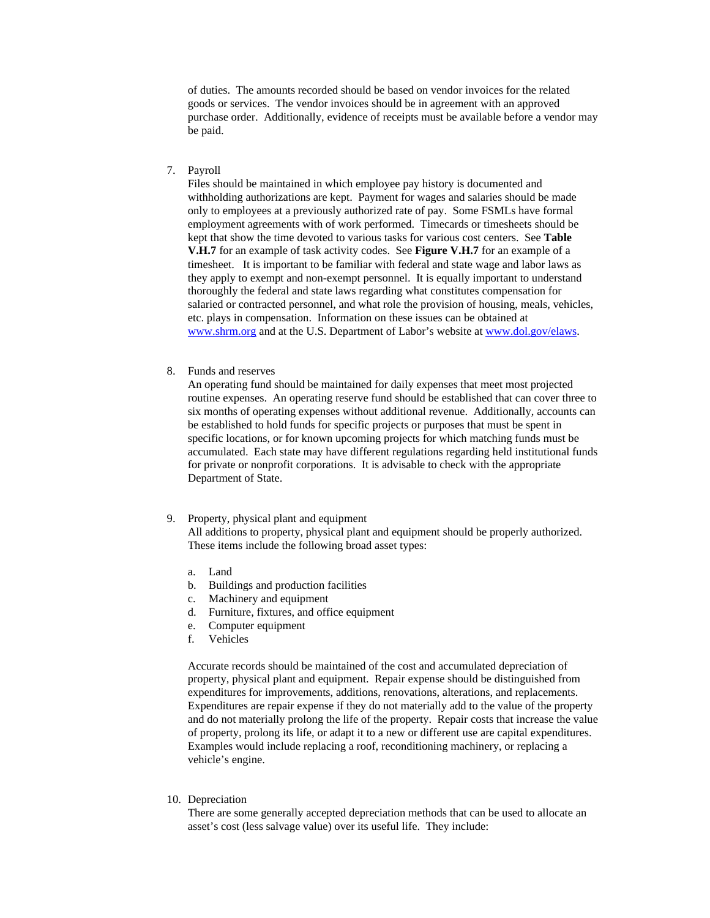of duties. The amounts recorded should be based on vendor invoices for the related goods or services. The vendor invoices should be in agreement with an approved purchase order. Additionally, evidence of receipts must be available before a vendor may be paid.

7. Payroll
   Files should be maintained in which employee pay history is documented and withholding authorizations are kept. Payment for wages and salaries should be made only to employees at a previously authorized rate of pay. Some FSMLs have formal employment agreements with of work performed. Timecards or timesheets should be kept that show the time devoted to various tasks for various cost centers. See **Table V.H.7** for an example of task activity codes. See **Figure V.H.7** for an example of a timesheet. It is important to be familiar with federal and state wage and labor laws as they apply to exempt and non-exempt personnel. It is equally important to understand thoroughly the federal and state laws regarding what constitutes compensation for salaried or contracted personnel, and what role the provision of housing, meals, vehicles, etc. plays in compensation. Information on these issues can be obtained at [www.shrm.org](http://www.shrm.org) and at the U.S. Department of Labor's website at [www.dol.gov/elaws](http://www.dol.gov/elaws).

8. Funds and reserves
   An operating fund should be maintained for daily expenses that meet most projected routine expenses. An operating reserve fund should be established that can cover three to six months of operating expenses without additional revenue. Additionally, accounts can be established to hold funds for specific projects or purposes that must be spent in specific locations, or for known upcoming projects for which matching funds must be accumulated. Each state may have different regulations regarding held institutional funds for private or nonprofit corporations. It is advisable to check with the appropriate Department of State.

9. Property, physical plant and equipment
   All additions to property, physical plant and equipment should be properly authorized. These items include the following broad asset types:

   a. Land
   b. Buildings and production facilities
   c. Machinery and equipment
   d. Furniture, fixtures, and office equipment
   e. Computer equipment
   f. Vehicles

   Accurate records should be maintained of the cost and accumulated depreciation of property, physical plant and equipment. Repair expense should be distinguished from expenditures for improvements, additions, renovations, alterations, and replacements. Expenditures are repair expense if they do not materially add to the value of the property and do not materially prolong the life of the property. Repair costs that increase the value of property, prolong its life, or adapt it to a new or different use are capital expenditures. Examples would include replacing a roof, reconditioning machinery, or replacing a vehicle's engine.

10. Depreciation
    There are some generally accepted depreciation methods that can be used to allocate an asset's cost (less salvage value) over its useful life. They include: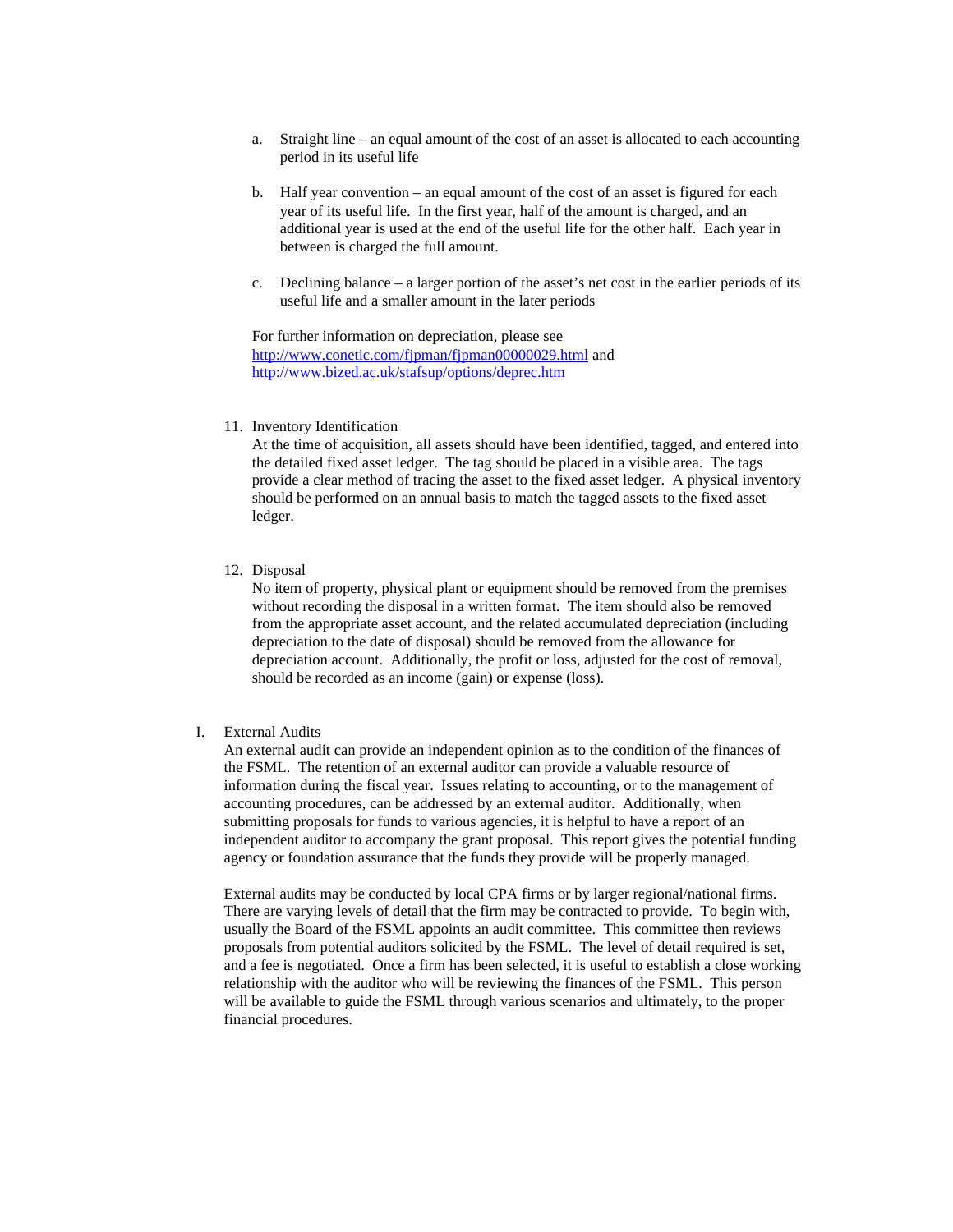a. Straight line – an equal amount of the cost of an asset is allocated to each accounting period in its useful life

b. Half year convention – an equal amount of the cost of an asset is figured for each year of its useful life. In the first year, half of the amount is charged, and an additional year is used at the end of the useful life for the other half. Each year in between is charged the full amount.

c. Declining balance – a larger portion of the asset's net cost in the earlier periods of its useful life and a smaller amount in the later periods

For further information on depreciation, please see http://www.conetic.com/fjpman/fjpman00000029.html and http://www.bized.ac.uk/stafsup/options/deprec.htm

11. Inventory Identification

At the time of acquisition, all assets should have been identified, tagged, and entered into the detailed fixed asset ledger. The tag should be placed in a visible area. The tags provide a clear method of tracing the asset to the fixed asset ledger. A physical inventory should be performed on an annual basis to match the tagged assets to the fixed asset ledger.

12. Disposal

No item of property, physical plant or equipment should be removed from the premises without recording the disposal in a written format. The item should also be removed from the appropriate asset account, and the related accumulated depreciation (including depreciation to the date of disposal) should be removed from the allowance for depreciation account. Additionally, the profit or loss, adjusted for the cost of removal, should be recorded as an income (gain) or expense (loss).

I. External Audits

An external audit can provide an independent opinion as to the condition of the finances of the FSML. The retention of an external auditor can provide a valuable resource of information during the fiscal year. Issues relating to accounting, or to the management of accounting procedures, can be addressed by an external auditor. Additionally, when submitting proposals for funds to various agencies, it is helpful to have a report of an independent auditor to accompany the grant proposal. This report gives the potential funding agency or foundation assurance that the funds they provide will be properly managed.

External audits may be conducted by local CPA firms or by larger regional/national firms. There are varying levels of detail that the firm may be contracted to provide. To begin with, usually the Board of the FSML appoints an audit committee. This committee then reviews proposals from potential auditors solicited by the FSML. The level of detail required is set, and a fee is negotiated. Once a firm has been selected, it is useful to establish a close working relationship with the auditor who will be reviewing the finances of the FSML. This person will be available to guide the FSML through various scenarios and ultimately, to the proper financial procedures.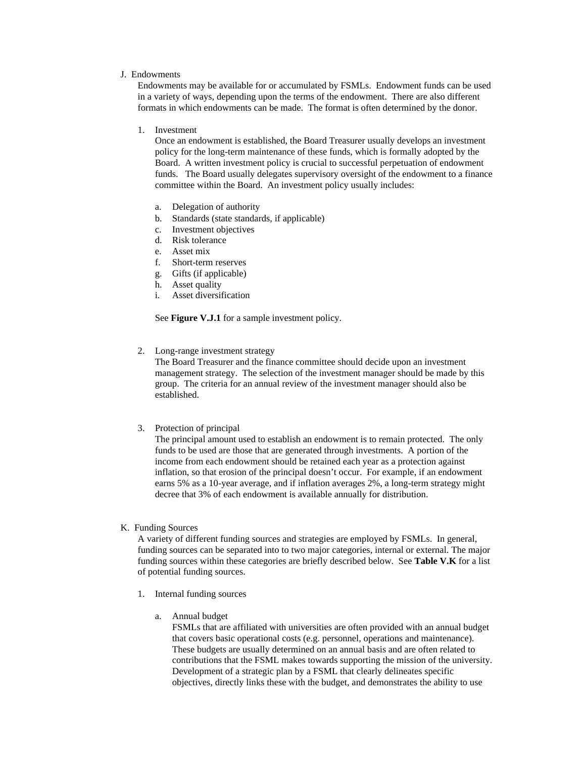## J. Endowments

Endowments may be available for or accumulated by FSMLs. Endowment funds can be used in a variety of ways, depending upon the terms of the endowment. There are also different formats in which endowments can be made. The format is often determined by the donor.

### 1. Investment

Once an endowment is established, the Board Treasurer usually develops an investment policy for the long-term maintenance of these funds, which is formally adopted by the Board. A written investment policy is crucial to successful perpetuation of endowment funds. The Board usually delegates supervisory oversight of the endowment to a finance committee within the Board. An investment policy usually includes:

a. Delegation of authority
b. Standards (state standards, if applicable)
c. Investment objectives
d. Risk tolerance
e. Asset mix
f. Short-term reserves
g. Gifts (if applicable)
h. Asset quality
i. Asset diversification

See **Figure V.J.1** for a sample investment policy.

### 2. Long-range investment strategy

The Board Treasurer and the finance committee should decide upon an investment management strategy. The selection of the investment manager should be made by this group. The criteria for an annual review of the investment manager should also be established.

### 3. Protection of principal

The principal amount used to establish an endowment is to remain protected. The only funds to be used are those that are generated through investments. A portion of the income from each endowment should be retained each year as a protection against inflation, so that erosion of the principal doesn't occur. For example, if an endowment earns 5% as a 10-year average, and if inflation averages 2%, a long-term strategy might decree that 3% of each endowment is available annually for distribution.

## K. Funding Sources

A variety of different funding sources and strategies are employed by FSMLs. In general, funding sources can be separated into to two major categories, internal or external. The major funding sources within these categories are briefly described below. See **Table V.K** for a list of potential funding sources.

### 1. Internal funding sources

#### a. Annual budget

FSMLs that are affiliated with universities are often provided with an annual budget that covers basic operational costs (e.g. personnel, operations and maintenance). These budgets are usually determined on an annual basis and are often related to contributions that the FSML makes towards supporting the mission of the university. Development of a strategic plan by a FSML that clearly delineates specific objectives, directly links these with the budget, and demonstrates the ability to use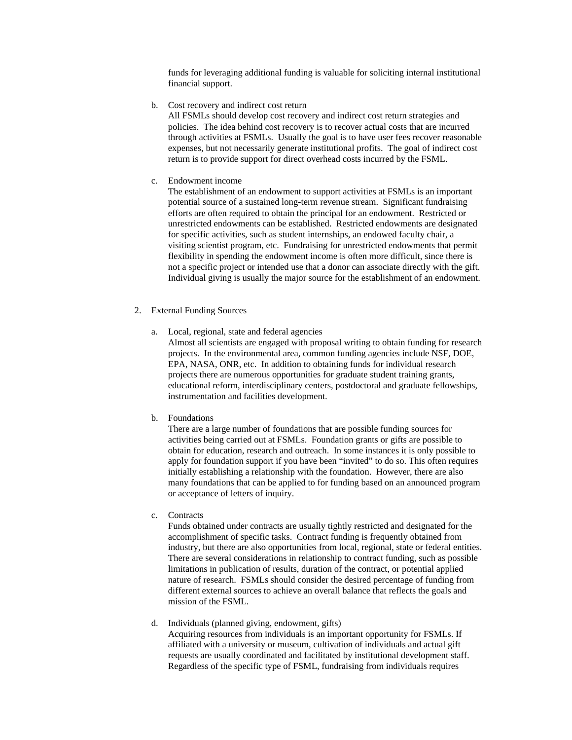funds for leveraging additional funding is valuable for soliciting internal institutional financial support.

b. Cost recovery and indirect cost return

   All FSMLs should develop cost recovery and indirect cost return strategies and policies. The idea behind cost recovery is to recover actual costs that are incurred through activities at FSMLs. Usually the goal is to have user fees recover reasonable expenses, but not necessarily generate institutional profits. The goal of indirect cost return is to provide support for direct overhead costs incurred by the FSML.

c. Endowment income

   The establishment of an endowment to support activities at FSMLs is an important potential source of a sustained long-term revenue stream. Significant fundraising efforts are often required to obtain the principal for an endowment. Restricted or unrestricted endowments can be established. Restricted endowments are designated for specific activities, such as student internships, an endowed faculty chair, a visiting scientist program, etc. Fundraising for unrestricted endowments that permit flexibility in spending the endowment income is often more difficult, since there is not a specific project or intended use that a donor can associate directly with the gift. Individual giving is usually the major source for the establishment of an endowment.

2. External Funding Sources

   a. Local, regional, state and federal agencies

      Almost all scientists are engaged with proposal writing to obtain funding for research projects. In the environmental area, common funding agencies include NSF, DOE, EPA, NASA, ONR, etc. In addition to obtaining funds for individual research projects there are numerous opportunities for graduate student training grants, educational reform, interdisciplinary centers, postdoctoral and graduate fellowships, instrumentation and facilities development.

   b. Foundations

      There are a large number of foundations that are possible funding sources for activities being carried out at FSMLs. Foundation grants or gifts are possible to obtain for education, research and outreach. In some instances it is only possible to apply for foundation support if you have been "invited" to do so. This often requires initially establishing a relationship with the foundation. However, there are also many foundations that can be applied to for funding based on an announced program or acceptance of letters of inquiry.

   c. Contracts

      Funds obtained under contracts are usually tightly restricted and designated for the accomplishment of specific tasks. Contract funding is frequently obtained from industry, but there are also opportunities from local, regional, state or federal entities. There are several considerations in relationship to contract funding, such as possible limitations in publication of results, duration of the contract, or potential applied nature of research. FSMLs should consider the desired percentage of funding from different external sources to achieve an overall balance that reflects the goals and mission of the FSML.

   d. Individuals (planned giving, endowment, gifts)

      Acquiring resources from individuals is an important opportunity for FSMLs. If affiliated with a university or museum, cultivation of individuals and actual gift requests are usually coordinated and facilitated by institutional development staff. Regardless of the specific type of FSML, fundraising from individuals requires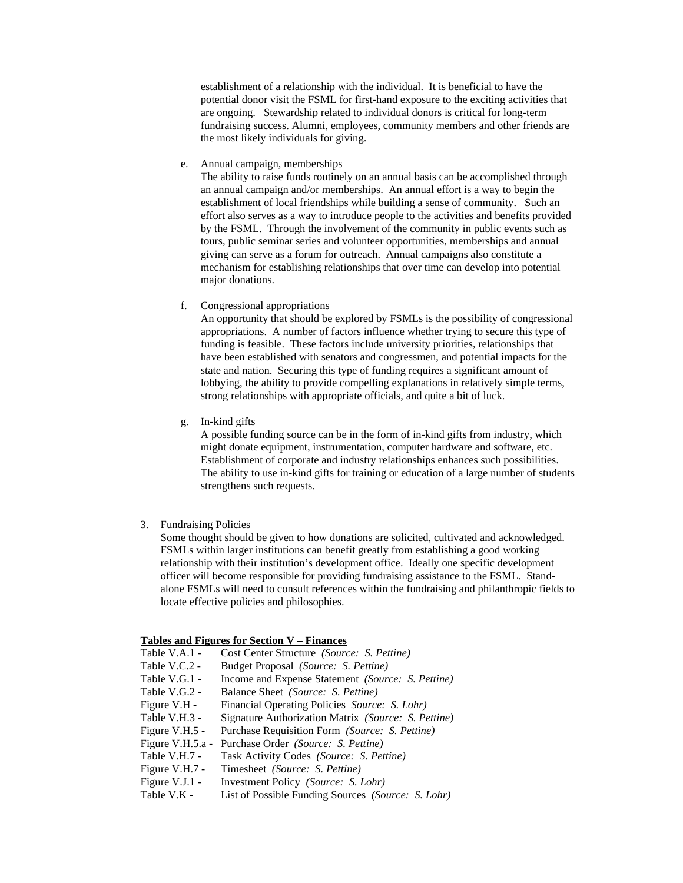establishment of a relationship with the individual. It is beneficial to have the potential donor visit the FSML for first-hand exposure to the exciting activities that are ongoing. Stewardship related to individual donors is critical for long-term fundraising success. Alumni, employees, community members and other friends are the most likely individuals for giving.

e. Annual campaign, memberships
   The ability to raise funds routinely on an annual basis can be accomplished through an annual campaign and/or memberships. An annual effort is a way to begin the establishment of local friendships while building a sense of community. Such an effort also serves as a way to introduce people to the activities and benefits provided by the FSML. Through the involvement of the community in public events such as tours, public seminar series and volunteer opportunities, memberships and annual giving can serve as a forum for outreach. Annual campaigns also constitute a mechanism for establishing relationships that over time can develop into potential major donations.

f. Congressional appropriations
   An opportunity that should be explored by FSMLs is the possibility of congressional appropriations. A number of factors influence whether trying to secure this type of funding is feasible. These factors include university priorities, relationships that have been established with senators and congressmen, and potential impacts for the state and nation. Securing this type of funding requires a significant amount of lobbying, the ability to provide compelling explanations in relatively simple terms, strong relationships with appropriate officials, and quite a bit of luck.

g. In-kind gifts
   A possible funding source can be in the form of in-kind gifts from industry, which might donate equipment, instrumentation, computer hardware and software, etc. Establishment of corporate and industry relationships enhances such possibilities. The ability to use in-kind gifts for training or education of a large number of students strengthens such requests.

3. Fundraising Policies
   Some thought should be given to how donations are solicited, cultivated and acknowledged. FSMLs within larger institutions can benefit greatly from establishing a good working relationship with their institution's development office. Ideally one specific development officer will become responsible for providing fundraising assistance to the FSML. Stand-alone FSMLs will need to consult references within the fundraising and philanthropic fields to locate effective policies and philosophies.

**Tables and Figures for Section V – Finances**

Table V.A.1 - Cost Center Structure *(Source: S. Pettine)*
Table V.C.2 - Budget Proposal *(Source: S. Pettine)*
Table V.G.1 - Income and Expense Statement *(Source: S. Pettine)*
Table V.G.2 - Balance Sheet *(Source: S. Pettine)*
Figure V.H - Financial Operating Policies *Source: S. Lohr)*
Table V.H.3 - Signature Authorization Matrix *(Source: S. Pettine)*
Figure V.H.5 - Purchase Requisition Form *(Source: S. Pettine)*
Figure V.H.5.a - Purchase Order *(Source: S. Pettine)*
Table V.H.7 - Task Activity Codes *(Source: S. Pettine)*
Figure V.H.7 - Timesheet *(Source: S. Pettine)*
Figure V.J.1 - Investment Policy *(Source: S. Lohr)*
Table V.K - List of Possible Funding Sources *(Source: S. Lohr)*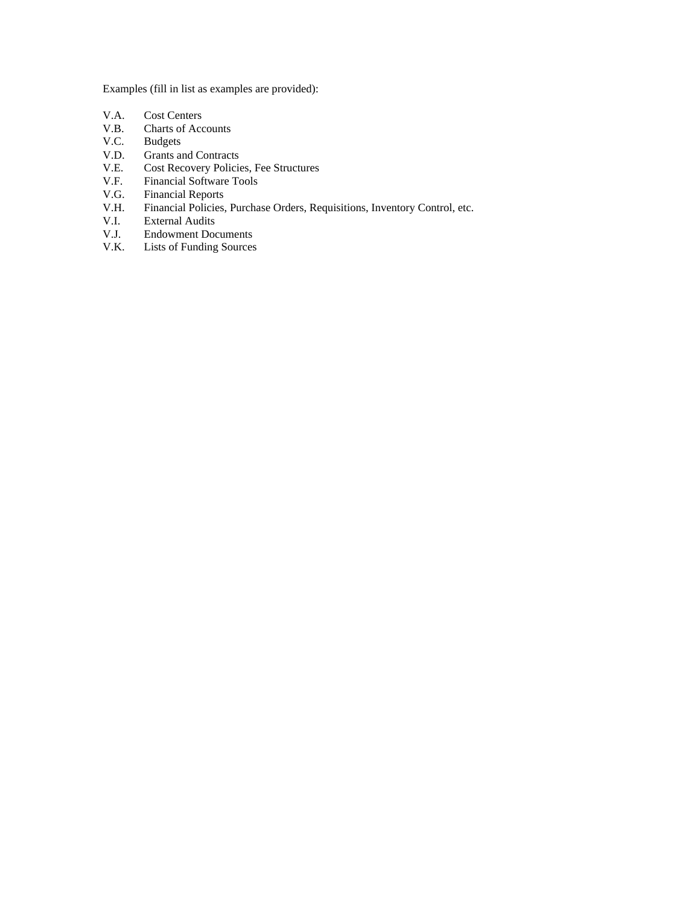Examples (fill in list as examples are provided):

V.A. Cost Centers
V.B. Charts of Accounts
V.C. Budgets
V.D. Grants and Contracts
V.E. Cost Recovery Policies, Fee Structures
V.F. Financial Software Tools
V.G. Financial Reports
V.H. Financial Policies, Purchase Orders, Requisitions, Inventory Control, etc.
V.I. External Audits
V.J. Endowment Documents
V.K. Lists of Funding Sources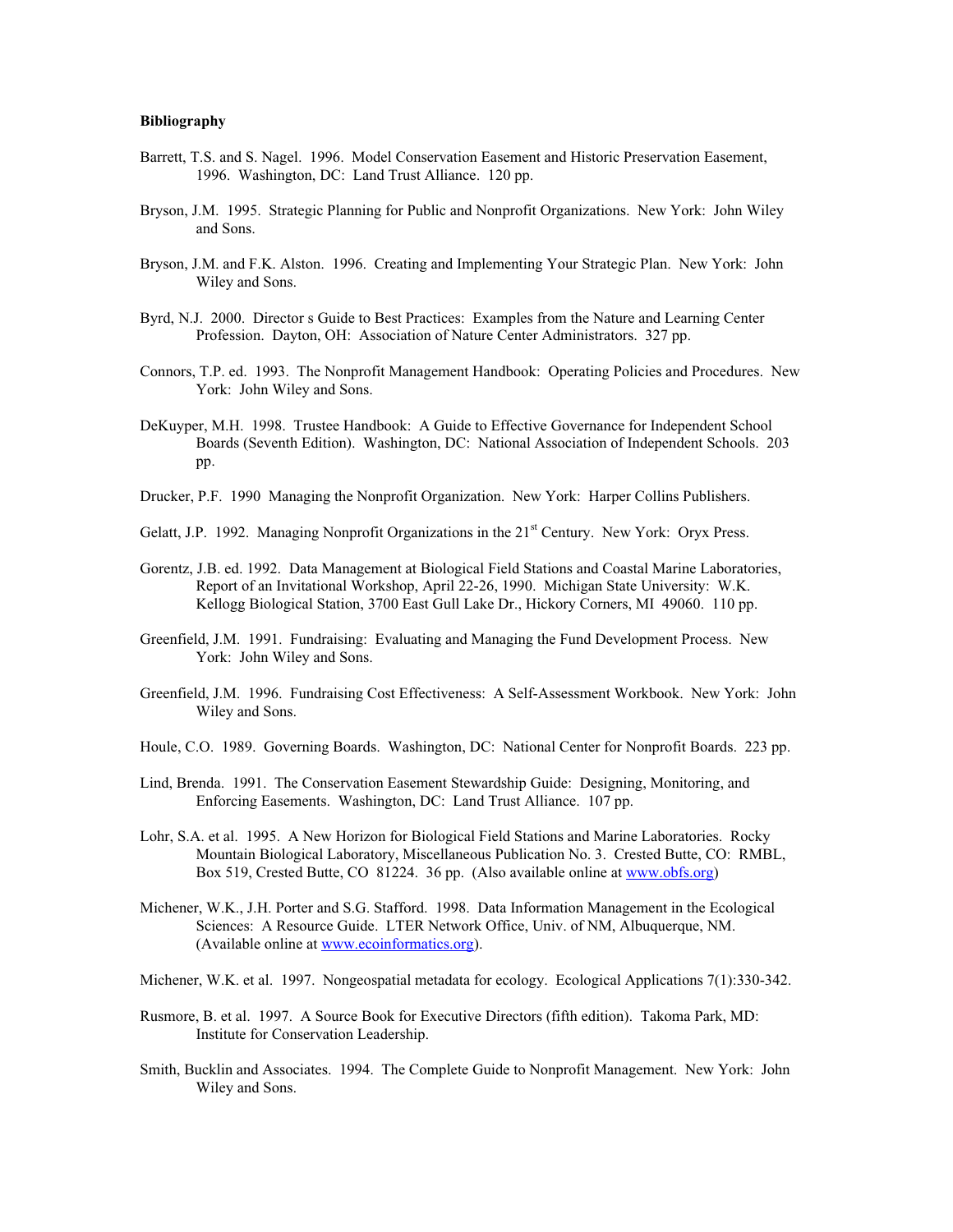**Bibliography**

Barrett, T.S. and S. Nagel. 1996. Model Conservation Easement and Historic Preservation Easement, 1996. Washington, DC: Land Trust Alliance. 120 pp.

Bryson, J.M. 1995. Strategic Planning for Public and Nonprofit Organizations. New York: John Wiley and Sons.

Bryson, J.M. and F.K. Alston. 1996. Creating and Implementing Your Strategic Plan. New York: John Wiley and Sons.

Byrd, N.J. 2000. Director s Guide to Best Practices: Examples from the Nature and Learning Center Profession. Dayton, OH: Association of Nature Center Administrators. 327 pp.

Connors, T.P. ed. 1993. The Nonprofit Management Handbook: Operating Policies and Procedures. New York: John Wiley and Sons.

DeKuyper, M.H. 1998. Trustee Handbook: A Guide to Effective Governance for Independent School Boards (Seventh Edition). Washington, DC: National Association of Independent Schools. 203 pp.

Drucker, P.F. 1990 Managing the Nonprofit Organization. New York: Harper Collins Publishers.

Gelatt, J.P. 1992. Managing Nonprofit Organizations in the 21st Century. New York: Oryx Press.

Gorentz, J.B. ed. 1992. Data Management at Biological Field Stations and Coastal Marine Laboratories, Report of an Invitational Workshop, April 22-26, 1990. Michigan State University: W.K. Kellogg Biological Station, 3700 East Gull Lake Dr., Hickory Corners, MI 49060. 110 pp.

Greenfield, J.M. 1991. Fundraising: Evaluating and Managing the Fund Development Process. New York: John Wiley and Sons.

Greenfield, J.M. 1996. Fundraising Cost Effectiveness: A Self-Assessment Workbook. New York: John Wiley and Sons.

Houle, C.O. 1989. Governing Boards. Washington, DC: National Center for Nonprofit Boards. 223 pp.

Lind, Brenda. 1991. The Conservation Easement Stewardship Guide: Designing, Monitoring, and Enforcing Easements. Washington, DC: Land Trust Alliance. 107 pp.

Lohr, S.A. et al. 1995. A New Horizon for Biological Field Stations and Marine Laboratories. Rocky Mountain Biological Laboratory, Miscellaneous Publication No. 3. Crested Butte, CO: RMBL, Box 519, Crested Butte, CO 81224. 36 pp. (Also available online at www.obfs.org)

Michener, W.K., J.H. Porter and S.G. Stafford. 1998. Data Information Management in the Ecological Sciences: A Resource Guide. LTER Network Office, Univ. of NM, Albuquerque, NM. (Available online at www.ecoinformatics.org).

Michener, W.K. et al. 1997. Nongeospatial metadata for ecology. Ecological Applications 7(1):330-342.

Rusmore, B. et al. 1997. A Source Book for Executive Directors (fifth edition). Takoma Park, MD: Institute for Conservation Leadership.

Smith, Bucklin and Associates. 1994. The Complete Guide to Nonprofit Management. New York: John Wiley and Sons.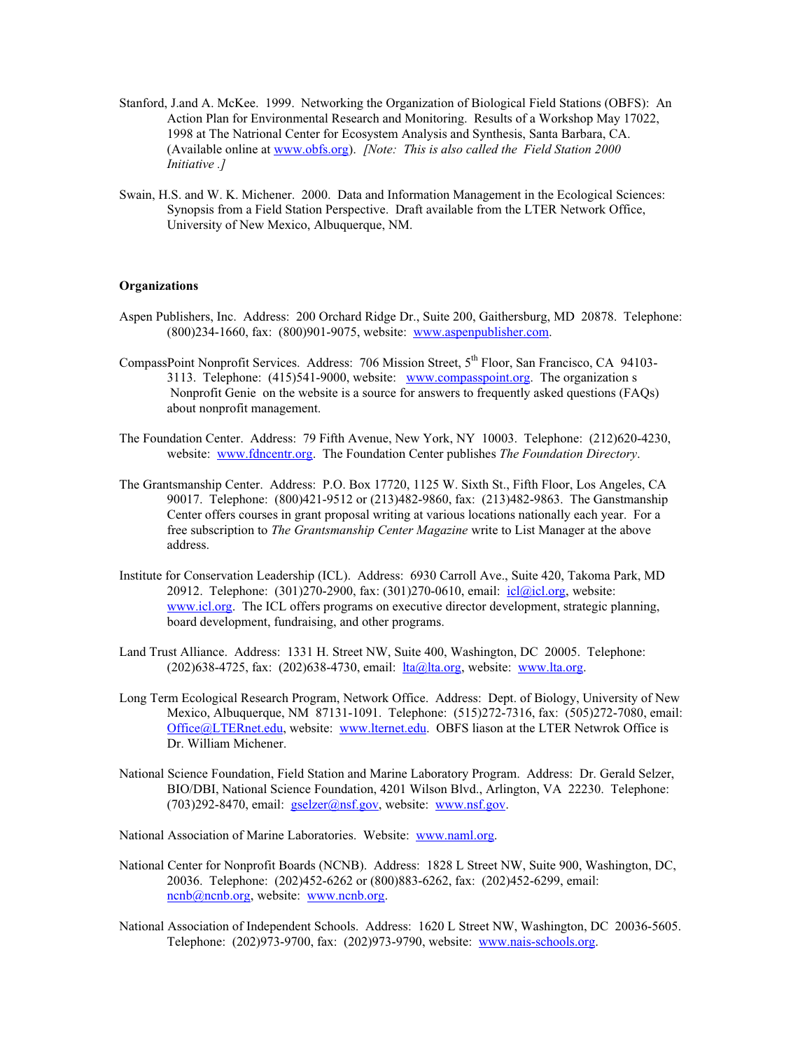Stanford, J.and A. McKee. 1999. Networking the Organization of Biological Field Stations (OBFS): An Action Plan for Environmental Research and Monitoring. Results of a Workshop May 17022, 1998 at The Natrional Center for Ecosystem Analysis and Synthesis, Santa Barbara, CA. (Available online at www.obfs.org). *[Note: This is also called the Field Station 2000 Initiative .]*

Swain, H.S. and W. K. Michener. 2000. Data and Information Management in the Ecological Sciences: Synopsis from a Field Station Perspective. Draft available from the LTER Network Office, University of New Mexico, Albuquerque, NM.

**Organizations**

Aspen Publishers, Inc. Address: 200 Orchard Ridge Dr., Suite 200, Gaithersburg, MD 20878. Telephone: (800)234-1660, fax: (800)901-9075, website: www.aspenpublisher.com.

CompassPoint Nonprofit Services. Address: 706 Mission Street, 5th Floor, San Francisco, CA 94103-3113. Telephone: (415)541-9000, website: www.compasspoint.org. The organization s Nonprofit Genie on the website is a source for answers to frequently asked questions (FAQs) about nonprofit management.

The Foundation Center. Address: 79 Fifth Avenue, New York, NY 10003. Telephone: (212)620-4230, website: www.fdncentr.org. The Foundation Center publishes *The Foundation Directory*.

The Grantsmanship Center. Address: P.O. Box 17720, 1125 W. Sixth St., Fifth Floor, Los Angeles, CA 90017. Telephone: (800)421-9512 or (213)482-9860, fax: (213)482-9863. The Ganstmanship Center offers courses in grant proposal writing at various locations nationally each year. For a free subscription to *The Grantsmanship Center Magazine* write to List Manager at the above address.

Institute for Conservation Leadership (ICL). Address: 6930 Carroll Ave., Suite 420, Takoma Park, MD 20912. Telephone: (301)270-2900, fax: (301)270-0610, email: icl@icl.org, website: www.icl.org. The ICL offers programs on executive director development, strategic planning, board development, fundraising, and other programs.

Land Trust Alliance. Address: 1331 H. Street NW, Suite 400, Washington, DC 20005. Telephone: (202)638-4725, fax: (202)638-4730, email: lta@lta.org, website: www.lta.org.

Long Term Ecological Research Program, Network Office. Address: Dept. of Biology, University of New Mexico, Albuquerque, NM 87131-1091. Telephone: (515)272-7316, fax: (505)272-7080, email: Office@LTERnet.edu, website: www.lternet.edu. OBFS liason at the LTER Netwrok Office is Dr. William Michener.

National Science Foundation, Field Station and Marine Laboratory Program. Address: Dr. Gerald Selzer, BIO/DBI, National Science Foundation, 4201 Wilson Blvd., Arlington, VA 22230. Telephone: (703)292-8470, email: gselzer@nsf.gov, website: www.nsf.gov.

National Association of Marine Laboratories. Website: www.naml.org.

National Center for Nonprofit Boards (NCNB). Address: 1828 L Street NW, Suite 900, Washington, DC, 20036. Telephone: (202)452-6262 or (800)883-6262, fax: (202)452-6299, email: ncnb@ncnb.org, website: www.ncnb.org.

National Association of Independent Schools. Address: 1620 L Street NW, Washington, DC 20036-5605. Telephone: (202)973-9700, fax: (202)973-9790, website: www.nais-schools.org.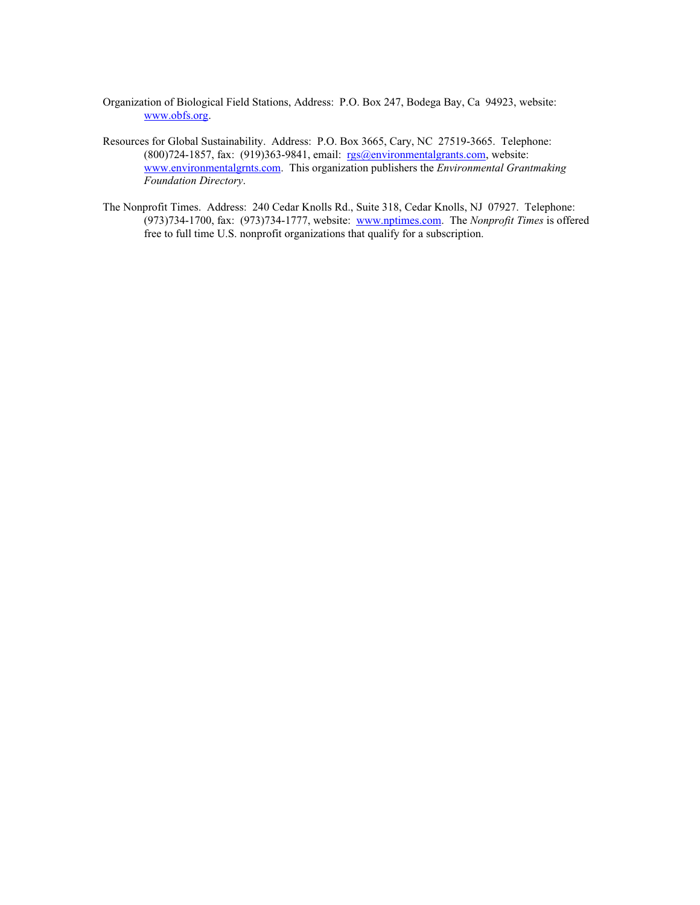Organization of Biological Field Stations, Address: P.O. Box 247, Bodega Bay, Ca 94923, website: www.obfs.org.

Resources for Global Sustainability. Address: P.O. Box 3665, Cary, NC 27519-3665. Telephone: (800)724-1857, fax: (919)363-9841, email: rgs@environmentalgrants.com, website: www.environmentalgrnts.com. This organization publishers the *Environmental Grantmaking Foundation Directory*.

The Nonprofit Times. Address: 240 Cedar Knolls Rd., Suite 318, Cedar Knolls, NJ 07927. Telephone: (973)734-1700, fax: (973)734-1777, website: www.nptimes.com. The *Nonprofit Times* is offered free to full time U.S. nonprofit organizations that qualify for a subscription.